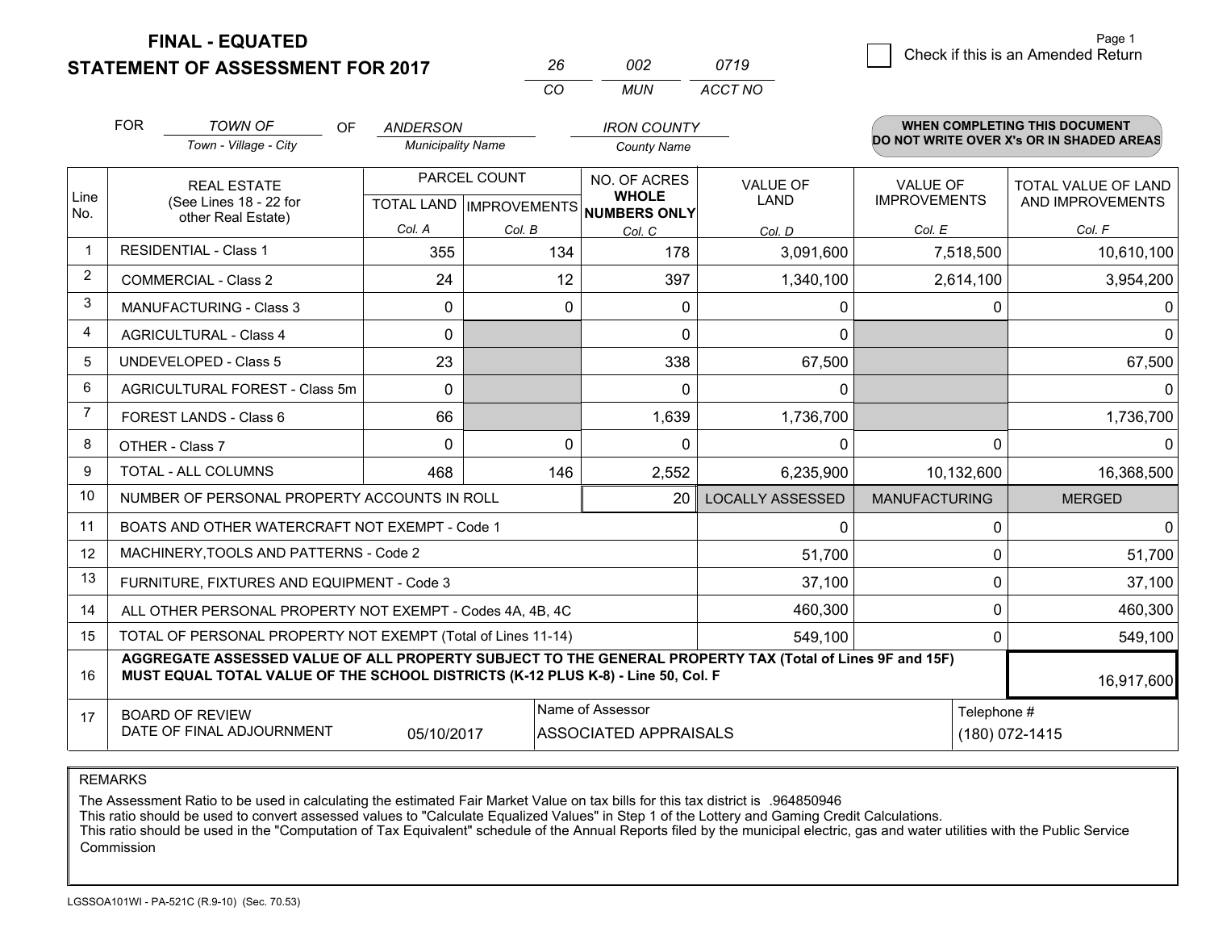# FINAL - EQUATED
## STATEMENT OF ASSESSMENT FOR 2017

| 26 | 002 | 0719 |
|---|---|---|
| CO | MUN | ACCT NO |

Page 1

☐ Check if this is an Amended Return

FOR *TOWN OF* (Town - Village - City) OF *ANDERSON* (Municipality Name) *IRON COUNTY* (County Name)

**WHEN COMPLETING THIS DOCUMENT DO NOT WRITE OVER X's OR IN SHADED AREAS**

| Line No. | REAL ESTATE (See Lines 18 - 22 for other Real Estate) | PARCEL COUNT TOTAL LAND Col. A | PARCEL COUNT IMPROVEMENTS Col. B | NO. OF ACRES WHOLE NUMBERS ONLY Col. C | VALUE OF LAND Col. D | VALUE OF IMPROVEMENTS Col. E | TOTAL VALUE OF LAND AND IMPROVEMENTS Col. F |
|---|---|---|---|---|---|---|---|
| 1 | RESIDENTIAL - Class 1 | 355 | 134 | 178 | 3,091,600 | 7,518,500 | 10,610,100 |
| 2 | COMMERCIAL - Class 2 | 24 | 12 | 397 | 1,340,100 | 2,614,100 | 3,954,200 |
| 3 | MANUFACTURING - Class 3 | 0 | 0 | 0 | 0 | 0 | 0 |
| 4 | AGRICULTURAL - Class 4 | 0 | | 0 | 0 | | 0 |
| 5 | UNDEVELOPED - Class 5 | 23 | | 338 | 67,500 | | 67,500 |
| 6 | AGRICULTURAL FOREST - Class 5m | 0 | | 0 | 0 | | 0 |
| 7 | FOREST LANDS - Class 6 | 66 | | 1,639 | 1,736,700 | | 1,736,700 |
| 8 | OTHER - Class 7 | 0 | 0 | 0 | 0 | 0 | 0 |
| 9 | TOTAL - ALL COLUMNS | 468 | 146 | 2,552 | 6,235,900 | 10,132,600 | 16,368,500 |
| 10 | NUMBER OF PERSONAL PROPERTY ACCOUNTS IN ROLL | | | 20 | LOCALLY ASSESSED | MANUFACTURING | MERGED |
| 11 | BOATS AND OTHER WATERCRAFT NOT EXEMPT - Code 1 | | | | 0 | 0 | 0 |
| 12 | MACHINERY,TOOLS AND PATTERNS - Code 2 | | | | 51,700 | 0 | 51,700 |
| 13 | FURNITURE, FIXTURES AND EQUIPMENT - Code 3 | | | | 37,100 | 0 | 37,100 |
| 14 | ALL OTHER PERSONAL PROPERTY NOT EXEMPT - Codes 4A, 4B, 4C | | | | 460,300 | 0 | 460,300 |
| 15 | TOTAL OF PERSONAL PROPERTY NOT EXEMPT (Total of Lines 11-14) | | | | 549,100 | 0 | 549,100 |
| 16 | **AGGREGATE ASSESSED VALUE OF ALL PROPERTY SUBJECT TO THE GENERAL PROPERTY TAX (Total of Lines 9F and 15F) MUST EQUAL TOTAL VALUE OF THE SCHOOL DISTRICTS (K-12 PLUS K-8) - Line 50, Col. F** | | | | | | 16,917,600 |
| 17 | BOARD OF REVIEW DATE OF FINAL ADJOURNMENT | 05/10/2017 | | Name of Assessor: ASSOCIATED APPRAISALS | | Telephone #: (180) 072-1415 | |

REMARKS

The Assessment Ratio to be used in calculating the estimated Fair Market Value on tax bills for this tax district is .964850946
This ratio should be used to convert assessed values to "Calculate Equalized Values" in Step 1 of the Lottery and Gaming Credit Calculations.
This ratio should be used in the "Computation of Tax Equivalent" schedule of the Annual Reports filed by the municipal electric, gas and water utilities with the Public Service Commission

LGSSOA101WI - PA-521C (R.9-10) (Sec. 70.53)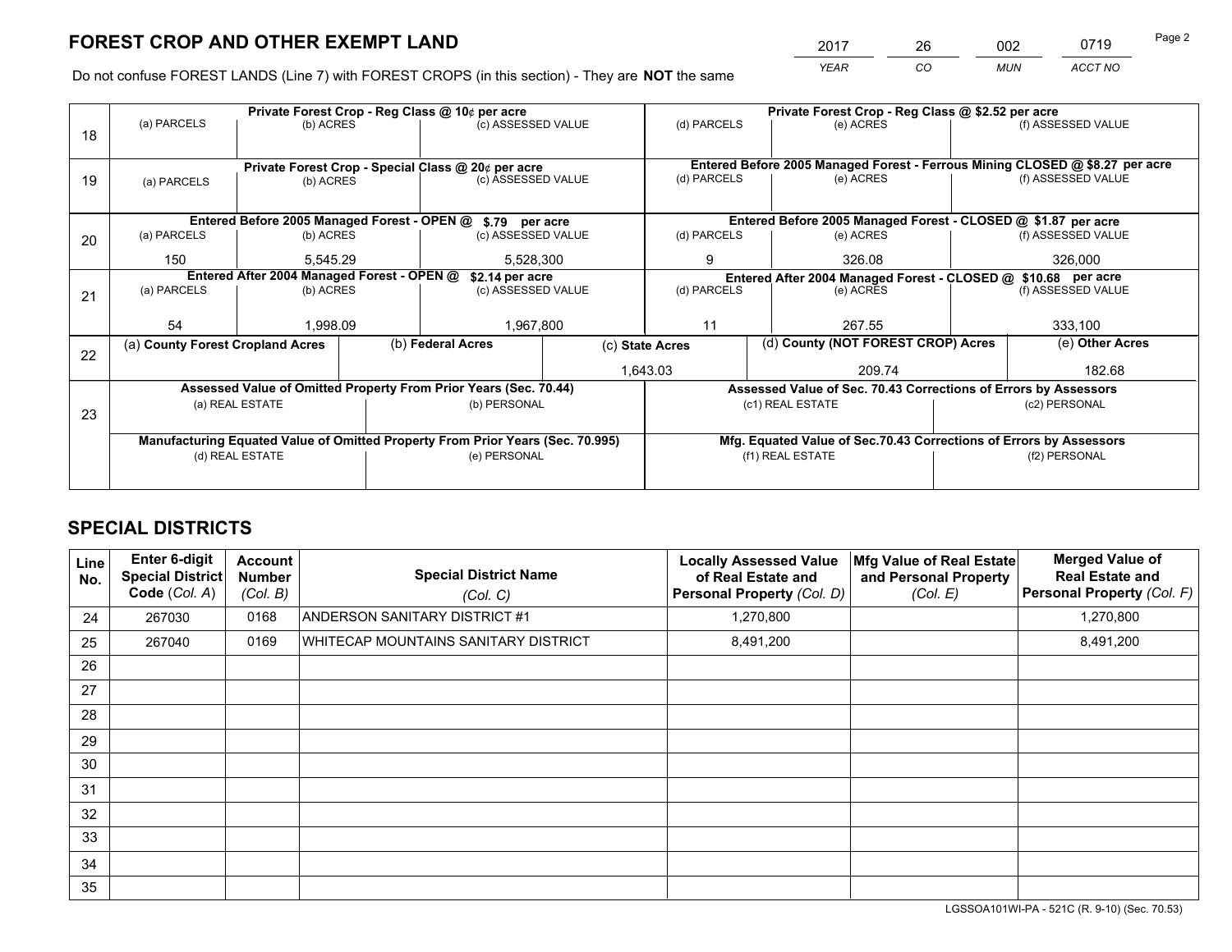# FOREST CROP AND OTHER EXEMPT LAND

| 2017 | 26 | 002 | 0719 |
|---|---|---|---|
| YEAR | CO | MUN | ACCT NO |

Do not confuse FOREST LANDS (Line 7) with FOREST CROPS (in this section) - They are **NOT** the same

| Line | Private Forest Crop - Reg Class @ 10¢ per acre | | | Private Forest Crop - Reg Class @ $2.52 per acre | | |
|---|---|---|---|---|---|---|
| 18 | (a) PARCELS | (b) ACRES | (c) ASSESSED VALUE | (d) PARCELS | (e) ACRES | (f) ASSESSED VALUE |
| | | | | | | |
| | **Private Forest Crop - Special Class @ 20¢ per acre** | | | **Entered Before 2005 Managed Forest - Ferrous Mining CLOSED @ $8.27 per acre** | | |
| 19 | (a) PARCELS | (b) ACRES | (c) ASSESSED VALUE | (d) PARCELS | (e) ACRES | (f) ASSESSED VALUE |
| | | | | | | |
| | **Entered Before 2005 Managed Forest - OPEN @ $.79 per acre** | | | **Entered Before 2005 Managed Forest - CLOSED @ $1.87 per acre** | | |
| 20 | (a) PARCELS | (b) ACRES | (c) ASSESSED VALUE | (d) PARCELS | (e) ACRES | (f) ASSESSED VALUE |
| | 150 | 5,545.29 | 5,528,300 | 9 | 326.08 | 326,000 |
| | **Entered After 2004 Managed Forest - OPEN @ $2.14 per acre** | | | **Entered After 2004 Managed Forest - CLOSED @ $10.68 per acre** | | |
| 21 | (a) PARCELS | (b) ACRES | (c) ASSESSED VALUE | (d) PARCELS | (e) ACRES | (f) ASSESSED VALUE |
| | 54 | 1,998.09 | 1,967,800 | 11 | 267.55 | 333,100 |

| Line | (a) County Forest Cropland Acres | (b) Federal Acres | (c) State Acres | (d) County (NOT FOREST CROP) Acres | (e) Other Acres |
|---|---|---|---|---|---|
| 22 | | | 1,643.03 | 209.74 | 182.68 |

| Line | Assessed Value of Omitted Property From Prior Years (Sec. 70.44) | | Assessed Value of Sec. 70.43 Corrections of Errors by Assessors | |
|---|---|---|---|---|
| 23 | (a) REAL ESTATE | (b) PERSONAL | (c1) REAL ESTATE | (c2) PERSONAL |
| | | | | |
| | **Manufacturing Equated Value of Omitted Property From Prior Years (Sec. 70.995)** | | **Mfg. Equated Value of Sec.70.43 Corrections of Errors by Assessors** | |
| | (d) REAL ESTATE | (e) PERSONAL | (f1) REAL ESTATE | (f2) PERSONAL |
| | | | | |

# SPECIAL DISTRICTS

| Line No. | Enter 6-digit Special District Code (Col. A) | Account Number (Col. B) | Special District Name (Col. C) | Locally Assessed Value of Real Estate and Personal Property (Col. D) | Mfg Value of Real Estate and Personal Property (Col. E) | Merged Value of Real Estate and Personal Property (Col. F) |
|---|---|---|---|---|---|---|
| 24 | 267030 | 0168 | ANDERSON SANITARY DISTRICT #1 | 1,270,800 | | 1,270,800 |
| 25 | 267040 | 0169 | WHITECAP MOUNTAINS SANITARY DISTRICT | 8,491,200 | | 8,491,200 |
| 26 | | | | | | |
| 27 | | | | | | |
| 28 | | | | | | |
| 29 | | | | | | |
| 30 | | | | | | |
| 31 | | | | | | |
| 32 | | | | | | |
| 33 | | | | | | |
| 34 | | | | | | |
| 35 | | | | | | |

LGSSOA101WI-PA - 521C (R. 9-10) (Sec. 70.53)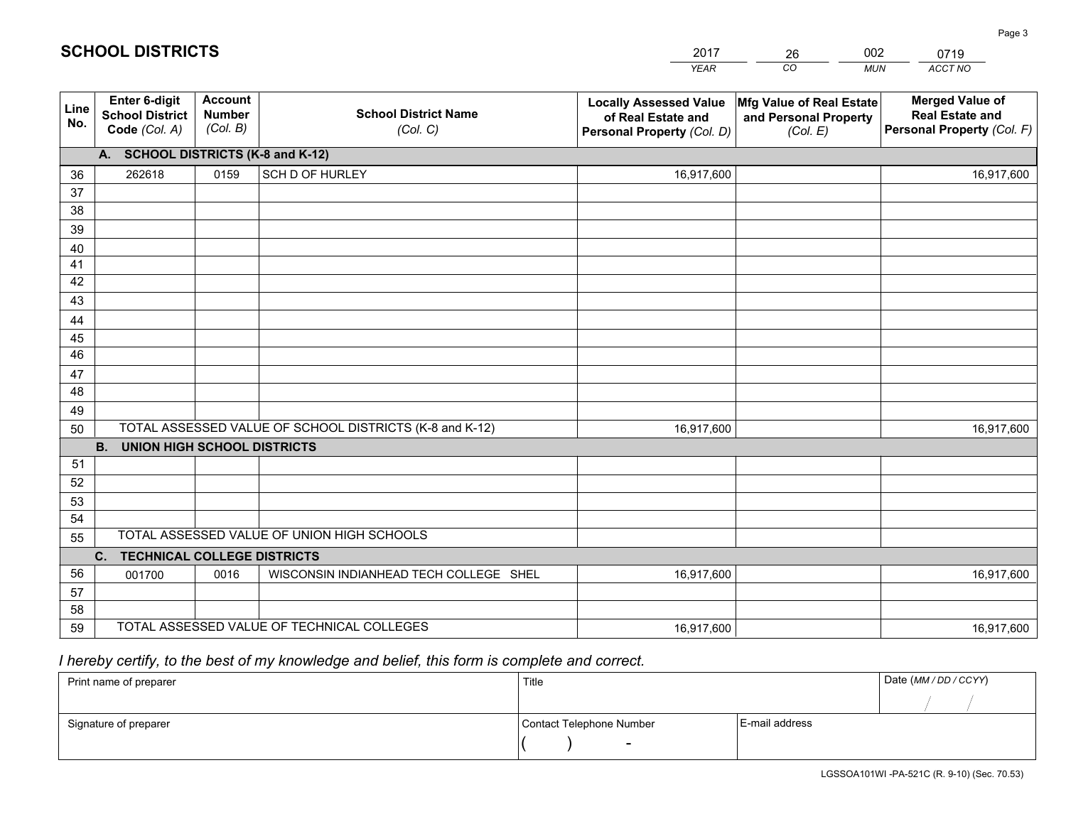# SCHOOL DISTRICTS

| 2017 | 26 | 002 | 0719 |
|---|---|---|---|
| *YEAR* | *CO* | *MUN* | *ACCT NO* |

| Line No. | Enter 6-digit School District Code *(Col. A)* | Account Number *(Col. B)* | School District Name *(Col. C)* | Locally Assessed Value of Real Estate and Personal Property *(Col. D)* | Mfg Value of Real Estate and Personal Property *(Col. E)* | Merged Value of Real Estate and Personal Property *(Col. F)* |
|---|---|---|---|---|---|---|
| **A. SCHOOL DISTRICTS (K-8 and K-12)** | | | | | | |
| 36 | 262618 | 0159 | SCH D OF HURLEY | 16,917,600 | | 16,917,600 |
| 37 | | | | | | |
| 38 | | | | | | |
| 39 | | | | | | |
| 40 | | | | | | |
| 41 | | | | | | |
| 42 | | | | | | |
| 43 | | | | | | |
| 44 | | | | | | |
| 45 | | | | | | |
| 46 | | | | | | |
| 47 | | | | | | |
| 48 | | | | | | |
| 49 | | | | | | |
| 50 | TOTAL ASSESSED VALUE OF SCHOOL DISTRICTS (K-8 and K-12) | | | 16,917,600 | | 16,917,600 |
| **B. UNION HIGH SCHOOL DISTRICTS** | | | | | | |
| 51 | | | | | | |
| 52 | | | | | | |
| 53 | | | | | | |
| 54 | | | | | | |
| 55 | TOTAL ASSESSED VALUE OF UNION HIGH SCHOOLS | | | | | |
| **C. TECHNICAL COLLEGE DISTRICTS** | | | | | | |
| 56 | 001700 | 0016 | WISCONSIN INDIANHEAD TECH COLLEGE SHEL | 16,917,600 | | 16,917,600 |
| 57 | | | | | | |
| 58 | | | | | | |
| 59 | TOTAL ASSESSED VALUE OF TECHNICAL COLLEGES | | | 16,917,600 | | 16,917,600 |

*I hereby certify, to the best of my knowledge and belief, this form is complete and correct.*

| Print name of preparer | Title | | Date *(MM / DD / CCYY)* |
|---|---|---|---|
| | | | / / |
| Signature of preparer | Contact Telephone Number | E-mail address | |
| | ( ) - | | |

LGSSOA101WI -PA-521C (R. 9-10) (Sec. 70.53)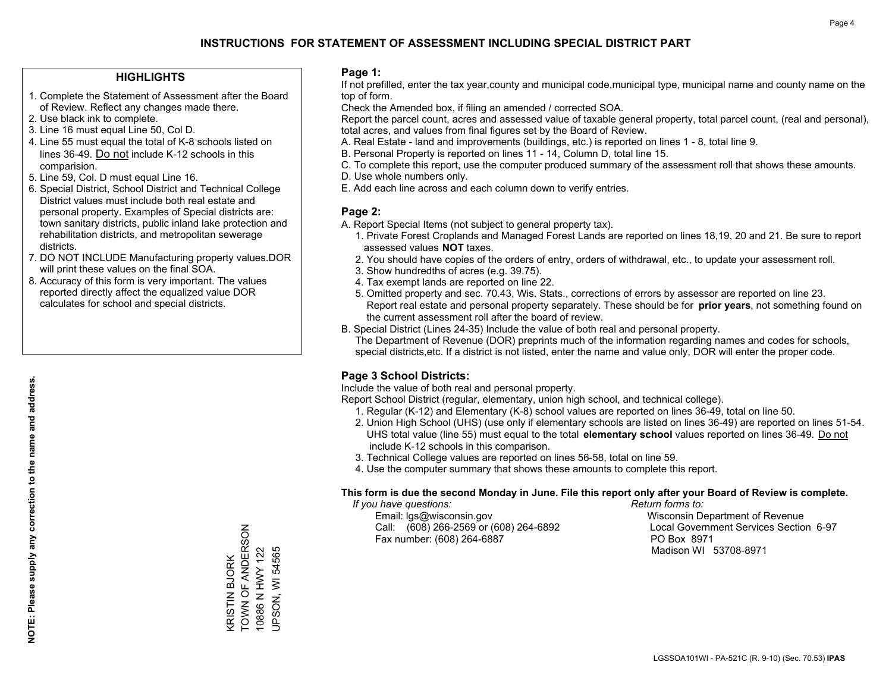# INSTRUCTIONS FOR STATEMENT OF ASSESSMENT INCLUDING SPECIAL DISTRICT PART

## HIGHLIGHTS

1. Complete the Statement of Assessment after the Board of Review. Reflect any changes made there.
2. Use black ink to complete.
3. Line 16 must equal Line 50, Col D.
4. Line 55 must equal the total of K-8 schools listed on lines 36-49. Do not include K-12 schools in this comparision.
5. Line 59, Col. D must equal Line 16.
6. Special District, School District and Technical College District values must include both real estate and personal property. Examples of Special districts are: town sanitary districts, public inland lake protection and rehabilitation districts, and metropolitan sewerage districts.
7. DO NOT INCLUDE Manufacturing property values.DOR will print these values on the final SOA.
8. Accuracy of this form is very important. The values reported directly affect the equalized value DOR calculates for school and special districts.

**NOTE: Please supply any correction to the name and address.**

KRISTIN BJORK
TOWN OF ANDERSON
10886 N HWY 122
UPSON, WI 54565

## Page 1:

If not prefilled, enter the tax year,county and municipal code,municipal type, municipal name and county name on the top of form.

Check the Amended box, if filing an amended / corrected SOA.

Report the parcel count, acres and assessed value of taxable general property, total parcel count, (real and personal), total acres, and values from final figures set by the Board of Review.

A. Real Estate - land and improvements (buildings, etc.) is reported on lines 1 - 8, total line 9.
B. Personal Property is reported on lines 11 - 14, Column D, total line 15.
C. To complete this report, use the computer produced summary of the assessment roll that shows these amounts.
D. Use whole numbers only.
E. Add each line across and each column down to verify entries.

## Page 2:

A. Report Special Items (not subject to general property tax).
   1. Private Forest Croplands and Managed Forest Lands are reported on lines 18,19, 20 and 21. Be sure to report assessed values **NOT** taxes.
   2. You should have copies of the orders of entry, orders of withdrawal, etc., to update your assessment roll.
   3. Show hundredths of acres (e.g. 39.75).
   4. Tax exempt lands are reported on line 22.
   5. Omitted property and sec. 70.43, Wis. Stats., corrections of errors by assessor are reported on line 23. Report real estate and personal property separately. These should be for **prior years**, not something found on the current assessment roll after the board of review.

B. Special District (Lines 24-35) Include the value of both real and personal property.
   The Department of Revenue (DOR) preprints much of the information regarding names and codes for schools, special districts,etc. If a district is not listed, enter the name and value only, DOR will enter the proper code.

## Page 3 School Districts:

Include the value of both real and personal property.

Report School District (regular, elementary, union high school, and technical college).

1. Regular (K-12) and Elementary (K-8) school values are reported on lines 36-49, total on line 50.
2. Union High School (UHS) (use only if elementary schools are listed on lines 36-49) are reported on lines 51-54. UHS total value (line 55) must equal to the total **elementary school** values reported on lines 36-49. Do not include K-12 schools in this comparison.
3. Technical College values are reported on lines 56-58, total on line 59.
4. Use the computer summary that shows these amounts to complete this report.

**This form is due the second Monday in June. File this report only after your Board of Review is complete.**

*If you have questions:*
Email: lgs@wisconsin.gov
Call: (608) 266-2569 or (608) 264-6892
Fax number: (608) 264-6887

*Return forms to:*
Wisconsin Department of Revenue
Local Government Services Section 6-97
PO Box 8971
Madison WI 53708-8971

LGSSOA101WI - PA-521C (R. 9-10) (Sec. 70.53) **IPAS**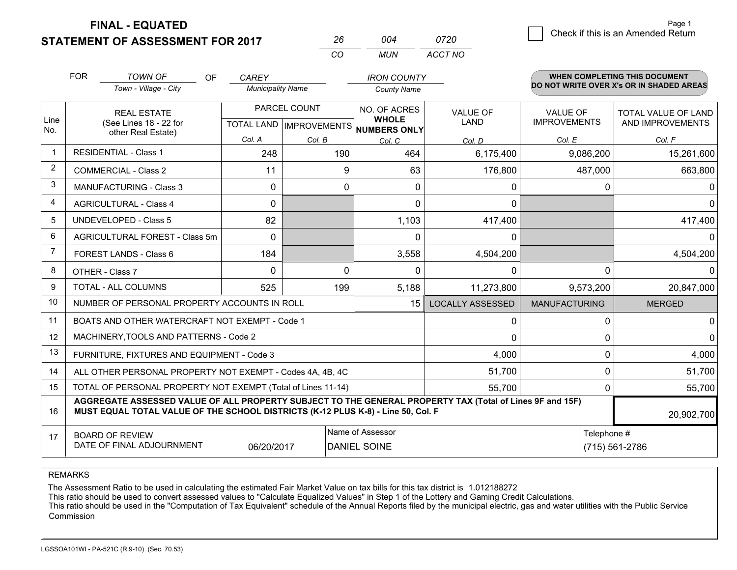# FINAL - EQUATED
## STATEMENT OF ASSESSMENT FOR 2017

| 26 | 004 | 0720 |
|---|---|---|
| CO | MUN | ACCT NO |

Page 1

☐ Check if this is an Amended Return

FOR *TOWN OF* (Town - Village - City) OF *CAREY* (Municipality Name) *IRON COUNTY* (County Name)

**WHEN COMPLETING THIS DOCUMENT DO NOT WRITE OVER X's OR IN SHADED AREAS**

| Line No. | REAL ESTATE (See Lines 18 - 22 for other Real Estate) | PARCEL COUNT TOTAL LAND Col. A | PARCEL COUNT IMPROVEMENTS Col. B | NO. OF ACRES WHOLE NUMBERS ONLY Col. C | VALUE OF LAND Col. D | VALUE OF IMPROVEMENTS Col. E | TOTAL VALUE OF LAND AND IMPROVEMENTS Col. F |
|---|---|---|---|---|---|---|---|
| 1 | RESIDENTIAL - Class 1 | 248 | 190 | 464 | 6,175,400 | 9,086,200 | 15,261,600 |
| 2 | COMMERCIAL - Class 2 | 11 | 9 | 63 | 176,800 | 487,000 | 663,800 |
| 3 | MANUFACTURING - Class 3 | 0 | 0 | 0 | 0 | 0 | 0 |
| 4 | AGRICULTURAL - Class 4 | 0 | | 0 | 0 | | 0 |
| 5 | UNDEVELOPED - Class 5 | 82 | | 1,103 | 417,400 | | 417,400 |
| 6 | AGRICULTURAL FOREST - Class 5m | 0 | | 0 | 0 | | 0 |
| 7 | FOREST LANDS - Class 6 | 184 | | 3,558 | 4,504,200 | | 4,504,200 |
| 8 | OTHER - Class 7 | 0 | 0 | 0 | 0 | 0 | 0 |
| 9 | TOTAL - ALL COLUMNS | 525 | 199 | 5,188 | 11,273,800 | 9,573,200 | 20,847,000 |
| 10 | NUMBER OF PERSONAL PROPERTY ACCOUNTS IN ROLL | | | 15 | LOCALLY ASSESSED | MANUFACTURING | MERGED |
| 11 | BOATS AND OTHER WATERCRAFT NOT EXEMPT - Code 1 | | | | 0 | 0 | 0 |
| 12 | MACHINERY,TOOLS AND PATTERNS - Code 2 | | | | 0 | 0 | 0 |
| 13 | FURNITURE, FIXTURES AND EQUIPMENT - Code 3 | | | | 4,000 | 0 | 4,000 |
| 14 | ALL OTHER PERSONAL PROPERTY NOT EXEMPT - Codes 4A, 4B, 4C | | | | 51,700 | 0 | 51,700 |
| 15 | TOTAL OF PERSONAL PROPERTY NOT EXEMPT (Total of Lines 11-14) | | | | 55,700 | 0 | 55,700 |
| 16 | **AGGREGATE ASSESSED VALUE OF ALL PROPERTY SUBJECT TO THE GENERAL PROPERTY TAX (Total of Lines 9F and 15F) MUST EQUAL TOTAL VALUE OF THE SCHOOL DISTRICTS (K-12 PLUS K-8) - Line 50, Col. F** | | | | | | 20,902,700 |
| 17 | BOARD OF REVIEW DATE OF FINAL ADJOURNMENT | 06/20/2017 | Name of Assessor: DANIEL SOINE | | | Telephone #: (715) 561-2786 | |

REMARKS

The Assessment Ratio to be used in calculating the estimated Fair Market Value on tax bills for this tax district is 1.012188272
This ratio should be used to convert assessed values to "Calculate Equalized Values" in Step 1 of the Lottery and Gaming Credit Calculations.
This ratio should be used in the "Computation of Tax Equivalent" schedule of the Annual Reports filed by the municipal electric, gas and water utilities with the Public Service Commission

LGSSOA101WI - PA-521C (R.9-10) (Sec. 70.53)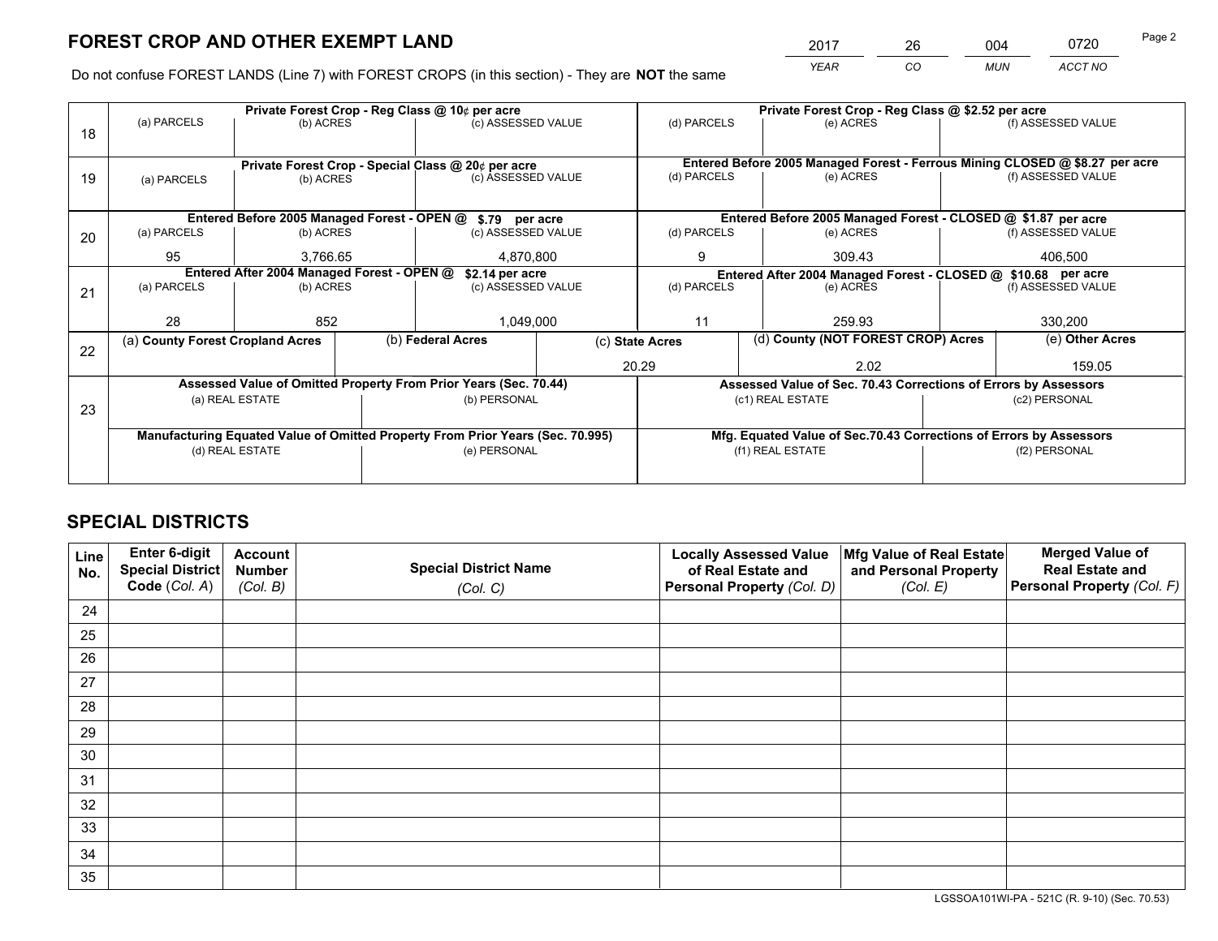# FOREST CROP AND OTHER EXEMPT LAND

| 2017 | 26 | 004 | 0720 |
|---|---|---|---|
| *YEAR* | *CO* | *MUN* | *ACCT NO* |

Do not confuse FOREST LANDS (Line 7) with FOREST CROPS (in this section) - They are **NOT** the same

| Line | Private Forest Crop - Reg Class @ 10¢ per acre | | | Private Forest Crop - Reg Class @ $2.52 per acre | | |
|---|---|---|---|---|---|---|
| 18 | (a) PARCELS | (b) ACRES | (c) ASSESSED VALUE | (d) PARCELS | (e) ACRES | (f) ASSESSED VALUE |
| | | | | | | |
| | **Private Forest Crop - Special Class @ 20¢ per acre** | | | **Entered Before 2005 Managed Forest - Ferrous Mining CLOSED @ $8.27 per acre** | | |
| 19 | (a) PARCELS | (b) ACRES | (c) ASSESSED VALUE | (d) PARCELS | (e) ACRES | (f) ASSESSED VALUE |
| | | | | | | |
| | **Entered Before 2005 Managed Forest - OPEN @ $.79 per acre** | | | **Entered Before 2005 Managed Forest - CLOSED @ $1.87 per acre** | | |
| 20 | (a) PARCELS | (b) ACRES | (c) ASSESSED VALUE | (d) PARCELS | (e) ACRES | (f) ASSESSED VALUE |
| | 95 | 3,766.65 | 4,870,800 | 9 | 309.43 | 406,500 |
| | **Entered After 2004 Managed Forest - OPEN @ $2.14 per acre** | | | **Entered After 2004 Managed Forest - CLOSED @ $10.68 per acre** | | |
| 21 | (a) PARCELS | (b) ACRES | (c) ASSESSED VALUE | (d) PARCELS | (e) ACRES | (f) ASSESSED VALUE |
| | 28 | 852 | 1,049,000 | 11 | 259.93 | 330,200 |

| Line | (a) County Forest Cropland Acres | (b) Federal Acres | (c) State Acres | (d) County (NOT FOREST CROP) Acres | (e) Other Acres |
|---|---|---|---|---|---|
| 22 | | | 20.29 | 2.02 | 159.05 |

| Line | Assessed Value of Omitted Property From Prior Years (Sec. 70.44) | | Assessed Value of Sec. 70.43 Corrections of Errors by Assessors | |
|---|---|---|---|---|
| 23 | (a) REAL ESTATE | (b) PERSONAL | (c1) REAL ESTATE | (c2) PERSONAL |
| | | | | |
| | **Manufacturing Equated Value of Omitted Property From Prior Years (Sec. 70.995)** | | **Mfg. Equated Value of Sec.70.43 Corrections of Errors by Assessors** | |
| | (d) REAL ESTATE | (e) PERSONAL | (f1) REAL ESTATE | (f2) PERSONAL |
| | | | | |

# SPECIAL DISTRICTS

| Line No. | Enter 6-digit Special District Code (*Col. A*) | Account Number (*Col. B*) | Special District Name (*Col. C*) | Locally Assessed Value of Real Estate and Personal Property (*Col. D*) | Mfg Value of Real Estate and Personal Property (*Col. E*) | Merged Value of Real Estate and Personal Property (*Col. F*) |
|---|---|---|---|---|---|---|
| 24 | | | | | | |
| 25 | | | | | | |
| 26 | | | | | | |
| 27 | | | | | | |
| 28 | | | | | | |
| 29 | | | | | | |
| 30 | | | | | | |
| 31 | | | | | | |
| 32 | | | | | | |
| 33 | | | | | | |
| 34 | | | | | | |
| 35 | | | | | | |

LGSSOA101WI-PA - 521C (R. 9-10) (Sec. 70.53)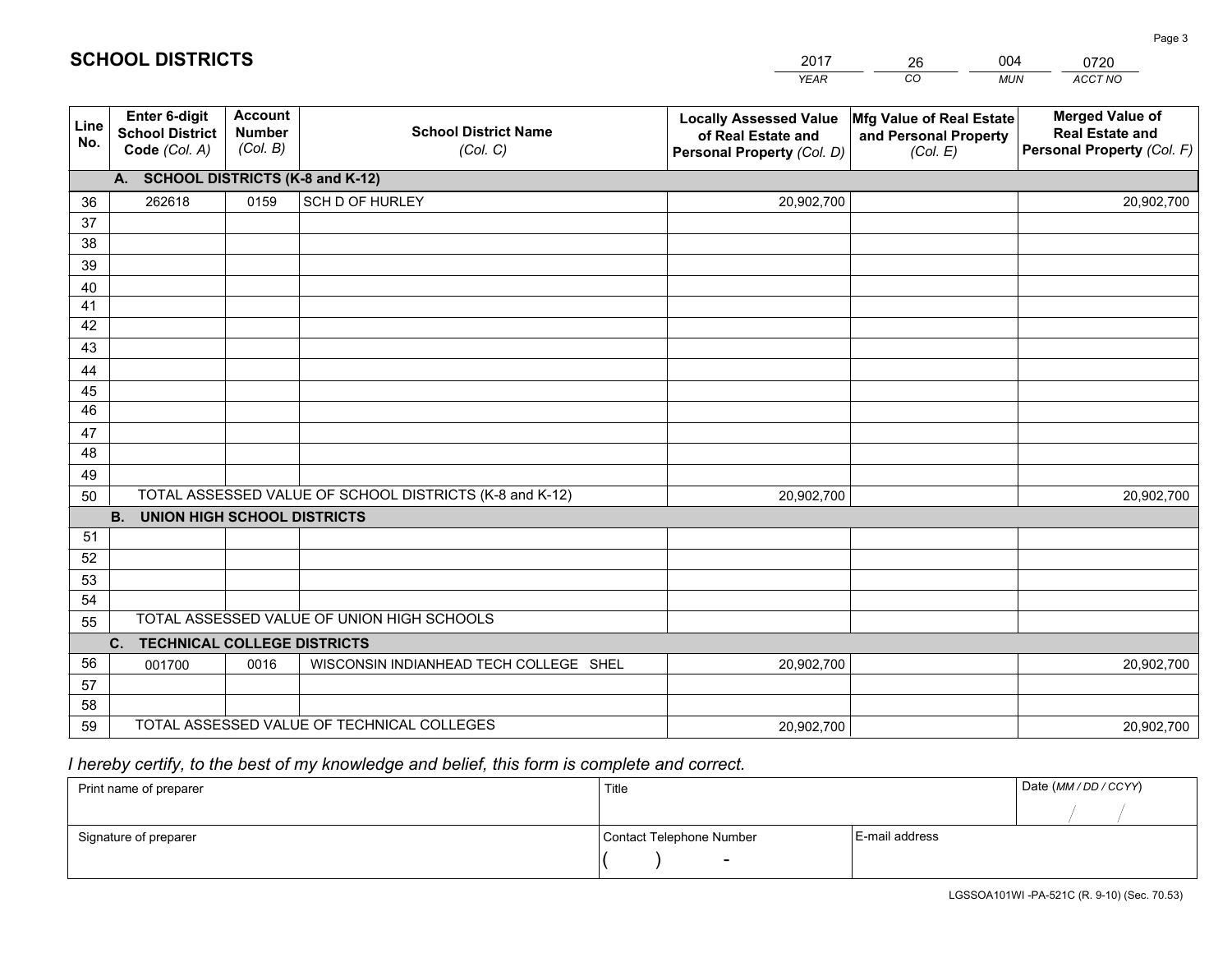# SCHOOL DISTRICTS

| 2017 | 26 | 004 | 0720 |
|---|---|---|---|
| *YEAR* | *CO* | *MUN* | *ACCT NO* |

| Line No. | Enter 6-digit School District Code (Col. A) | Account Number (Col. B) | School District Name (Col. C) | Locally Assessed Value of Real Estate and Personal Property (Col. D) | Mfg Value of Real Estate and Personal Property (Col. E) | Merged Value of Real Estate and Personal Property (Col. F) |
|---|---|---|---|---|---|---|
| **A. SCHOOL DISTRICTS (K-8 and K-12)** | | | | | | |
| 36 | 262618 | 0159 | SCH D OF HURLEY | 20,902,700 | | 20,902,700 |
| 37 | | | | | | |
| 38 | | | | | | |
| 39 | | | | | | |
| 40 | | | | | | |
| 41 | | | | | | |
| 42 | | | | | | |
| 43 | | | | | | |
| 44 | | | | | | |
| 45 | | | | | | |
| 46 | | | | | | |
| 47 | | | | | | |
| 48 | | | | | | |
| 49 | | | | | | |
| 50 | TOTAL ASSESSED VALUE OF SCHOOL DISTRICTS (K-8 and K-12) | | | 20,902,700 | | 20,902,700 |
| **B. UNION HIGH SCHOOL DISTRICTS** | | | | | | |
| 51 | | | | | | |
| 52 | | | | | | |
| 53 | | | | | | |
| 54 | | | | | | |
| 55 | TOTAL ASSESSED VALUE OF UNION HIGH SCHOOLS | | | | | |
| **C. TECHNICAL COLLEGE DISTRICTS** | | | | | | |
| 56 | 001700 | 0016 | WISCONSIN INDIANHEAD TECH COLLEGE SHEL | 20,902,700 | | 20,902,700 |
| 57 | | | | | | |
| 58 | | | | | | |
| 59 | TOTAL ASSESSED VALUE OF TECHNICAL COLLEGES | | | 20,902,700 | | 20,902,700 |

*I hereby certify, to the best of my knowledge and belief, this form is complete and correct.*

| Print name of preparer | Title | | Date (MM / DD / CCYY) |
|---|---|---|---|
| | | | / / |
| Signature of preparer | Contact Telephone Number | E-mail address | |
| | ( ) - | | |

LGSSOA101WI -PA-521C (R. 9-10) (Sec. 70.53)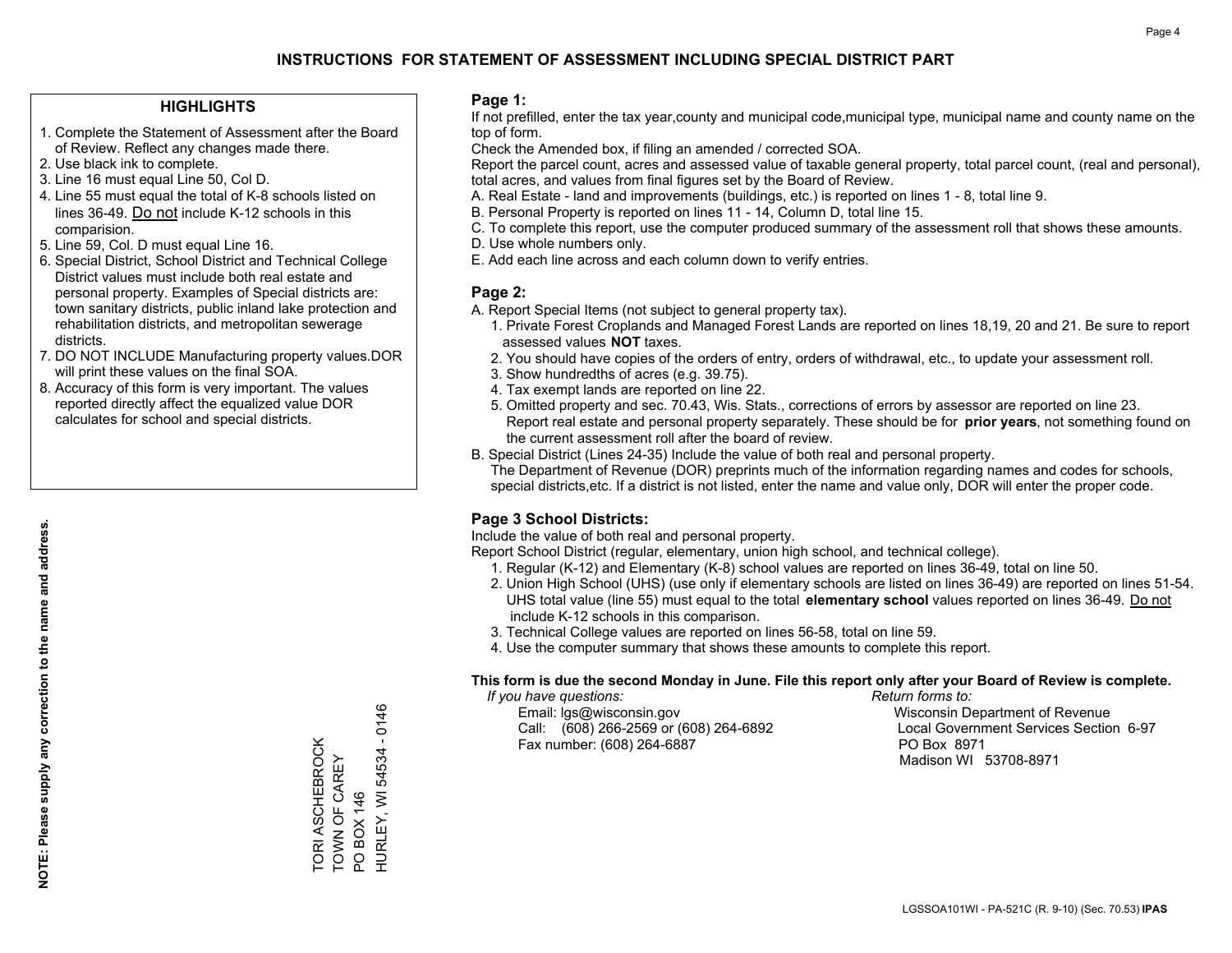# INSTRUCTIONS FOR STATEMENT OF ASSESSMENT INCLUDING SPECIAL DISTRICT PART

## HIGHLIGHTS

1. Complete the Statement of Assessment after the Board of Review. Reflect any changes made there.
2. Use black ink to complete.
3. Line 16 must equal Line 50, Col D.
4. Line 55 must equal the total of K-8 schools listed on lines 36-49. Do not include K-12 schools in this comparision.
5. Line 59, Col. D must equal Line 16.
6. Special District, School District and Technical College District values must include both real estate and personal property. Examples of Special districts are: town sanitary districts, public inland lake protection and rehabilitation districts, and metropolitan sewerage districts.
7. DO NOT INCLUDE Manufacturing property values.DOR will print these values on the final SOA.
8. Accuracy of this form is very important. The values reported directly affect the equalized value DOR calculates for school and special districts.

**NOTE: Please supply any correction to the name and address.**

TORI ASCHEBROCK
TOWN OF CAREY
PO BOX 146
HURLEY, WI 54534 - 0146

## Page 1:

If not prefilled, enter the tax year,county and municipal code,municipal type, municipal name and county name on the top of form.

Check the Amended box, if filing an amended / corrected SOA.

Report the parcel count, acres and assessed value of taxable general property, total parcel count, (real and personal), total acres, and values from final figures set by the Board of Review.

A. Real Estate - land and improvements (buildings, etc.) is reported on lines 1 - 8, total line 9.
B. Personal Property is reported on lines 11 - 14, Column D, total line 15.
C. To complete this report, use the computer produced summary of the assessment roll that shows these amounts.
D. Use whole numbers only.
E. Add each line across and each column down to verify entries.

## Page 2:

A. Report Special Items (not subject to general property tax).
   1. Private Forest Croplands and Managed Forest Lands are reported on lines 18,19, 20 and 21. Be sure to report assessed values **NOT** taxes.
   2. You should have copies of the orders of entry, orders of withdrawal, etc., to update your assessment roll.
   3. Show hundredths of acres (e.g. 39.75).
   4. Tax exempt lands are reported on line 22.
   5. Omitted property and sec. 70.43, Wis. Stats., corrections of errors by assessor are reported on line 23. Report real estate and personal property separately. These should be for **prior years**, not something found on the current assessment roll after the board of review.
B. Special District (Lines 24-35) Include the value of both real and personal property.
   The Department of Revenue (DOR) preprints much of the information regarding names and codes for schools, special districts,etc. If a district is not listed, enter the name and value only, DOR will enter the proper code.

## Page 3 School Districts:

Include the value of both real and personal property.

Report School District (regular, elementary, union high school, and technical college).

1. Regular (K-12) and Elementary (K-8) school values are reported on lines 36-49, total on line 50.
2. Union High School (UHS) (use only if elementary schools are listed on lines 36-49) are reported on lines 51-54. UHS total value (line 55) must equal to the total **elementary school** values reported on lines 36-49. Do not include K-12 schools in this comparison.
3. Technical College values are reported on lines 56-58, total on line 59.
4. Use the computer summary that shows these amounts to complete this report.

**This form is due the second Monday in June. File this report only after your Board of Review is complete.**

*If you have questions:*
Email: lgs@wisconsin.gov
Call: (608) 266-2569 or (608) 264-6892
Fax number: (608) 264-6887

*Return forms to:*
Wisconsin Department of Revenue
Local Government Services Section 6-97
PO Box 8971
Madison WI 53708-8971

LGSSOA101WI - PA-521C (R. 9-10) (Sec. 70.53) **IPAS**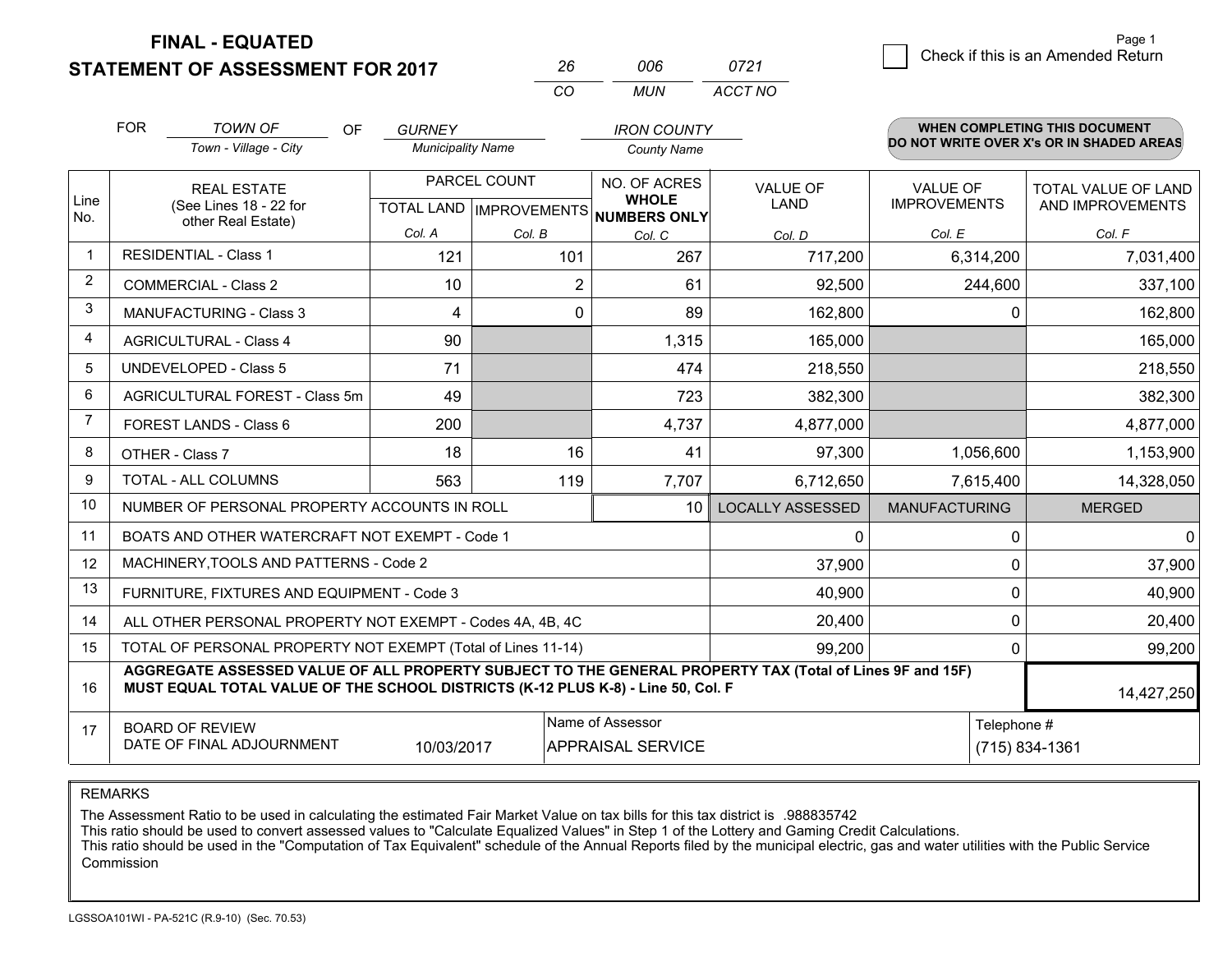**FINAL - EQUATED**

**STATEMENT OF ASSESSMENT FOR 2017**

| 26 | 006 | 0721 |
|---|---|---|
| CO | MUN | ACCT NO |

Page 1

☐ Check if this is an Amended Return

FOR *TOWN OF* (Town - Village - City) OF *GURNEY* (Municipality Name) *IRON COUNTY* (County Name)

**WHEN COMPLETING THIS DOCUMENT DO NOT WRITE OVER X's OR IN SHADED AREAS**

| Line No. | REAL ESTATE (See Lines 18 - 22 for other Real Estate) | PARCEL COUNT | | NO. OF ACRES WHOLE NUMBERS ONLY | VALUE OF LAND | VALUE OF IMPROVEMENTS | TOTAL VALUE OF LAND AND IMPROVEMENTS |
|---|---|---|---|---|---|---|---|
| | | TOTAL LAND | IMPROVEMENTS | | | | |
| | | Col. A | Col. B | Col. C | Col. D | Col. E | Col. F |
| 1 | RESIDENTIAL - Class 1 | 121 | 101 | 267 | 717,200 | 6,314,200 | 7,031,400 |
| 2 | COMMERCIAL - Class 2 | 10 | 2 | 61 | 92,500 | 244,600 | 337,100 |
| 3 | MANUFACTURING - Class 3 | 4 | 0 | 89 | 162,800 | 0 | 162,800 |
| 4 | AGRICULTURAL - Class 4 | 90 | | 1,315 | 165,000 | | 165,000 |
| 5 | UNDEVELOPED - Class 5 | 71 | | 474 | 218,550 | | 218,550 |
| 6 | AGRICULTURAL FOREST - Class 5m | 49 | | 723 | 382,300 | | 382,300 |
| 7 | FOREST LANDS - Class 6 | 200 | | 4,737 | 4,877,000 | | 4,877,000 |
| 8 | OTHER - Class 7 | 18 | 16 | 41 | 97,300 | 1,056,600 | 1,153,900 |
| 9 | TOTAL - ALL COLUMNS | 563 | 119 | 7,707 | 6,712,650 | 7,615,400 | 14,328,050 |
| 10 | NUMBER OF PERSONAL PROPERTY ACCOUNTS IN ROLL | | | 10 | LOCALLY ASSESSED | MANUFACTURING | MERGED |
| 11 | BOATS AND OTHER WATERCRAFT NOT EXEMPT - Code 1 | | | | 0 | 0 | 0 |
| 12 | MACHINERY,TOOLS AND PATTERNS - Code 2 | | | | 37,900 | 0 | 37,900 |
| 13 | FURNITURE, FIXTURES AND EQUIPMENT - Code 3 | | | | 40,900 | 0 | 40,900 |
| 14 | ALL OTHER PERSONAL PROPERTY NOT EXEMPT - Codes 4A, 4B, 4C | | | | 20,400 | 0 | 20,400 |
| 15 | TOTAL OF PERSONAL PROPERTY NOT EXEMPT (Total of Lines 11-14) | | | | 99,200 | 0 | 99,200 |
| 16 | **AGGREGATE ASSESSED VALUE OF ALL PROPERTY SUBJECT TO THE GENERAL PROPERTY TAX (Total of Lines 9F and 15F) MUST EQUAL TOTAL VALUE OF THE SCHOOL DISTRICTS (K-12 PLUS K-8) - Line 50, Col. F** | | | | | | 14,427,250 |
| 17 | BOARD OF REVIEW DATE OF FINAL ADJOURNMENT | 10/03/2017 | Name of Assessor | APPRAISAL SERVICE | | Telephone # | (715) 834-1361 |

REMARKS

The Assessment Ratio to be used in calculating the estimated Fair Market Value on tax bills for this tax district is .988835742
This ratio should be used to convert assessed values to "Calculate Equalized Values" in Step 1 of the Lottery and Gaming Credit Calculations.
This ratio should be used in the "Computation of Tax Equivalent" schedule of the Annual Reports filed by the municipal electric, gas and water utilities with the Public Service Commission

LGSSOA101WI - PA-521C (R.9-10) (Sec. 70.53)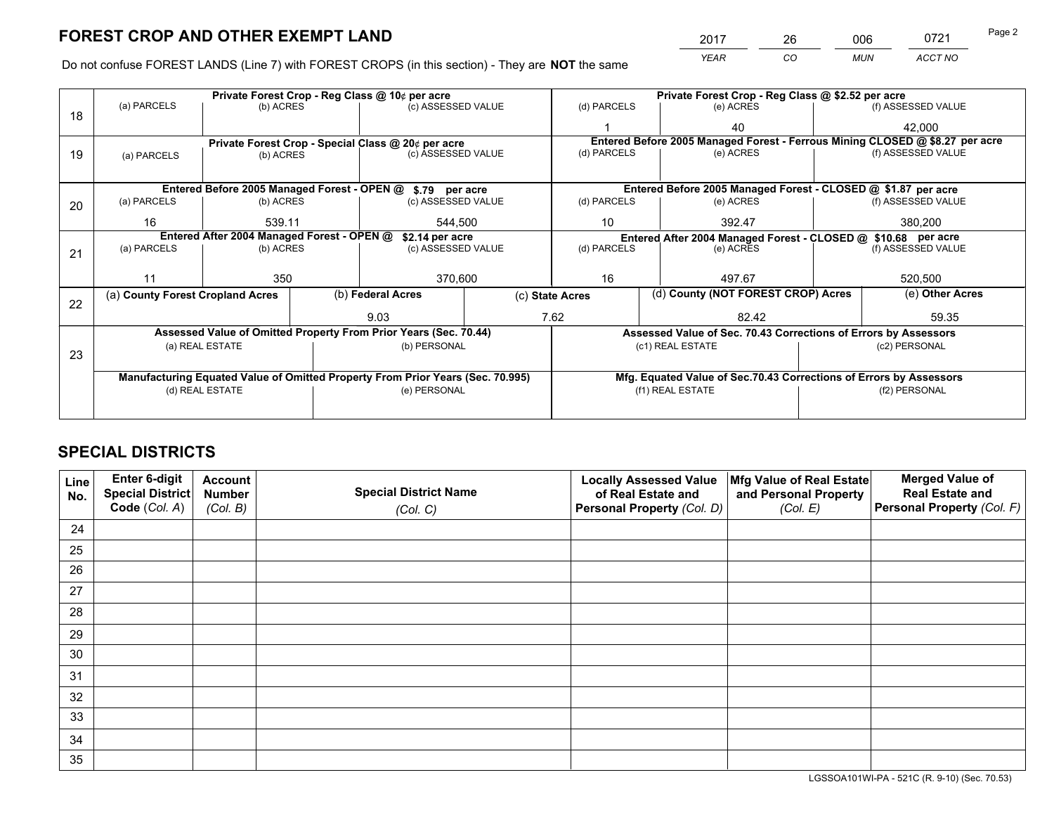# FOREST CROP AND OTHER EXEMPT LAND

| 2017 | 26 | 006 | 0721 |
|---|---|---|---|
| *YEAR* | *CO* | *MUN* | *ACCT NO* |

Do not confuse FOREST LANDS (Line 7) with FOREST CROPS (in this section) - They are **NOT** the same

| Line | (a) PARCELS | (b) ACRES | (c) ASSESSED VALUE | (d) PARCELS | (e) ACRES | (f) ASSESSED VALUE |
|---|---|---|---|---|---|---|
| 18 | Private Forest Crop - Reg Class @ 10¢ per acre | | | Private Forest Crop - Reg Class @ $2.52 per acre | | |
| | | | | 1 | 40 | 42,000 |
| 19 | Private Forest Crop - Special Class @ 20¢ per acre | | | Entered Before 2005 Managed Forest - Ferrous Mining CLOSED @ $8.27 per acre | | |
| | | | | | | |
| 20 | Entered Before 2005 Managed Forest - OPEN @ $.79 per acre | | | Entered Before 2005 Managed Forest - CLOSED @ $1.87 per acre | | |
| | 16 | 539.11 | 544,500 | 10 | 392.47 | 380,200 |
| 21 | Entered After 2004 Managed Forest - OPEN @ $2.14 per acre | | | Entered After 2004 Managed Forest - CLOSED @ $10.68 per acre | | |
| | 11 | 350 | 370,600 | 16 | 497.67 | 520,500 |

| Line | (a) **County Forest Cropland Acres** | (b) **Federal Acres** | (c) **State Acres** | (d) **County (NOT FOREST CROP) Acres** | (e) **Other Acres** |
|---|---|---|---|---|---|
| 22 | | 9.03 | 7.62 | 82.42 | 59.35 |

| Line | Assessed Value of Omitted Property From Prior Years (Sec. 70.44) | | Assessed Value of Sec. 70.43 Corrections of Errors by Assessors | |
|---|---|---|---|---|
| 23 | (a) REAL ESTATE | (b) PERSONAL | (c1) REAL ESTATE | (c2) PERSONAL |
| | | | | |
| | **Manufacturing Equated Value of Omitted Property From Prior Years (Sec. 70.995)** | | **Mfg. Equated Value of Sec.70.43 Corrections of Errors by Assessors** | |
| | (d) REAL ESTATE | (e) PERSONAL | (f1) REAL ESTATE | (f2) PERSONAL |
| | | | | |

# SPECIAL DISTRICTS

| Line No. | Enter 6-digit Special District Code (*Col. A*) | Account Number (*Col. B*) | Special District Name (*Col. C*) | Locally Assessed Value of Real Estate and Personal Property (*Col. D*) | Mfg Value of Real Estate and Personal Property (*Col. E*) | Merged Value of Real Estate and Personal Property (*Col. F*) |
|---|---|---|---|---|---|---|
| 24 | | | | | | |
| 25 | | | | | | |
| 26 | | | | | | |
| 27 | | | | | | |
| 28 | | | | | | |
| 29 | | | | | | |
| 30 | | | | | | |
| 31 | | | | | | |
| 32 | | | | | | |
| 33 | | | | | | |
| 34 | | | | | | |
| 35 | | | | | | |

LGSSOA101WI-PA - 521C (R. 9-10) (Sec. 70.53)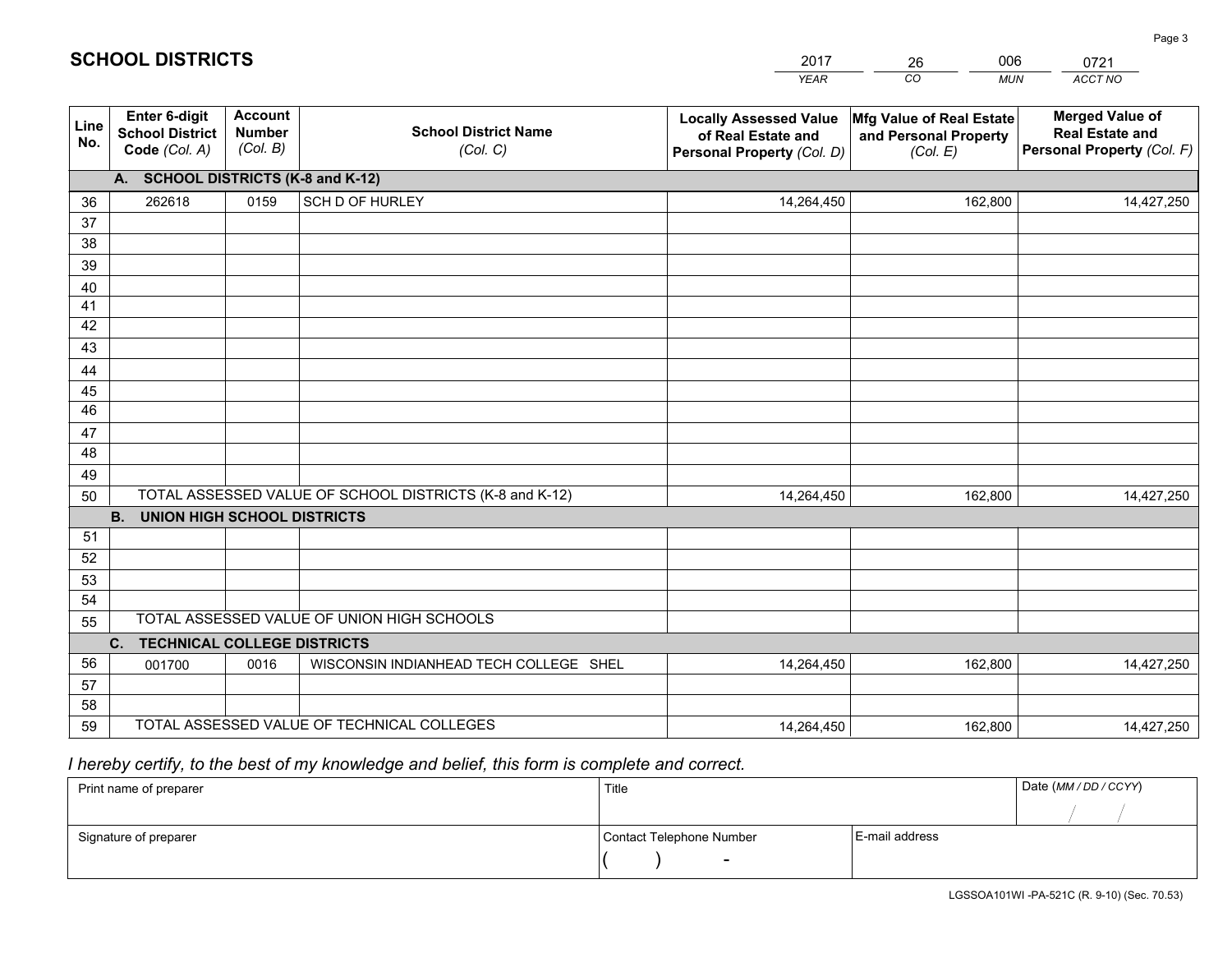## SCHOOL DISTRICTS

| 2017 | 26 | 006 | 0721 |
|---|---|---|---|
| YEAR | CO | MUN | ACCT NO |

| Line No. | Enter 6-digit School District Code (Col. A) | Account Number (Col. B) | School District Name (Col. C) | Locally Assessed Value of Real Estate and Personal Property (Col. D) | Mfg Value of Real Estate and Personal Property (Col. E) | Merged Value of Real Estate and Personal Property (Col. F) |
|---|---|---|---|---|---|---|
| | **A. SCHOOL DISTRICTS (K-8 and K-12)** | | | | | |
| 36 | 262618 | 0159 | SCH D OF HURLEY | 14,264,450 | 162,800 | 14,427,250 |
| 37 | | | | | | |
| 38 | | | | | | |
| 39 | | | | | | |
| 40 | | | | | | |
| 41 | | | | | | |
| 42 | | | | | | |
| 43 | | | | | | |
| 44 | | | | | | |
| 45 | | | | | | |
| 46 | | | | | | |
| 47 | | | | | | |
| 48 | | | | | | |
| 49 | | | | | | |
| 50 | TOTAL ASSESSED VALUE OF SCHOOL DISTRICTS (K-8 and K-12) | | | 14,264,450 | 162,800 | 14,427,250 |
| | **B. UNION HIGH SCHOOL DISTRICTS** | | | | | |
| 51 | | | | | | |
| 52 | | | | | | |
| 53 | | | | | | |
| 54 | | | | | | |
| 55 | TOTAL ASSESSED VALUE OF UNION HIGH SCHOOLS | | | | | |
| | **C. TECHNICAL COLLEGE DISTRICTS** | | | | | |
| 56 | 001700 | 0016 | WISCONSIN INDIANHEAD TECH COLLEGE SHEL | 14,264,450 | 162,800 | 14,427,250 |
| 57 | | | | | | |
| 58 | | | | | | |
| 59 | TOTAL ASSESSED VALUE OF TECHNICAL COLLEGES | | | 14,264,450 | 162,800 | 14,427,250 |

*I hereby certify, to the best of my knowledge and belief, this form is complete and correct.*

| Print name of preparer | Title | | Date (MM / DD / CCYY) |
|---|---|---|---|
| | | | / / |
| Signature of preparer | Contact Telephone Number | E-mail address | |
| | ( ) - | | |

LGSSOA101WI -PA-521C (R. 9-10) (Sec. 70.53)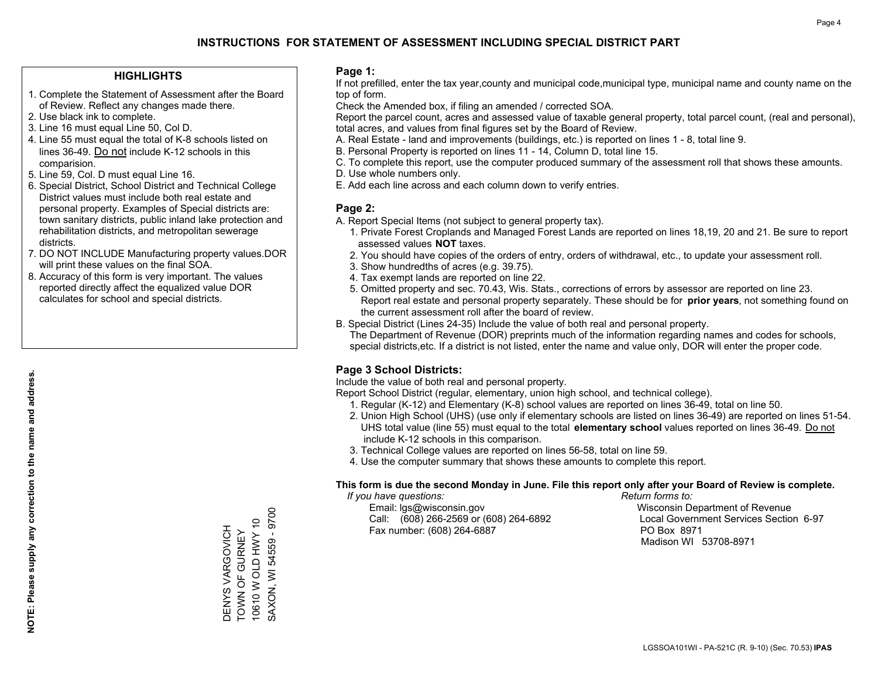# INSTRUCTIONS FOR STATEMENT OF ASSESSMENT INCLUDING SPECIAL DISTRICT PART

## HIGHLIGHTS

1. Complete the Statement of Assessment after the Board of Review. Reflect any changes made there.
2. Use black ink to complete.
3. Line 16 must equal Line 50, Col D.
4. Line 55 must equal the total of K-8 schools listed on lines 36-49. Do not include K-12 schools in this comparision.
5. Line 59, Col. D must equal Line 16.
6. Special District, School District and Technical College District values must include both real estate and personal property. Examples of Special districts are: town sanitary districts, public inland lake protection and rehabilitation districts, and metropolitan sewerage districts.
7. DO NOT INCLUDE Manufacturing property values.DOR will print these values on the final SOA.
8. Accuracy of this form is very important. The values reported directly affect the equalized value DOR calculates for school and special districts.

**NOTE: Please supply any correction to the name and address.**

DENYS VARGOVICH
TOWN OF GURNEY
10610 W OLD HWY 10
SAXON, WI 54559 - 9700

## Page 1:

If not prefilled, enter the tax year,county and municipal code,municipal type, municipal name and county name on the top of form.

Check the Amended box, if filing an amended / corrected SOA.

Report the parcel count, acres and assessed value of taxable general property, total parcel count, (real and personal), total acres, and values from final figures set by the Board of Review.

A. Real Estate - land and improvements (buildings, etc.) is reported on lines 1 - 8, total line 9.
B. Personal Property is reported on lines 11 - 14, Column D, total line 15.
C. To complete this report, use the computer produced summary of the assessment roll that shows these amounts.
D. Use whole numbers only.
E. Add each line across and each column down to verify entries.

## Page 2:

A. Report Special Items (not subject to general property tax).
   1. Private Forest Croplands and Managed Forest Lands are reported on lines 18,19, 20 and 21. Be sure to report assessed values **NOT** taxes.
   2. You should have copies of the orders of entry, orders of withdrawal, etc., to update your assessment roll.
   3. Show hundredths of acres (e.g. 39.75).
   4. Tax exempt lands are reported on line 22.
   5. Omitted property and sec. 70.43, Wis. Stats., corrections of errors by assessor are reported on line 23. Report real estate and personal property separately. These should be for **prior years**, not something found on the current assessment roll after the board of review.
B. Special District (Lines 24-35) Include the value of both real and personal property.
   The Department of Revenue (DOR) preprints much of the information regarding names and codes for schools, special districts,etc. If a district is not listed, enter the name and value only, DOR will enter the proper code.

## Page 3 School Districts:

Include the value of both real and personal property.

Report School District (regular, elementary, union high school, and technical college).

1. Regular (K-12) and Elementary (K-8) school values are reported on lines 36-49, total on line 50.
2. Union High School (UHS) (use only if elementary schools are listed on lines 36-49) are reported on lines 51-54. UHS total value (line 55) must equal to the total **elementary school** values reported on lines 36-49. Do not include K-12 schools in this comparison.
3. Technical College values are reported on lines 56-58, total on line 59.
4. Use the computer summary that shows these amounts to complete this report.

**This form is due the second Monday in June. File this report only after your Board of Review is complete.**

*If you have questions:*
Email: lgs@wisconsin.gov
Call: (608) 266-2569 or (608) 264-6892
Fax number: (608) 264-6887

*Return forms to:*
Wisconsin Department of Revenue
Local Government Services Section 6-97
PO Box 8971
Madison WI 53708-8971

LGSSOA101WI - PA-521C (R. 9-10) (Sec. 70.53) **IPAS**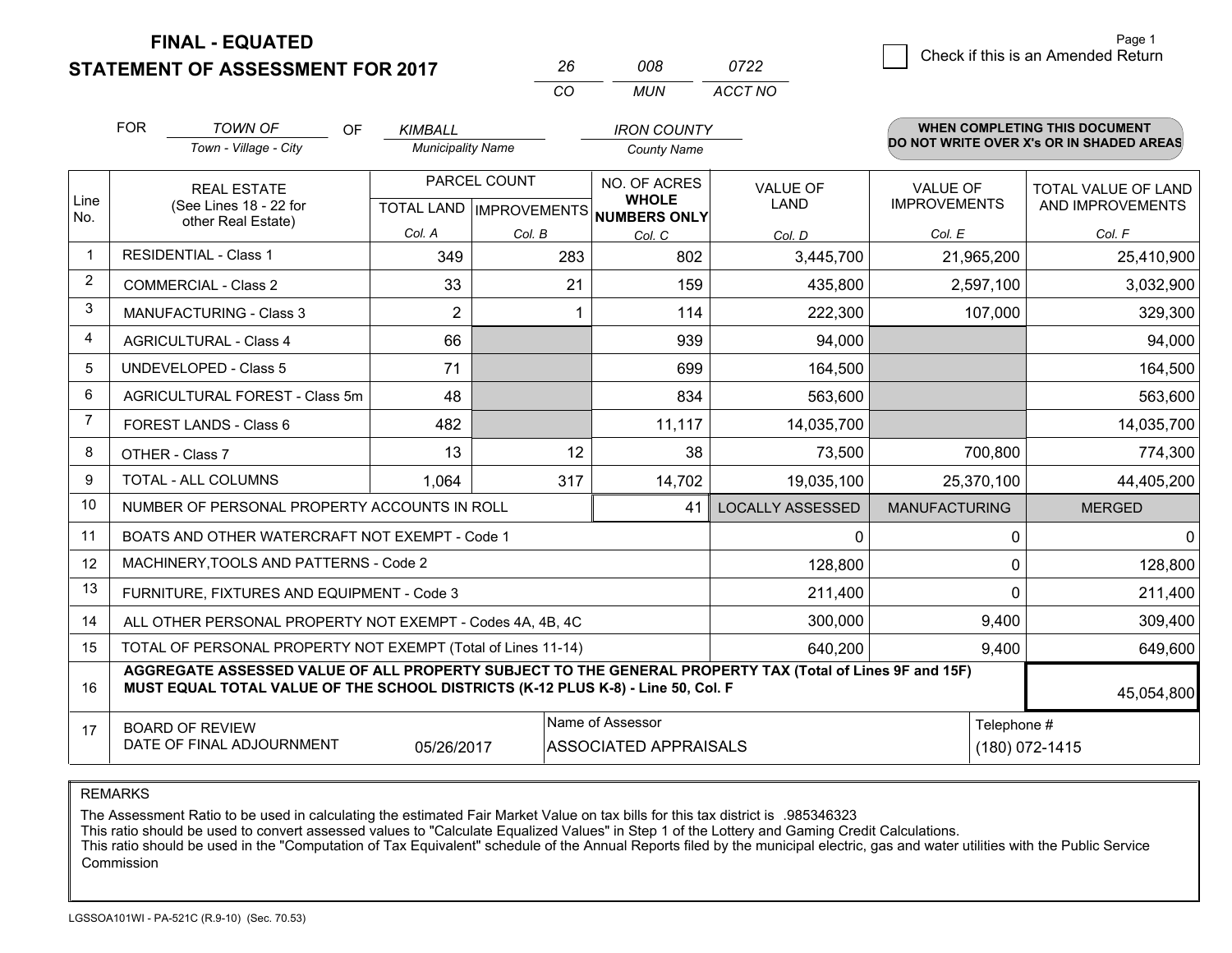**FINAL - EQUATED**
**STATEMENT OF ASSESSMENT FOR 2017**

| 26 | 008 | 0722 |
|---|---|---|
| CO | MUN | ACCT NO |

☐ Check if this is an Amended Return

FOR *TOWN OF* (Town - Village - City) OF *KIMBALL* (Municipality Name) *IRON COUNTY* (County Name)

**WHEN COMPLETING THIS DOCUMENT DO NOT WRITE OVER X's OR IN SHADED AREAS**

| Line No. | REAL ESTATE (See Lines 18 - 22 for other Real Estate) | PARCEL COUNT | | NO. OF ACRES WHOLE NUMBERS ONLY | VALUE OF LAND | VALUE OF IMPROVEMENTS | TOTAL VALUE OF LAND AND IMPROVEMENTS |
|---|---|---|---|---|---|---|---|
| | | TOTAL LAND | IMPROVEMENTS | | | | |
| | | Col. A | Col. B | Col. C | Col. D | Col. E | Col. F |
| 1 | RESIDENTIAL - Class 1 | 349 | 283 | 802 | 3,445,700 | 21,965,200 | 25,410,900 |
| 2 | COMMERCIAL - Class 2 | 33 | 21 | 159 | 435,800 | 2,597,100 | 3,032,900 |
| 3 | MANUFACTURING - Class 3 | 2 | 1 | 114 | 222,300 | 107,000 | 329,300 |
| 4 | AGRICULTURAL - Class 4 | 66 | | 939 | 94,000 | | 94,000 |
| 5 | UNDEVELOPED - Class 5 | 71 | | 699 | 164,500 | | 164,500 |
| 6 | AGRICULTURAL FOREST - Class 5m | 48 | | 834 | 563,600 | | 563,600 |
| 7 | FOREST LANDS - Class 6 | 482 | | 11,117 | 14,035,700 | | 14,035,700 |
| 8 | OTHER - Class 7 | 13 | 12 | 38 | 73,500 | 700,800 | 774,300 |
| 9 | TOTAL - ALL COLUMNS | 1,064 | 317 | 14,702 | 19,035,100 | 25,370,100 | 44,405,200 |
| 10 | NUMBER OF PERSONAL PROPERTY ACCOUNTS IN ROLL | | | 41 | LOCALLY ASSESSED | MANUFACTURING | MERGED |
| 11 | BOATS AND OTHER WATERCRAFT NOT EXEMPT - Code 1 | | | | 0 | 0 | 0 |
| 12 | MACHINERY,TOOLS AND PATTERNS - Code 2 | | | | 128,800 | 0 | 128,800 |
| 13 | FURNITURE, FIXTURES AND EQUIPMENT - Code 3 | | | | 211,400 | 0 | 211,400 |
| 14 | ALL OTHER PERSONAL PROPERTY NOT EXEMPT - Codes 4A, 4B, 4C | | | | 300,000 | 9,400 | 309,400 |
| 15 | TOTAL OF PERSONAL PROPERTY NOT EXEMPT (Total of Lines 11-14) | | | | 640,200 | 9,400 | 649,600 |
| 16 | **AGGREGATE ASSESSED VALUE OF ALL PROPERTY SUBJECT TO THE GENERAL PROPERTY TAX (Total of Lines 9F and 15F) MUST EQUAL TOTAL VALUE OF THE SCHOOL DISTRICTS (K-12 PLUS K-8) - Line 50, Col. F** | | | | | | 45,054,800 |
| 17 | BOARD OF REVIEW DATE OF FINAL ADJOURNMENT | 05/26/2017 | Name of Assessor | ASSOCIATED APPRAISALS | | Telephone # | (180) 072-1415 |

REMARKS

The Assessment Ratio to be used in calculating the estimated Fair Market Value on tax bills for this tax district is .985346323
This ratio should be used to convert assessed values to "Calculate Equalized Values" in Step 1 of the Lottery and Gaming Credit Calculations.
This ratio should be used in the "Computation of Tax Equivalent" schedule of the Annual Reports filed by the municipal electric, gas and water utilities with the Public Service Commission

LGSSOA101WI - PA-521C (R.9-10) (Sec. 70.53)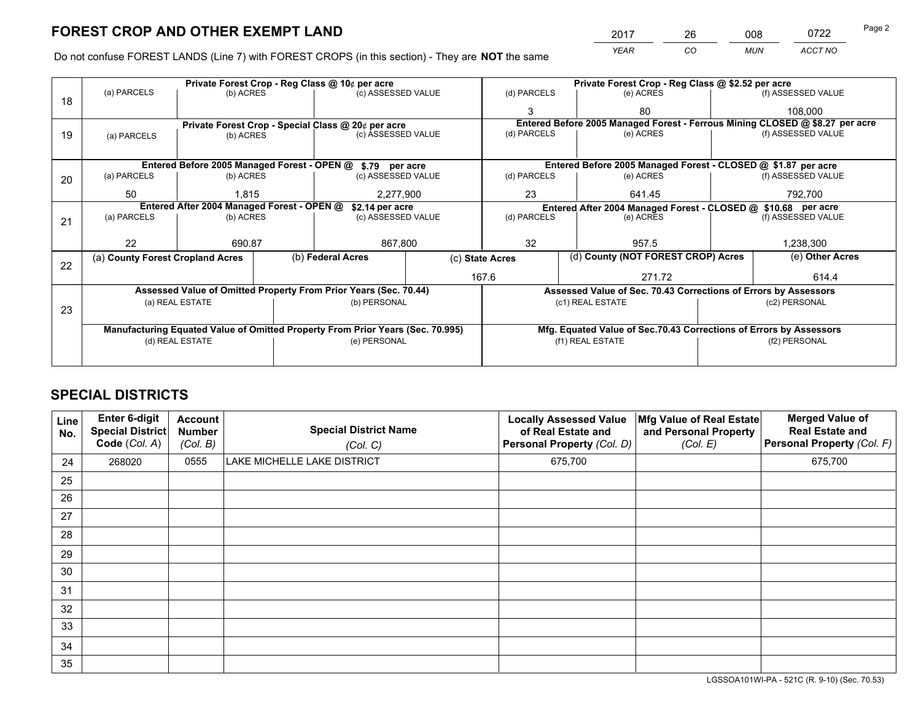# FOREST CROP AND OTHER EXEMPT LAND

| 2017 | 26 | 008 | 0722 |
|---|---|---|---|
| YEAR | CO | MUN | ACCT NO |

Do not confuse FOREST LANDS (Line 7) with FOREST CROPS (in this section) - They are **NOT** the same

| Line | Private Forest Crop - Reg Class @ 10¢ per acre | | | Private Forest Crop - Reg Class @ $2.52 per acre | | |
|---|---|---|---|---|---|---|
| 18 | (a) PARCELS | (b) ACRES | (c) ASSESSED VALUE | (d) PARCELS | (e) ACRES | (f) ASSESSED VALUE |
| | | | | 3 | 80 | 108,000 |
| | **Private Forest Crop - Special Class @ 20¢ per acre** | | | **Entered Before 2005 Managed Forest - Ferrous Mining CLOSED @ $8.27 per acre** | | |
| 19 | (a) PARCELS | (b) ACRES | (c) ASSESSED VALUE | (d) PARCELS | (e) ACRES | (f) ASSESSED VALUE |
| | | | | | | |
| | **Entered Before 2005 Managed Forest - OPEN @ $.79 per acre** | | | **Entered Before 2005 Managed Forest - CLOSED @ $1.87 per acre** | | |
| 20 | (a) PARCELS | (b) ACRES | (c) ASSESSED VALUE | (d) PARCELS | (e) ACRES | (f) ASSESSED VALUE |
| | 50 | 1,815 | 2,277,900 | 23 | 641.45 | 792,700 |
| | **Entered After 2004 Managed Forest - OPEN @ $2.14 per acre** | | | **Entered After 2004 Managed Forest - CLOSED @ $10.68 per acre** | | |
| 21 | (a) PARCELS | (b) ACRES | (c) ASSESSED VALUE | (d) PARCELS | (e) ACRES | (f) ASSESSED VALUE |
| | 22 | 690.87 | 867,800 | 32 | 957.5 | 1,238,300 |

| Line | (a) County Forest Cropland Acres | (b) Federal Acres | (c) State Acres | (d) County (NOT FOREST CROP) Acres | (e) Other Acres |
|---|---|---|---|---|---|
| 22 | | | 167.6 | 271.72 | 614.4 |

| Line | Assessed Value of Omitted Property From Prior Years (Sec. 70.44) | | Assessed Value of Sec. 70.43 Corrections of Errors by Assessors | |
|---|---|---|---|---|
| 23 | (a) REAL ESTATE | (b) PERSONAL | (c1) REAL ESTATE | (c2) PERSONAL |
| | | | | |
| | **Manufacturing Equated Value of Omitted Property From Prior Years (Sec. 70.995)** | | **Mfg. Equated Value of Sec.70.43 Corrections of Errors by Assessors** | |
| | (d) REAL ESTATE | (e) PERSONAL | (f1) REAL ESTATE | (f2) PERSONAL |
| | | | | |

# SPECIAL DISTRICTS

| Line No. | Enter 6-digit Special District Code (Col. A) | Account Number (Col. B) | Special District Name (Col. C) | Locally Assessed Value of Real Estate and Personal Property (Col. D) | Mfg Value of Real Estate and Personal Property (Col. E) | Merged Value of Real Estate and Personal Property (Col. F) |
|---|---|---|---|---|---|---|
| 24 | 268020 | 0555 | LAKE MICHELLE LAKE DISTRICT | 675,700 | | 675,700 |
| 25 | | | | | | |
| 26 | | | | | | |
| 27 | | | | | | |
| 28 | | | | | | |
| 29 | | | | | | |
| 30 | | | | | | |
| 31 | | | | | | |
| 32 | | | | | | |
| 33 | | | | | | |
| 34 | | | | | | |
| 35 | | | | | | |

LGSSOA101WI-PA - 521C (R. 9-10) (Sec. 70.53)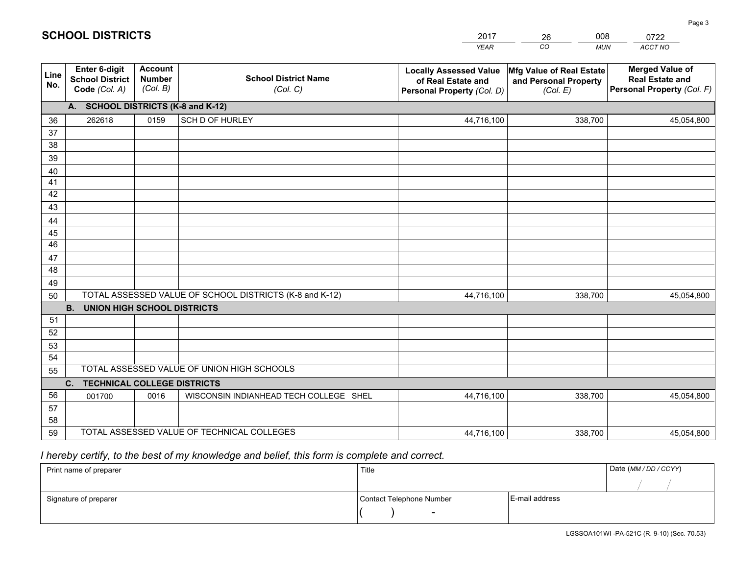# SCHOOL DISTRICTS

| 2017 | 26 | 008 | 0722 |
|---|---|---|---|
| *YEAR* | *CO* | *MUN* | *ACCT NO* |

| Line No. | Enter 6-digit School District Code *(Col. A)* | Account Number *(Col. B)* | School District Name *(Col. C)* | Locally Assessed Value of Real Estate and Personal Property *(Col. D)* | Mfg Value of Real Estate and Personal Property *(Col. E)* | Merged Value of Real Estate and Personal Property *(Col. F)* |
|---|---|---|---|---|---|---|
| | **A. SCHOOL DISTRICTS (K-8 and K-12)** | | | | | |
| 36 | 262618 | 0159 | SCH D OF HURLEY | 44,716,100 | 338,700 | 45,054,800 |
| 37 | | | | | | |
| 38 | | | | | | |
| 39 | | | | | | |
| 40 | | | | | | |
| 41 | | | | | | |
| 42 | | | | | | |
| 43 | | | | | | |
| 44 | | | | | | |
| 45 | | | | | | |
| 46 | | | | | | |
| 47 | | | | | | |
| 48 | | | | | | |
| 49 | | | | | | |
| 50 | TOTAL ASSESSED VALUE OF SCHOOL DISTRICTS (K-8 and K-12) | | | 44,716,100 | 338,700 | 45,054,800 |
| | **B. UNION HIGH SCHOOL DISTRICTS** | | | | | |
| 51 | | | | | | |
| 52 | | | | | | |
| 53 | | | | | | |
| 54 | | | | | | |
| 55 | TOTAL ASSESSED VALUE OF UNION HIGH SCHOOLS | | | | | |
| | **C. TECHNICAL COLLEGE DISTRICTS** | | | | | |
| 56 | 001700 | 0016 | WISCONSIN INDIANHEAD TECH COLLEGE SHEL | 44,716,100 | 338,700 | 45,054,800 |
| 57 | | | | | | |
| 58 | | | | | | |
| 59 | TOTAL ASSESSED VALUE OF TECHNICAL COLLEGES | | | 44,716,100 | 338,700 | 45,054,800 |

*I hereby certify, to the best of my knowledge and belief, this form is complete and correct.*

| Print name of preparer | Title | | Date *(MM / DD / CCYY)* |
|---|---|---|---|
| | | | / / |
| Signature of preparer | Contact Telephone Number | E-mail address | |
| | ( ) - | | |

LGSSOA101WI -PA-521C (R. 9-10) (Sec. 70.53)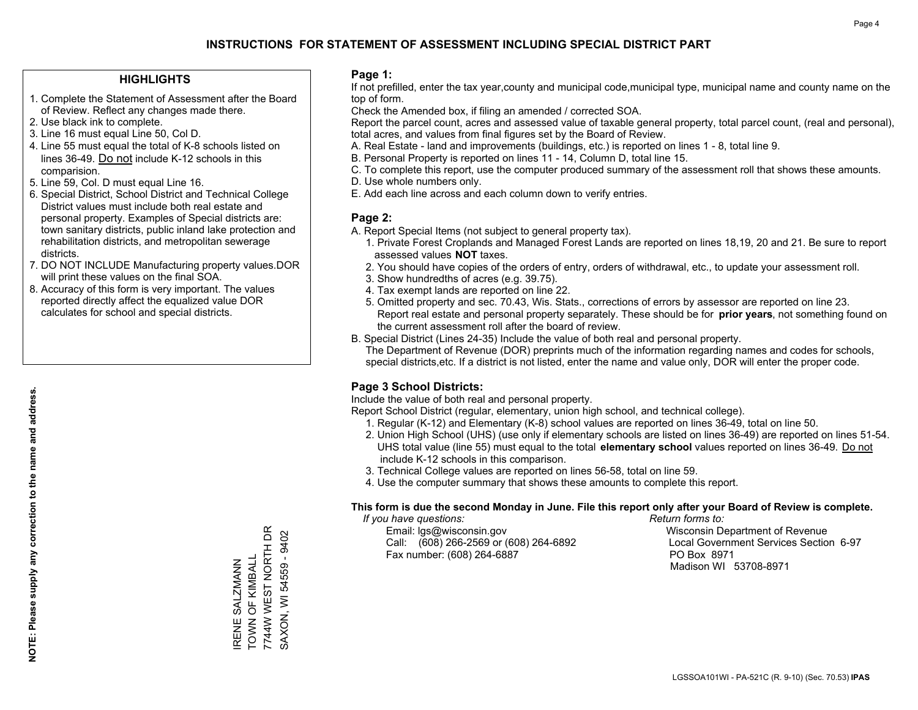# INSTRUCTIONS FOR STATEMENT OF ASSESSMENT INCLUDING SPECIAL DISTRICT PART

## HIGHLIGHTS

1. Complete the Statement of Assessment after the Board of Review. Reflect any changes made there.
2. Use black ink to complete.
3. Line 16 must equal Line 50, Col D.
4. Line 55 must equal the total of K-8 schools listed on lines 36-49. Do not include K-12 schools in this comparision.
5. Line 59, Col. D must equal Line 16.
6. Special District, School District and Technical College District values must include both real estate and personal property. Examples of Special districts are: town sanitary districts, public inland lake protection and rehabilitation districts, and metropolitan sewerage districts.
7. DO NOT INCLUDE Manufacturing property values.DOR will print these values on the final SOA.
8. Accuracy of this form is very important. The values reported directly affect the equalized value DOR calculates for school and special districts.

**NOTE: Please supply any correction to the name and address.**

IRENE SALZMANN
TOWN OF KIMBALL
7744W WEST NORTH DR
SAXON, WI 54559 - 9402

## Page 1:

If not prefilled, enter the tax year,county and municipal code,municipal type, municipal name and county name on the top of form.

Check the Amended box, if filing an amended / corrected SOA.

Report the parcel count, acres and assessed value of taxable general property, total parcel count, (real and personal), total acres, and values from final figures set by the Board of Review.

A. Real Estate - land and improvements (buildings, etc.) is reported on lines 1 - 8, total line 9.
B. Personal Property is reported on lines 11 - 14, Column D, total line 15.
C. To complete this report, use the computer produced summary of the assessment roll that shows these amounts.
D. Use whole numbers only.
E. Add each line across and each column down to verify entries.

## Page 2:

A. Report Special Items (not subject to general property tax).
   1. Private Forest Croplands and Managed Forest Lands are reported on lines 18,19, 20 and 21. Be sure to report assessed values **NOT** taxes.
   2. You should have copies of the orders of entry, orders of withdrawal, etc., to update your assessment roll.
   3. Show hundredths of acres (e.g. 39.75).
   4. Tax exempt lands are reported on line 22.
   5. Omitted property and sec. 70.43, Wis. Stats., corrections of errors by assessor are reported on line 23. Report real estate and personal property separately. These should be for **prior years**, not something found on the current assessment roll after the board of review.
B. Special District (Lines 24-35) Include the value of both real and personal property.
   The Department of Revenue (DOR) preprints much of the information regarding names and codes for schools, special districts,etc. If a district is not listed, enter the name and value only, DOR will enter the proper code.

## Page 3 School Districts:

Include the value of both real and personal property.

Report School District (regular, elementary, union high school, and technical college).

1. Regular (K-12) and Elementary (K-8) school values are reported on lines 36-49, total on line 50.
2. Union High School (UHS) (use only if elementary schools are listed on lines 36-49) are reported on lines 51-54. UHS total value (line 55) must equal to the total **elementary school** values reported on lines 36-49. Do not include K-12 schools in this comparison.
3. Technical College values are reported on lines 56-58, total on line 59.
4. Use the computer summary that shows these amounts to complete this report.

**This form is due the second Monday in June. File this report only after your Board of Review is complete.**

*If you have questions:*
Email: lgs@wisconsin.gov
Call: (608) 266-2569 or (608) 264-6892
Fax number: (608) 264-6887

*Return forms to:*
Wisconsin Department of Revenue
Local Government Services Section 6-97
PO Box 8971
Madison WI 53708-8971

LGSSOA101WI - PA-521C (R. 9-10) (Sec. 70.53) **IPAS**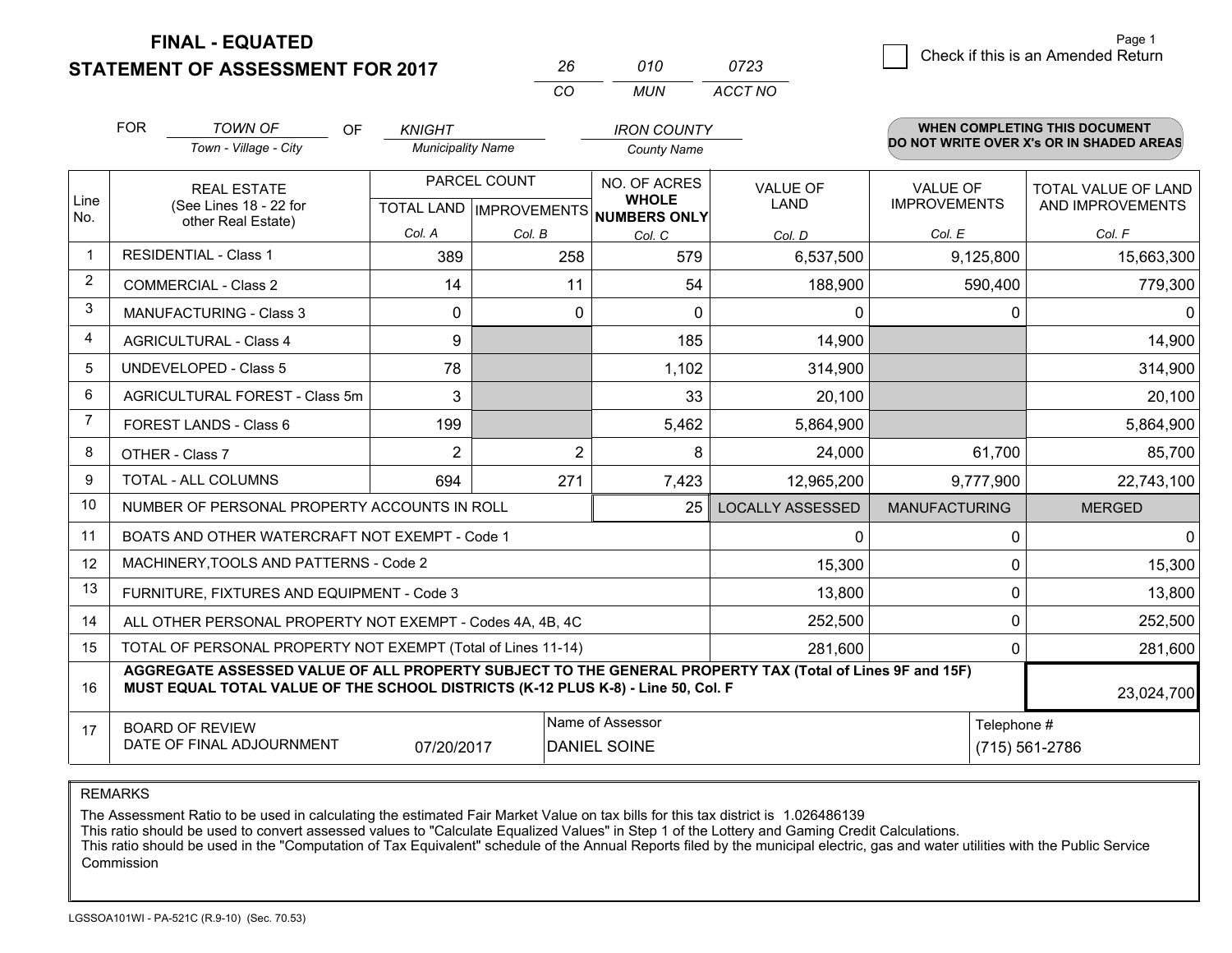# FINAL - EQUATED
## STATEMENT OF ASSESSMENT FOR 2017

| 26 | 010 | 0723 |
|---|---|---|
| CO | MUN | ACCT NO |

Check if this is an Amended Return

Page 1

FOR *TOWN OF* (Town - Village - City) OF *KNIGHT* (Municipality Name) *IRON COUNTY* (County Name)

**WHEN COMPLETING THIS DOCUMENT DO NOT WRITE OVER X's OR IN SHADED AREAS**

| Line No. | REAL ESTATE (See Lines 18 - 22 for other Real Estate) | PARCEL COUNT | | NO. OF ACRES WHOLE NUMBERS ONLY | VALUE OF LAND | VALUE OF IMPROVEMENTS | TOTAL VALUE OF LAND AND IMPROVEMENTS |
|---|---|---|---|---|---|---|---|
| | | TOTAL LAND Col. A | IMPROVEMENTS Col. B | Col. C | Col. D | Col. E | Col. F |
| 1 | RESIDENTIAL - Class 1 | 389 | 258 | 579 | 6,537,500 | 9,125,800 | 15,663,300 |
| 2 | COMMERCIAL - Class 2 | 14 | 11 | 54 | 188,900 | 590,400 | 779,300 |
| 3 | MANUFACTURING - Class 3 | 0 | 0 | 0 | 0 | 0 | 0 |
| 4 | AGRICULTURAL - Class 4 | 9 | | 185 | 14,900 | | 14,900 |
| 5 | UNDEVELOPED - Class 5 | 78 | | 1,102 | 314,900 | | 314,900 |
| 6 | AGRICULTURAL FOREST - Class 5m | 3 | | 33 | 20,100 | | 20,100 |
| 7 | FOREST LANDS - Class 6 | 199 | | 5,462 | 5,864,900 | | 5,864,900 |
| 8 | OTHER - Class 7 | 2 | 2 | 8 | 24,000 | 61,700 | 85,700 |
| 9 | TOTAL - ALL COLUMNS | 694 | 271 | 7,423 | 12,965,200 | 9,777,900 | 22,743,100 |
| 10 | NUMBER OF PERSONAL PROPERTY ACCOUNTS IN ROLL | | | 25 | LOCALLY ASSESSED | MANUFACTURING | MERGED |
| 11 | BOATS AND OTHER WATERCRAFT NOT EXEMPT - Code 1 | | | | 0 | 0 | 0 |
| 12 | MACHINERY,TOOLS AND PATTERNS - Code 2 | | | | 15,300 | 0 | 15,300 |
| 13 | FURNITURE, FIXTURES AND EQUIPMENT - Code 3 | | | | 13,800 | 0 | 13,800 |
| 14 | ALL OTHER PERSONAL PROPERTY NOT EXEMPT - Codes 4A, 4B, 4C | | | | 252,500 | 0 | 252,500 |
| 15 | TOTAL OF PERSONAL PROPERTY NOT EXEMPT (Total of Lines 11-14) | | | | 281,600 | 0 | 281,600 |
| 16 | **AGGREGATE ASSESSED VALUE OF ALL PROPERTY SUBJECT TO THE GENERAL PROPERTY TAX (Total of Lines 9F and 15F) MUST EQUAL TOTAL VALUE OF THE SCHOOL DISTRICTS (K-12 PLUS K-8) - Line 50, Col. F** | | | | | | 23,024,700 |
| 17 | BOARD OF REVIEW DATE OF FINAL ADJOURNMENT | 07/20/2017 | Name of Assessor: DANIEL SOINE | | | Telephone #: (715) 561-2786 | |

REMARKS

The Assessment Ratio to be used in calculating the estimated Fair Market Value on tax bills for this tax district is 1.026486139
This ratio should be used to convert assessed values to "Calculate Equalized Values" in Step 1 of the Lottery and Gaming Credit Calculations.
This ratio should be used in the "Computation of Tax Equivalent" schedule of the Annual Reports filed by the municipal electric, gas and water utilities with the Public Service Commission

LGSSOA101WI - PA-521C (R.9-10) (Sec. 70.53)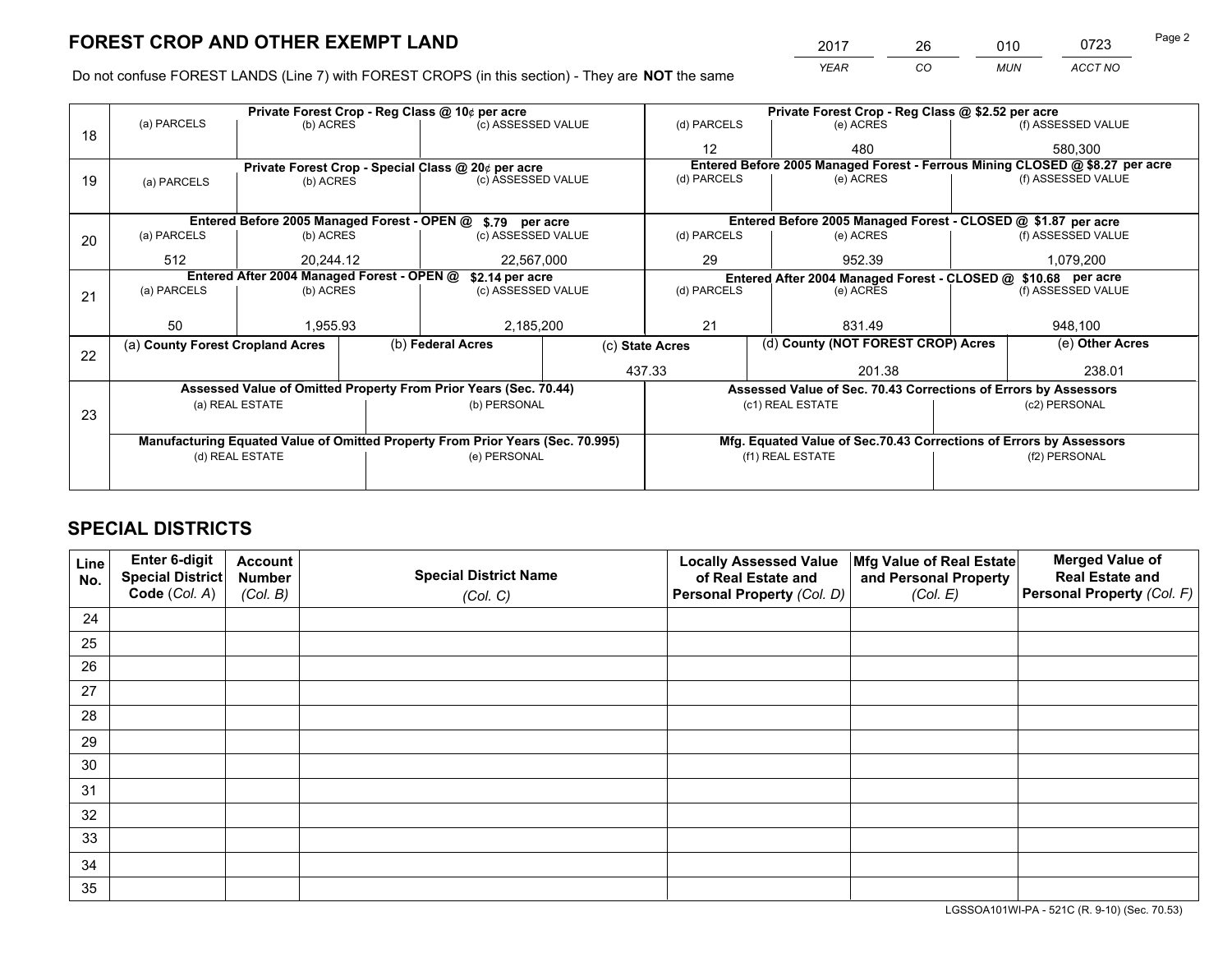# FOREST CROP AND OTHER EXEMPT LAND

| 2017 | 26 | 010 | 0723 |
|---|---|---|---|
| YEAR | CO | MUN | ACCT NO |

Do not confuse FOREST LANDS (Line 7) with FOREST CROPS (in this section) - They are **NOT** the same

| Line | Private Forest Crop - Reg Class @ 10¢ per acre | | | Private Forest Crop - Reg Class @ $2.52 per acre | | |
|---|---|---|---|---|---|---|
| 18 | (a) PARCELS | (b) ACRES | (c) ASSESSED VALUE | (d) PARCELS | (e) ACRES | (f) ASSESSED VALUE |
| | | | | 12 | 480 | 580,300 |
| | **Private Forest Crop - Special Class @ 20¢ per acre** | | | **Entered Before 2005 Managed Forest - Ferrous Mining CLOSED @ $8.27 per acre** | | |
| 19 | (a) PARCELS | (b) ACRES | (c) ASSESSED VALUE | (d) PARCELS | (e) ACRES | (f) ASSESSED VALUE |
| | | | | | | |
| | **Entered Before 2005 Managed Forest - OPEN @ $.79 per acre** | | | **Entered Before 2005 Managed Forest - CLOSED @ $1.87 per acre** | | |
| 20 | (a) PARCELS | (b) ACRES | (c) ASSESSED VALUE | (d) PARCELS | (e) ACRES | (f) ASSESSED VALUE |
| | 512 | 20,244.12 | 22,567,000 | 29 | 952.39 | 1,079,200 |
| | **Entered After 2004 Managed Forest - OPEN @ $2.14 per acre** | | | **Entered After 2004 Managed Forest - CLOSED @ $10.68 per acre** | | |
| 21 | (a) PARCELS | (b) ACRES | (c) ASSESSED VALUE | (d) PARCELS | (e) ACRES | (f) ASSESSED VALUE |
| | 50 | 1,955.93 | 2,185,200 | 21 | 831.49 | 948,100 |

| Line | (a) County Forest Cropland Acres | (b) Federal Acres | (c) State Acres | (d) County (NOT FOREST CROP) Acres | (e) Other Acres |
|---|---|---|---|---|---|
| 22 | | | 437.33 | 201.38 | 238.01 |

| Line | Assessed Value of Omitted Property From Prior Years (Sec. 70.44) | | Assessed Value of Sec. 70.43 Corrections of Errors by Assessors | |
|---|---|---|---|---|
| 23 | (a) REAL ESTATE | (b) PERSONAL | (c1) REAL ESTATE | (c2) PERSONAL |
| | | | | |
| | **Manufacturing Equated Value of Omitted Property From Prior Years (Sec. 70.995)** | | **Mfg. Equated Value of Sec.70.43 Corrections of Errors by Assessors** | |
| | (d) REAL ESTATE | (e) PERSONAL | (f1) REAL ESTATE | (f2) PERSONAL |
| | | | | |

# SPECIAL DISTRICTS

| Line No. | Enter 6-digit Special District Code (Col. A) | Account Number (Col. B) | Special District Name (Col. C) | Locally Assessed Value of Real Estate and Personal Property (Col. D) | Mfg Value of Real Estate and Personal Property (Col. E) | Merged Value of Real Estate and Personal Property (Col. F) |
|---|---|---|---|---|---|---|
| 24 | | | | | | |
| 25 | | | | | | |
| 26 | | | | | | |
| 27 | | | | | | |
| 28 | | | | | | |
| 29 | | | | | | |
| 30 | | | | | | |
| 31 | | | | | | |
| 32 | | | | | | |
| 33 | | | | | | |
| 34 | | | | | | |
| 35 | | | | | | |

LGSSOA101WI-PA - 521C (R. 9-10) (Sec. 70.53)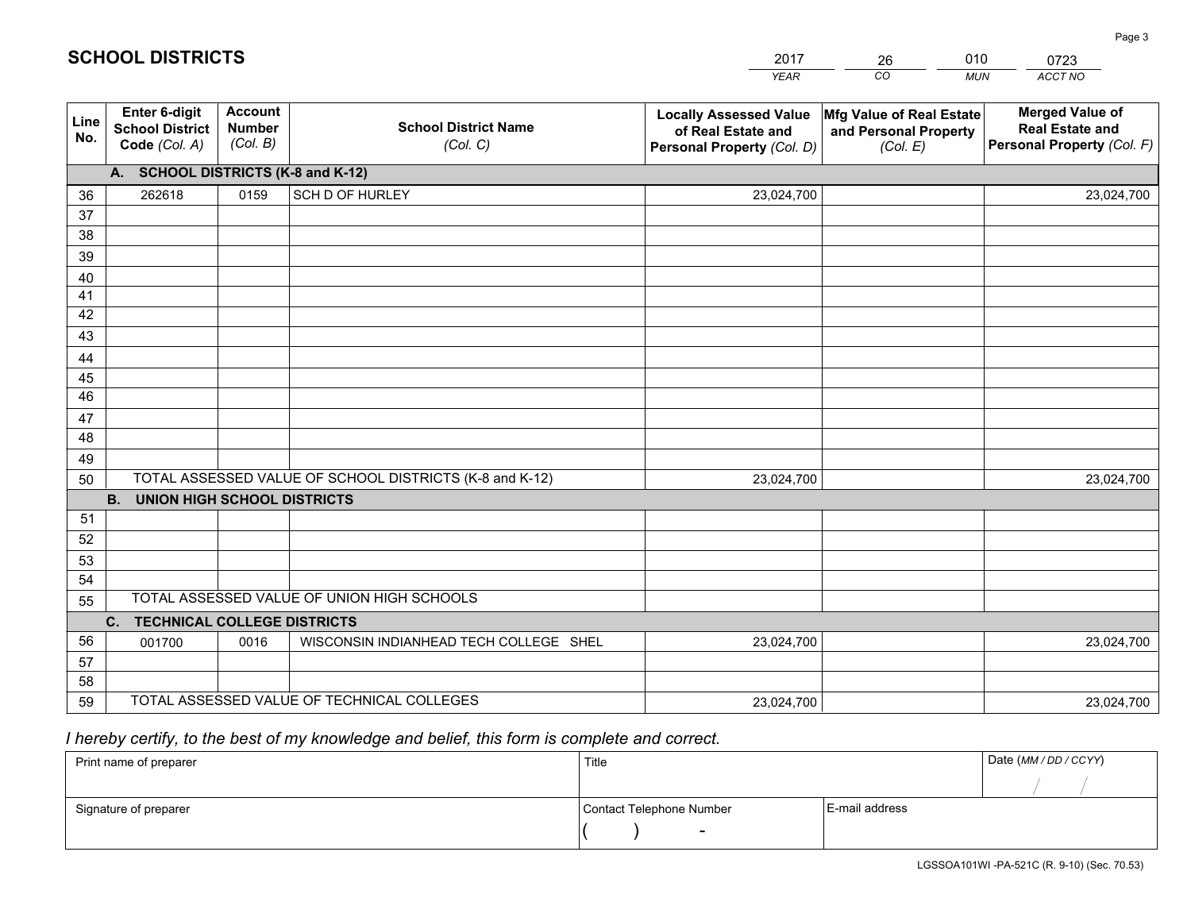# SCHOOL DISTRICTS

| 2017 | 26 | 010 | 0723 |
|---|---|---|---|
| *YEAR* | *CO* | *MUN* | *ACCT NO* |

| Line No. | Enter 6-digit School District Code *(Col. A)* | Account Number *(Col. B)* | School District Name *(Col. C)* | Locally Assessed Value of Real Estate and Personal Property *(Col. D)* | Mfg Value of Real Estate and Personal Property *(Col. E)* | Merged Value of Real Estate and Personal Property *(Col. F)* |
|---|---|---|---|---|---|---|
| **A. SCHOOL DISTRICTS (K-8 and K-12)** | | | | | | |
| 36 | 262618 | 0159 | SCH D OF HURLEY | 23,024,700 | | 23,024,700 |
| 37 | | | | | | |
| 38 | | | | | | |
| 39 | | | | | | |
| 40 | | | | | | |
| 41 | | | | | | |
| 42 | | | | | | |
| 43 | | | | | | |
| 44 | | | | | | |
| 45 | | | | | | |
| 46 | | | | | | |
| 47 | | | | | | |
| 48 | | | | | | |
| 49 | | | | | | |
| 50 | TOTAL ASSESSED VALUE OF SCHOOL DISTRICTS (K-8 and K-12) | | | 23,024,700 | | 23,024,700 |
| **B. UNION HIGH SCHOOL DISTRICTS** | | | | | | |
| 51 | | | | | | |
| 52 | | | | | | |
| 53 | | | | | | |
| 54 | | | | | | |
| 55 | TOTAL ASSESSED VALUE OF UNION HIGH SCHOOLS | | | | | |
| **C. TECHNICAL COLLEGE DISTRICTS** | | | | | | |
| 56 | 001700 | 0016 | WISCONSIN INDIANHEAD TECH COLLEGE SHEL | 23,024,700 | | 23,024,700 |
| 57 | | | | | | |
| 58 | | | | | | |
| 59 | TOTAL ASSESSED VALUE OF TECHNICAL COLLEGES | | | 23,024,700 | | 23,024,700 |

*I hereby certify, to the best of my knowledge and belief, this form is complete and correct.*

| Print name of preparer | Title | | Date *(MM / DD / CCYY)* |
|---|---|---|---|
| | | | / / |
| Signature of preparer | Contact Telephone Number | E-mail address | |
| | ( ) - | | |

LGSSOA101WI -PA-521C (R. 9-10) (Sec. 70.53)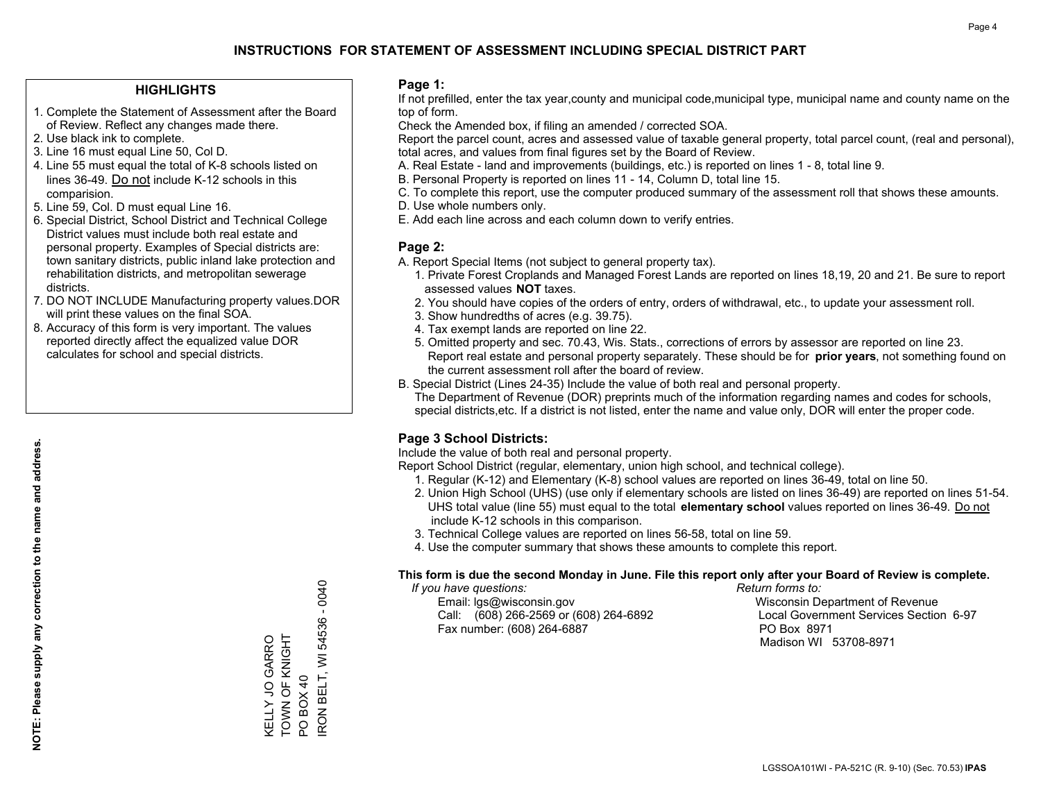# INSTRUCTIONS FOR STATEMENT OF ASSESSMENT INCLUDING SPECIAL DISTRICT PART

## HIGHLIGHTS

1. Complete the Statement of Assessment after the Board of Review. Reflect any changes made there.
2. Use black ink to complete.
3. Line 16 must equal Line 50, Col D.
4. Line 55 must equal the total of K-8 schools listed on lines 36-49. Do not include K-12 schools in this comparision.
5. Line 59, Col. D must equal Line 16.
6. Special District, School District and Technical College District values must include both real estate and personal property. Examples of Special districts are: town sanitary districts, public inland lake protection and rehabilitation districts, and metropolitan sewerage districts.
7. DO NOT INCLUDE Manufacturing property values.DOR will print these values on the final SOA.
8. Accuracy of this form is very important. The values reported directly affect the equalized value DOR calculates for school and special districts.

**NOTE: Please supply any correction to the name and address.**

KELLY JO GARRO
TOWN OF KNIGHT
PO BOX 40
IRON BELT, WI 54536 - 0040

## Page 1:

If not prefilled, enter the tax year,county and municipal code,municipal type, municipal name and county name on the top of form.

Check the Amended box, if filing an amended / corrected SOA.

Report the parcel count, acres and assessed value of taxable general property, total parcel count, (real and personal), total acres, and values from final figures set by the Board of Review.

A. Real Estate - land and improvements (buildings, etc.) is reported on lines 1 - 8, total line 9.
B. Personal Property is reported on lines 11 - 14, Column D, total line 15.
C. To complete this report, use the computer produced summary of the assessment roll that shows these amounts.
D. Use whole numbers only.
E. Add each line across and each column down to verify entries.

## Page 2:

A. Report Special Items (not subject to general property tax).
   1. Private Forest Croplands and Managed Forest Lands are reported on lines 18,19, 20 and 21. Be sure to report assessed values **NOT** taxes.
   2. You should have copies of the orders of entry, orders of withdrawal, etc., to update your assessment roll.
   3. Show hundredths of acres (e.g. 39.75).
   4. Tax exempt lands are reported on line 22.
   5. Omitted property and sec. 70.43, Wis. Stats., corrections of errors by assessor are reported on line 23. Report real estate and personal property separately. These should be for **prior years**, not something found on the current assessment roll after the board of review.
B. Special District (Lines 24-35) Include the value of both real and personal property.
   The Department of Revenue (DOR) preprints much of the information regarding names and codes for schools, special districts,etc. If a district is not listed, enter the name and value only, DOR will enter the proper code.

## Page 3 School Districts:

Include the value of both real and personal property.

Report School District (regular, elementary, union high school, and technical college).

1. Regular (K-12) and Elementary (K-8) school values are reported on lines 36-49, total on line 50.
2. Union High School (UHS) (use only if elementary schools are listed on lines 36-49) are reported on lines 51-54. UHS total value (line 55) must equal to the total **elementary school** values reported on lines 36-49. Do not include K-12 schools in this comparison.
3. Technical College values are reported on lines 56-58, total on line 59.
4. Use the computer summary that shows these amounts to complete this report.

**This form is due the second Monday in June. File this report only after your Board of Review is complete.**

*If you have questions:*
Email: lgs@wisconsin.gov
Call: (608) 266-2569 or (608) 264-6892
Fax number: (608) 264-6887

*Return forms to:*
Wisconsin Department of Revenue
Local Government Services Section 6-97
PO Box 8971
Madison WI 53708-8971

LGSSOA101WI - PA-521C (R. 9-10) (Sec. 70.53) **IPAS**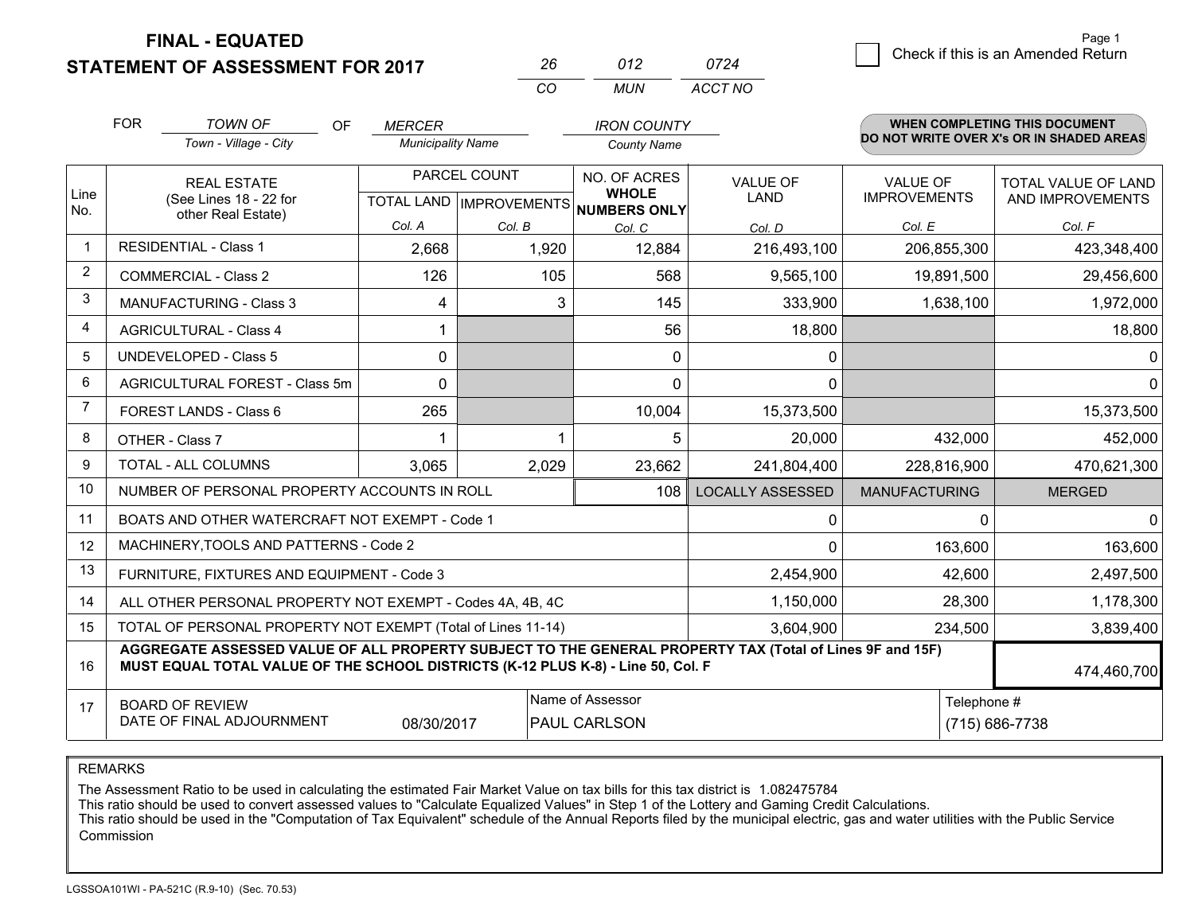**FINAL - EQUATED**
**STATEMENT OF ASSESSMENT FOR 2017**

| 26 | 012 | 0724 |
|---|---|---|
| CO | MUN | ACCT NO |

Page 1

☐ Check if this is an Amended Return

FOR *TOWN OF* (Town - Village - City) OF *MERCER* (Municipality Name) *IRON COUNTY* (County Name)

**WHEN COMPLETING THIS DOCUMENT DO NOT WRITE OVER X's OR IN SHADED AREAS**

| Line No. | REAL ESTATE (See Lines 18 - 22 for other Real Estate) | PARCEL COUNT | | NO. OF ACRES WHOLE NUMBERS ONLY | VALUE OF LAND | VALUE OF IMPROVEMENTS | TOTAL VALUE OF LAND AND IMPROVEMENTS |
|---|---|---|---|---|---|---|---|
| | | TOTAL LAND | IMPROVEMENTS | | | | |
| | | Col. A | Col. B | Col. C | Col. D | Col. E | Col. F |
| 1 | RESIDENTIAL - Class 1 | 2,668 | 1,920 | 12,884 | 216,493,100 | 206,855,300 | 423,348,400 |
| 2 | COMMERCIAL - Class 2 | 126 | 105 | 568 | 9,565,100 | 19,891,500 | 29,456,600 |
| 3 | MANUFACTURING - Class 3 | 4 | 3 | 145 | 333,900 | 1,638,100 | 1,972,000 |
| 4 | AGRICULTURAL - Class 4 | 1 | | 56 | 18,800 | | 18,800 |
| 5 | UNDEVELOPED - Class 5 | 0 | | 0 | 0 | | 0 |
| 6 | AGRICULTURAL FOREST - Class 5m | 0 | | 0 | 0 | | 0 |
| 7 | FOREST LANDS - Class 6 | 265 | | 10,004 | 15,373,500 | | 15,373,500 |
| 8 | OTHER - Class 7 | 1 | 1 | 5 | 20,000 | 432,000 | 452,000 |
| 9 | TOTAL - ALL COLUMNS | 3,065 | 2,029 | 23,662 | 241,804,400 | 228,816,900 | 470,621,300 |
| 10 | NUMBER OF PERSONAL PROPERTY ACCOUNTS IN ROLL | | | 108 | LOCALLY ASSESSED | MANUFACTURING | MERGED |
| 11 | BOATS AND OTHER WATERCRAFT NOT EXEMPT - Code 1 | | | | 0 | 0 | 0 |
| 12 | MACHINERY,TOOLS AND PATTERNS - Code 2 | | | | 0 | 163,600 | 163,600 |
| 13 | FURNITURE, FIXTURES AND EQUIPMENT - Code 3 | | | | 2,454,900 | 42,600 | 2,497,500 |
| 14 | ALL OTHER PERSONAL PROPERTY NOT EXEMPT - Codes 4A, 4B, 4C | | | | 1,150,000 | 28,300 | 1,178,300 |
| 15 | TOTAL OF PERSONAL PROPERTY NOT EXEMPT (Total of Lines 11-14) | | | | 3,604,900 | 234,500 | 3,839,400 |
| 16 | AGGREGATE ASSESSED VALUE OF ALL PROPERTY SUBJECT TO THE GENERAL PROPERTY TAX (Total of Lines 9F and 15F) MUST EQUAL TOTAL VALUE OF THE SCHOOL DISTRICTS (K-12 PLUS K-8) - Line 50, Col. F | | | | | | 474,460,700 |
| 17 | BOARD OF REVIEW DATE OF FINAL ADJOURNMENT | 08/30/2017 | | Name of Assessor: PAUL CARLSON | | | Telephone #: (715) 686-7738 |

REMARKS

The Assessment Ratio to be used in calculating the estimated Fair Market Value on tax bills for this tax district is 1.082475784
This ratio should be used to convert assessed values to "Calculate Equalized Values" in Step 1 of the Lottery and Gaming Credit Calculations.
This ratio should be used in the "Computation of Tax Equivalent" schedule of the Annual Reports filed by the municipal electric, gas and water utilities with the Public Service Commission

LGSSOA101WI - PA-521C (R.9-10) (Sec. 70.53)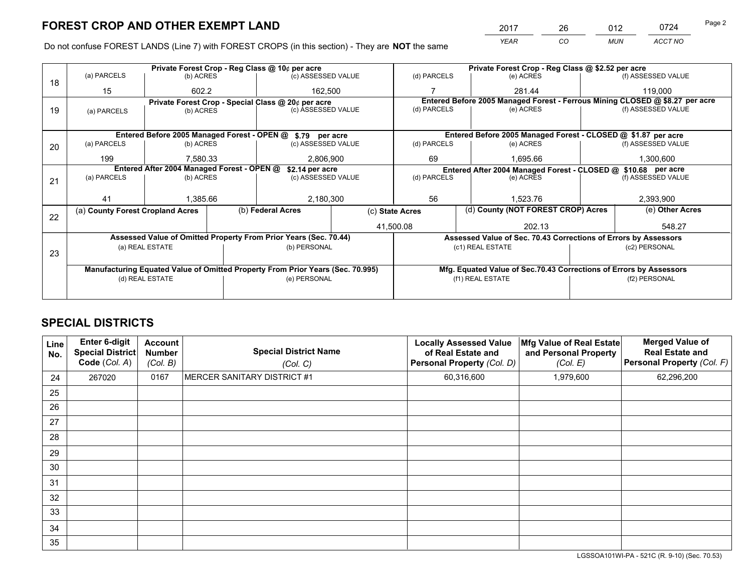# FOREST CROP AND OTHER EXEMPT LAND

| YEAR | CO | MUN | ACCT NO |
|---|---|---|---|
| 2017 | 26 | 012 | 0724 |

Do not confuse FOREST LANDS (Line 7) with FOREST CROPS (in this section) - They are **NOT** the same

| Line | Private Forest Crop - Reg Class @ 10¢ per acre | | | Private Forest Crop - Reg Class @ $2.52 per acre | | |
|---|---|---|---|---|---|---|
| | (a) PARCELS | (b) ACRES | (c) ASSESSED VALUE | (d) PARCELS | (e) ACRES | (f) ASSESSED VALUE |
| 18 | 15 | 602.2 | 162,500 | 7 | 281.44 | 119,000 |
| | **Private Forest Crop - Special Class @ 20¢ per acre** | | | **Entered Before 2005 Managed Forest - Ferrous Mining CLOSED @ $8.27 per acre** | | |
| | (a) PARCELS | (b) ACRES | (c) ASSESSED VALUE | (d) PARCELS | (e) ACRES | (f) ASSESSED VALUE |
| 19 | | | | | | |
| | **Entered Before 2005 Managed Forest - OPEN @ $.79 per acre** | | | **Entered Before 2005 Managed Forest - CLOSED @ $1.87 per acre** | | |
| | (a) PARCELS | (b) ACRES | (c) ASSESSED VALUE | (d) PARCELS | (e) ACRES | (f) ASSESSED VALUE |
| 20 | 199 | 7,580.33 | 2,806,900 | 69 | 1,695.66 | 1,300,600 |
| | **Entered After 2004 Managed Forest - OPEN @ $2.14 per acre** | | | **Entered After 2004 Managed Forest - CLOSED @ $10.68 per acre** | | |
| | (a) PARCELS | (b) ACRES | (c) ASSESSED VALUE | (d) PARCELS | (e) ACRES | (f) ASSESSED VALUE |
| 21 | 41 | 1,385.66 | 2,180,300 | 56 | 1,523.76 | 2,393,900 |

| Line | (a) County Forest Cropland Acres | (b) Federal Acres | (c) State Acres | (d) County (NOT FOREST CROP) Acres | (e) Other Acres |
|---|---|---|---|---|---|
| 22 | | | 41,500.08 | 202.13 | 548.27 |

| Line | Assessed Value of Omitted Property From Prior Years (Sec. 70.44) | | Assessed Value of Sec. 70.43 Corrections of Errors by Assessors | |
|---|---|---|---|---|
| | (a) REAL ESTATE | (b) PERSONAL | (c1) REAL ESTATE | (c2) PERSONAL |
| 23 | | | | |
| | **Manufacturing Equated Value of Omitted Property From Prior Years (Sec. 70.995)** | | **Mfg. Equated Value of Sec.70.43 Corrections of Errors by Assessors** | |
| | (d) REAL ESTATE | (e) PERSONAL | (f1) REAL ESTATE | (f2) PERSONAL |
| | | | | |

# SPECIAL DISTRICTS

| Line No. | Enter 6-digit Special District Code (Col. A) | Account Number (Col. B) | Special District Name (Col. C) | Locally Assessed Value of Real Estate and Personal Property (Col. D) | Mfg Value of Real Estate and Personal Property (Col. E) | Merged Value of Real Estate and Personal Property (Col. F) |
|---|---|---|---|---|---|---|
| 24 | 267020 | 0167 | MERCER SANITARY DISTRICT #1 | 60,316,600 | 1,979,600 | 62,296,200 |
| 25 | | | | | | |
| 26 | | | | | | |
| 27 | | | | | | |
| 28 | | | | | | |
| 29 | | | | | | |
| 30 | | | | | | |
| 31 | | | | | | |
| 32 | | | | | | |
| 33 | | | | | | |
| 34 | | | | | | |
| 35 | | | | | | |

LGSSOA101WI-PA - 521C (R. 9-10) (Sec. 70.53)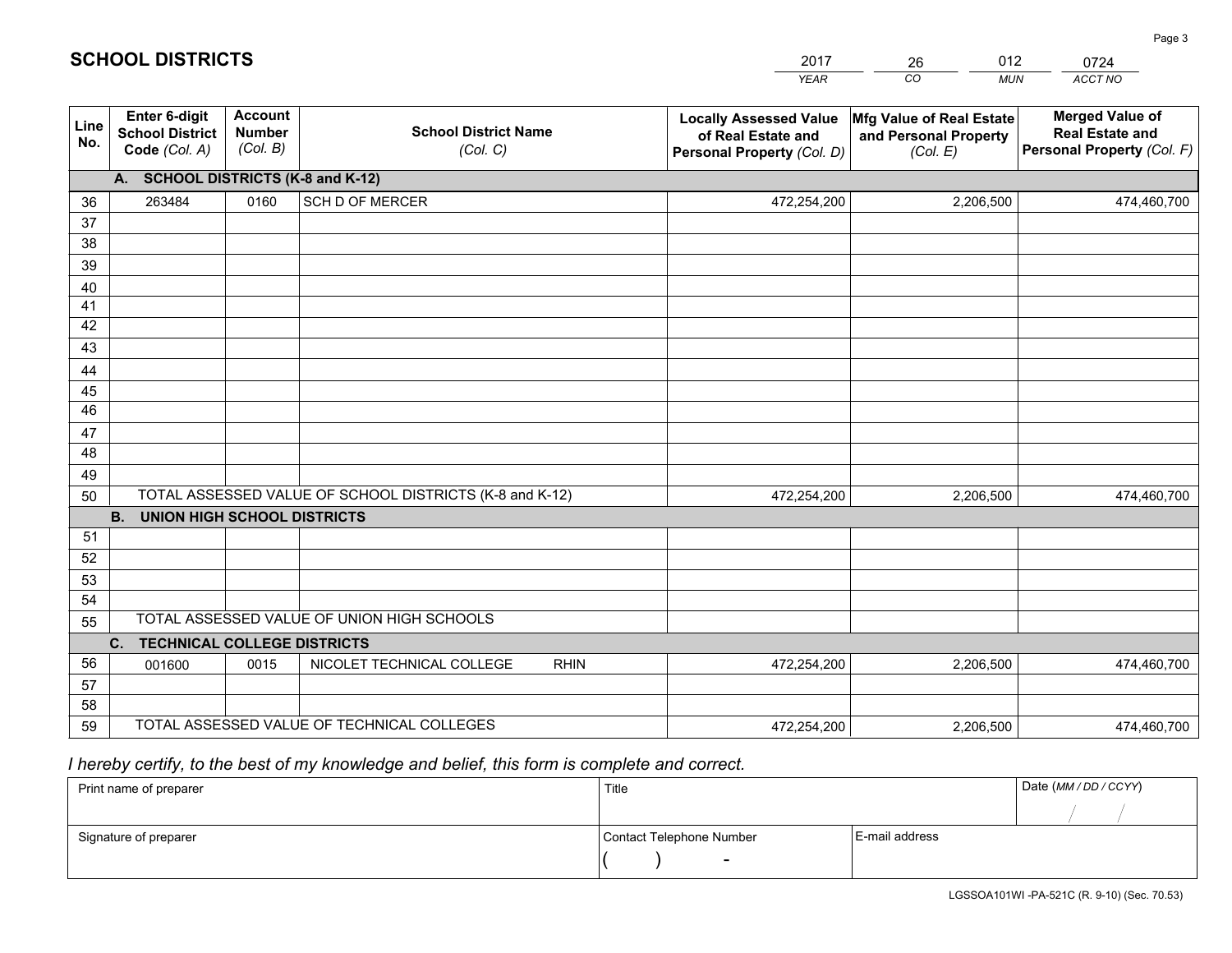# SCHOOL DISTRICTS

| 2017 | 26 | 012 | 0724 |
|---|---|---|---|
| *YEAR* | *CO* | *MUN* | *ACCT NO* |

| Line No. | Enter 6-digit School District Code *(Col. A)* | Account Number *(Col. B)* | School District Name *(Col. C)* | Locally Assessed Value of Real Estate and Personal Property *(Col. D)* | Mfg Value of Real Estate and Personal Property *(Col. E)* | Merged Value of Real Estate and Personal Property *(Col. F)* |
|---|---|---|---|---|---|---|
| **A. SCHOOL DISTRICTS (K-8 and K-12)** | | | | | | |
| 36 | 263484 | 0160 | SCH D OF MERCER | 472,254,200 | 2,206,500 | 474,460,700 |
| 37 | | | | | | |
| 38 | | | | | | |
| 39 | | | | | | |
| 40 | | | | | | |
| 41 | | | | | | |
| 42 | | | | | | |
| 43 | | | | | | |
| 44 | | | | | | |
| 45 | | | | | | |
| 46 | | | | | | |
| 47 | | | | | | |
| 48 | | | | | | |
| 49 | | | | | | |
| 50 | TOTAL ASSESSED VALUE OF SCHOOL DISTRICTS (K-8 and K-12) | | | 472,254,200 | 2,206,500 | 474,460,700 |
| **B. UNION HIGH SCHOOL DISTRICTS** | | | | | | |
| 51 | | | | | | |
| 52 | | | | | | |
| 53 | | | | | | |
| 54 | | | | | | |
| 55 | TOTAL ASSESSED VALUE OF UNION HIGH SCHOOLS | | | | | |
| **C. TECHNICAL COLLEGE DISTRICTS** | | | | | | |
| 56 | 001600 | 0015 | NICOLET TECHNICAL COLLEGE RHIN | 472,254,200 | 2,206,500 | 474,460,700 |
| 57 | | | | | | |
| 58 | | | | | | |
| 59 | TOTAL ASSESSED VALUE OF TECHNICAL COLLEGES | | | 472,254,200 | 2,206,500 | 474,460,700 |

*I hereby certify, to the best of my knowledge and belief, this form is complete and correct.*

| Print name of preparer | Title | | Date *(MM / DD / CCYY)* |
|---|---|---|---|
| | | | / / |
| Signature of preparer | Contact Telephone Number | E-mail address | |
| | ( ) - | | |

LGSSOA101WI -PA-521C (R. 9-10) (Sec. 70.53)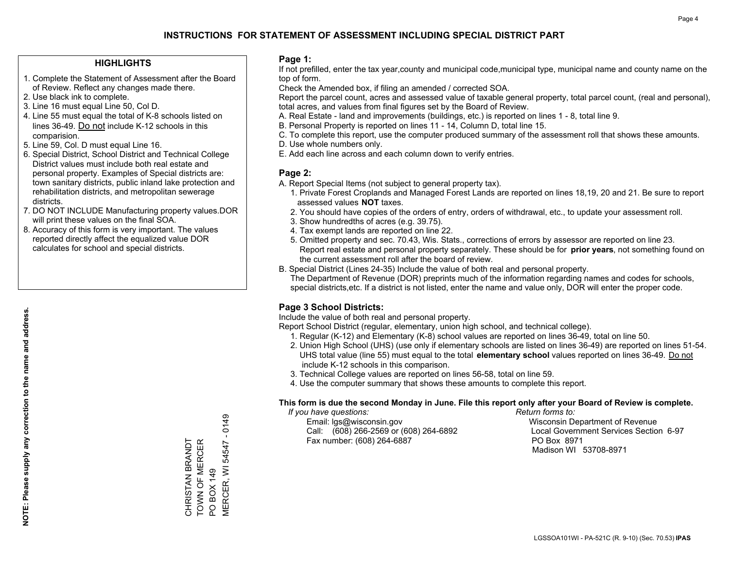# INSTRUCTIONS FOR STATEMENT OF ASSESSMENT INCLUDING SPECIAL DISTRICT PART

## HIGHLIGHTS

1. Complete the Statement of Assessment after the Board of Review. Reflect any changes made there.
2. Use black ink to complete.
3. Line 16 must equal Line 50, Col D.
4. Line 55 must equal the total of K-8 schools listed on lines 36-49. Do not include K-12 schools in this comparision.
5. Line 59, Col. D must equal Line 16.
6. Special District, School District and Technical College District values must include both real estate and personal property. Examples of Special districts are: town sanitary districts, public inland lake protection and rehabilitation districts, and metropolitan sewerage districts.
7. DO NOT INCLUDE Manufacturing property values.DOR will print these values on the final SOA.
8. Accuracy of this form is very important. The values reported directly affect the equalized value DOR calculates for school and special districts.

**NOTE: Please supply any correction to the name and address.**

CHRISTAN BRANDT
TOWN OF MERCER
PO BOX 149
MERCER, WI 54547 - 0149

## Page 1:

If not prefilled, enter the tax year,county and municipal code,municipal type, municipal name and county name on the top of form.

Check the Amended box, if filing an amended / corrected SOA.

Report the parcel count, acres and assessed value of taxable general property, total parcel count, (real and personal), total acres, and values from final figures set by the Board of Review.

A. Real Estate - land and improvements (buildings, etc.) is reported on lines 1 - 8, total line 9.
B. Personal Property is reported on lines 11 - 14, Column D, total line 15.
C. To complete this report, use the computer produced summary of the assessment roll that shows these amounts.
D. Use whole numbers only.
E. Add each line across and each column down to verify entries.

## Page 2:

A. Report Special Items (not subject to general property tax).
   1. Private Forest Croplands and Managed Forest Lands are reported on lines 18,19, 20 and 21. Be sure to report assessed values **NOT** taxes.
   2. You should have copies of the orders of entry, orders of withdrawal, etc., to update your assessment roll.
   3. Show hundredths of acres (e.g. 39.75).
   4. Tax exempt lands are reported on line 22.
   5. Omitted property and sec. 70.43, Wis. Stats., corrections of errors by assessor are reported on line 23. Report real estate and personal property separately. These should be for **prior years**, not something found on the current assessment roll after the board of review.
B. Special District (Lines 24-35) Include the value of both real and personal property.
   The Department of Revenue (DOR) preprints much of the information regarding names and codes for schools, special districts,etc. If a district is not listed, enter the name and value only, DOR will enter the proper code.

## Page 3 School Districts:

Include the value of both real and personal property.

Report School District (regular, elementary, union high school, and technical college).

1. Regular (K-12) and Elementary (K-8) school values are reported on lines 36-49, total on line 50.
2. Union High School (UHS) (use only if elementary schools are listed on lines 36-49) are reported on lines 51-54. UHS total value (line 55) must equal to the total **elementary school** values reported on lines 36-49. Do not include K-12 schools in this comparison.
3. Technical College values are reported on lines 56-58, total on line 59.
4. Use the computer summary that shows these amounts to complete this report.

**This form is due the second Monday in June. File this report only after your Board of Review is complete.**

*If you have questions:*
Email: lgs@wisconsin.gov
Call: (608) 266-2569 or (608) 264-6892
Fax number: (608) 264-6887

*Return forms to:*
Wisconsin Department of Revenue
Local Government Services Section 6-97
PO Box 8971
Madison WI 53708-8971

LGSSOA101WI - PA-521C (R. 9-10) (Sec. 70.53) **IPAS**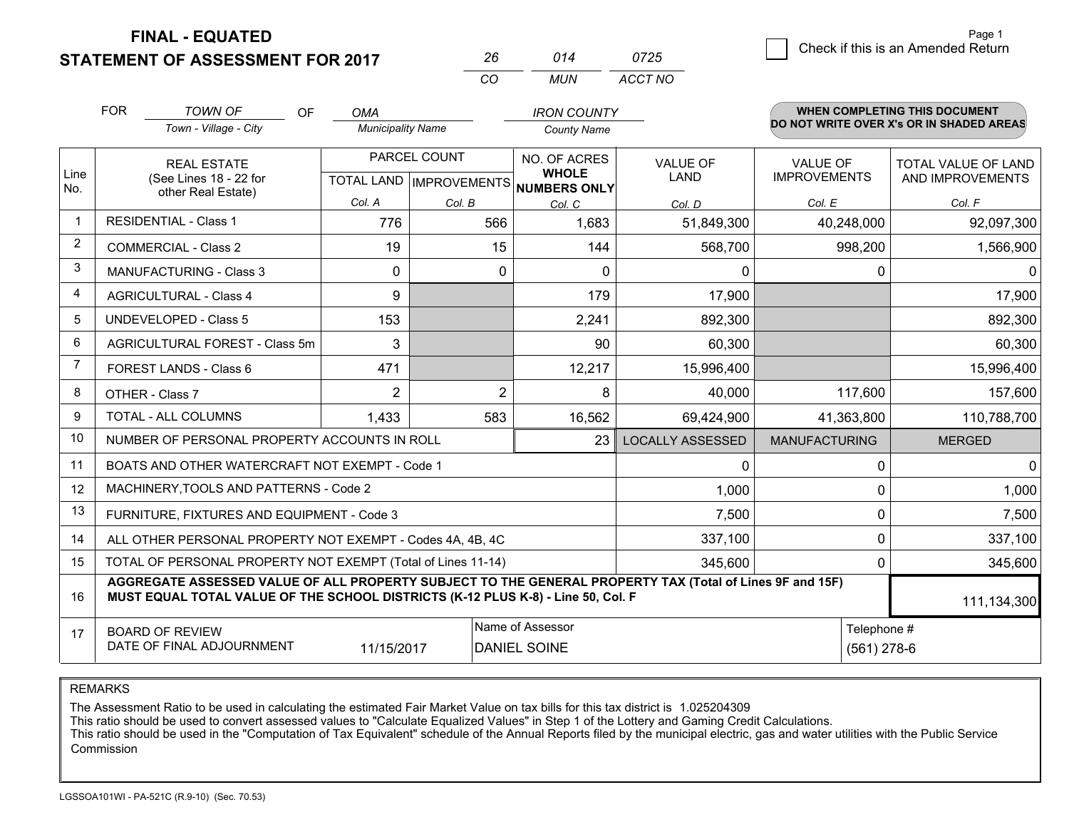# FINAL - EQUATED
# STATEMENT OF ASSESSMENT FOR 2017

| 26 | 014 | 0725 |
|---|---|---|
| CO | MUN | ACCT NO |

☐ Check if this is an Amended Return

FOR *TOWN OF* (Town - Village - City) OF *OMA* (Municipality Name) *IRON COUNTY* (County Name)

**WHEN COMPLETING THIS DOCUMENT DO NOT WRITE OVER X's OR IN SHADED AREAS**

| Line No. | REAL ESTATE (See Lines 18 - 22 for other Real Estate) | PARCEL COUNT | | NO. OF ACRES WHOLE NUMBERS ONLY | VALUE OF LAND | VALUE OF IMPROVEMENTS | TOTAL VALUE OF LAND AND IMPROVEMENTS |
|---|---|---|---|---|---|---|---|
| | | TOTAL LAND | IMPROVEMENTS | | | | |
| | | Col. A | Col. B | Col. C | Col. D | Col. E | Col. F |
| 1 | RESIDENTIAL - Class 1 | 776 | 566 | 1,683 | 51,849,300 | 40,248,000 | 92,097,300 |
| 2 | COMMERCIAL - Class 2 | 19 | 15 | 144 | 568,700 | 998,200 | 1,566,900 |
| 3 | MANUFACTURING - Class 3 | 0 | 0 | 0 | 0 | 0 | 0 |
| 4 | AGRICULTURAL - Class 4 | 9 | | 179 | 17,900 | | 17,900 |
| 5 | UNDEVELOPED - Class 5 | 153 | | 2,241 | 892,300 | | 892,300 |
| 6 | AGRICULTURAL FOREST - Class 5m | 3 | | 90 | 60,300 | | 60,300 |
| 7 | FOREST LANDS - Class 6 | 471 | | 12,217 | 15,996,400 | | 15,996,400 |
| 8 | OTHER - Class 7 | 2 | 2 | 8 | 40,000 | 117,600 | 157,600 |
| 9 | TOTAL - ALL COLUMNS | 1,433 | 583 | 16,562 | 69,424,900 | 41,363,800 | 110,788,700 |
| 10 | NUMBER OF PERSONAL PROPERTY ACCOUNTS IN ROLL | | | 23 | LOCALLY ASSESSED | MANUFACTURING | MERGED |
| 11 | BOATS AND OTHER WATERCRAFT NOT EXEMPT - Code 1 | | | | 0 | 0 | 0 |
| 12 | MACHINERY,TOOLS AND PATTERNS - Code 2 | | | | 1,000 | 0 | 1,000 |
| 13 | FURNITURE, FIXTURES AND EQUIPMENT - Code 3 | | | | 7,500 | 0 | 7,500 |
| 14 | ALL OTHER PERSONAL PROPERTY NOT EXEMPT - Codes 4A, 4B, 4C | | | | 337,100 | 0 | 337,100 |
| 15 | TOTAL OF PERSONAL PROPERTY NOT EXEMPT (Total of Lines 11-14) | | | | 345,600 | 0 | 345,600 |
| 16 | **AGGREGATE ASSESSED VALUE OF ALL PROPERTY SUBJECT TO THE GENERAL PROPERTY TAX (Total of Lines 9F and 15F) MUST EQUAL TOTAL VALUE OF THE SCHOOL DISTRICTS (K-12 PLUS K-8) - Line 50, Col. F** | | | | | | 111,134,300 |
| 17 | BOARD OF REVIEW DATE OF FINAL ADJOURNMENT | 11/15/2017 | Name of Assessor: DANIEL SOINE | | | Telephone #: (561) 278-6 | |

REMARKS

The Assessment Ratio to be used in calculating the estimated Fair Market Value on tax bills for this tax district is 1.025204309
This ratio should be used to convert assessed values to "Calculate Equalized Values" in Step 1 of the Lottery and Gaming Credit Calculations.
This ratio should be used in the "Computation of Tax Equivalent" schedule of the Annual Reports filed by the municipal electric, gas and water utilities with the Public Service Commission

LGSSOA101WI - PA-521C (R.9-10) (Sec. 70.53)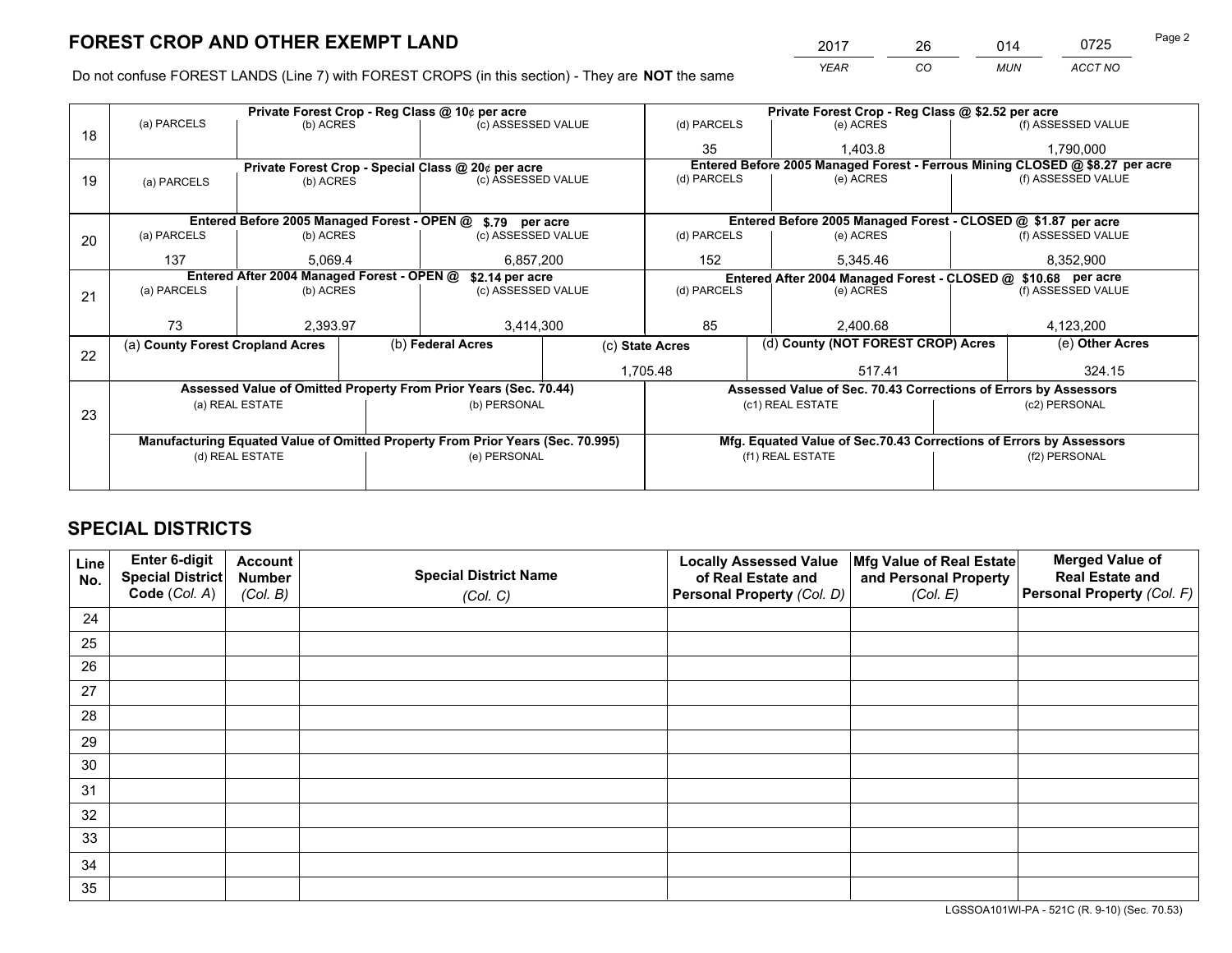# FOREST CROP AND OTHER EXEMPT LAND

| 2017 | 26 | 014 | 0725 |
|---|---|---|---|
| YEAR | CO | MUN | ACCT NO |

Do not confuse FOREST LANDS (Line 7) with FOREST CROPS (in this section) - They are **NOT** the same

| Line | Private Forest Crop - Reg Class @ 10¢ per acre | | | Private Forest Crop - Reg Class @ $2.52 per acre | | |
|---|---|---|---|---|---|---|
| 18 | (a) PARCELS | (b) ACRES | (c) ASSESSED VALUE | (d) PARCELS | (e) ACRES | (f) ASSESSED VALUE |
| | | | | 35 | 1,403.8 | 1,790,000 |
| | **Private Forest Crop - Special Class @ 20¢ per acre** | | | **Entered Before 2005 Managed Forest - Ferrous Mining CLOSED @ $8.27 per acre** | | |
| 19 | (a) PARCELS | (b) ACRES | (c) ASSESSED VALUE | (d) PARCELS | (e) ACRES | (f) ASSESSED VALUE |
| | | | | | | |
| | **Entered Before 2005 Managed Forest - OPEN @ $.79 per acre** | | | **Entered Before 2005 Managed Forest - CLOSED @ $1.87 per acre** | | |
| 20 | (a) PARCELS | (b) ACRES | (c) ASSESSED VALUE | (d) PARCELS | (e) ACRES | (f) ASSESSED VALUE |
| | 137 | 5,069.4 | 6,857,200 | 152 | 5,345.46 | 8,352,900 |
| | **Entered After 2004 Managed Forest - OPEN @ $2.14 per acre** | | | **Entered After 2004 Managed Forest - CLOSED @ $10.68 per acre** | | |
| 21 | (a) PARCELS | (b) ACRES | (c) ASSESSED VALUE | (d) PARCELS | (e) ACRES | (f) ASSESSED VALUE |
| | 73 | 2,393.97 | 3,414,300 | 85 | 2,400.68 | 4,123,200 |

| Line | (a) County Forest Cropland Acres | (b) Federal Acres | (c) State Acres | (d) County (NOT FOREST CROP) Acres | (e) Other Acres |
|---|---|---|---|---|---|
| 22 | | | 1,705.48 | 517.41 | 324.15 |

| Line | Assessed Value of Omitted Property From Prior Years (Sec. 70.44) | | Assessed Value of Sec. 70.43 Corrections of Errors by Assessors | |
|---|---|---|---|---|
| 23 | (a) REAL ESTATE | (b) PERSONAL | (c1) REAL ESTATE | (c2) PERSONAL |
| | | | | |
| | **Manufacturing Equated Value of Omitted Property From Prior Years (Sec. 70.995)** | | **Mfg. Equated Value of Sec.70.43 Corrections of Errors by Assessors** | |
| | (d) REAL ESTATE | (e) PERSONAL | (f1) REAL ESTATE | (f2) PERSONAL |
| | | | | |

# SPECIAL DISTRICTS

| Line No. | Enter 6-digit Special District Code (Col. A) | Account Number (Col. B) | Special District Name (Col. C) | Locally Assessed Value of Real Estate and Personal Property (Col. D) | Mfg Value of Real Estate and Personal Property (Col. E) | Merged Value of Real Estate and Personal Property (Col. F) |
|---|---|---|---|---|---|---|
| 24 | | | | | | |
| 25 | | | | | | |
| 26 | | | | | | |
| 27 | | | | | | |
| 28 | | | | | | |
| 29 | | | | | | |
| 30 | | | | | | |
| 31 | | | | | | |
| 32 | | | | | | |
| 33 | | | | | | |
| 34 | | | | | | |
| 35 | | | | | | |

LGSSOA101WI-PA - 521C (R. 9-10) (Sec. 70.53)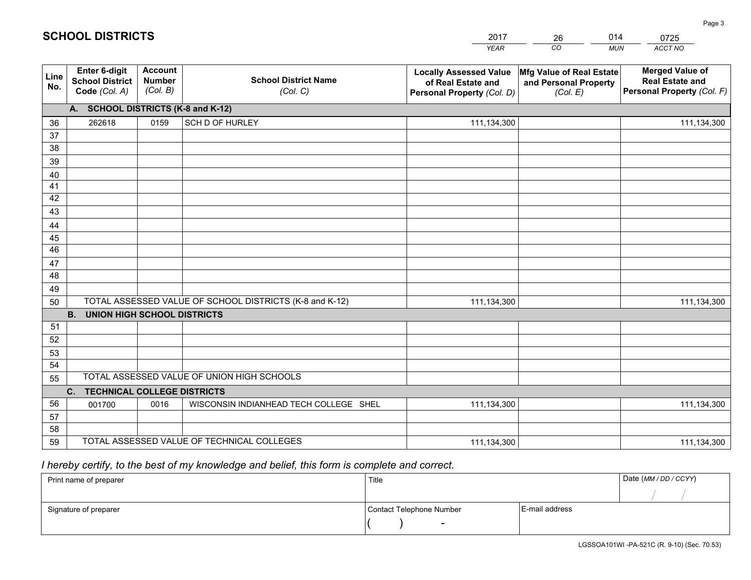# SCHOOL DISTRICTS

| 2017 | 26 | 014 | 0725 |
|---|---|---|---|
| *YEAR* | *CO* | *MUN* | *ACCT NO* |

| Line No. | Enter 6-digit School District Code *(Col. A)* | Account Number *(Col. B)* | School District Name *(Col. C)* | Locally Assessed Value of Real Estate and Personal Property *(Col. D)* | Mfg Value of Real Estate and Personal Property *(Col. E)* | Merged Value of Real Estate and Personal Property *(Col. F)* |
|---|---|---|---|---|---|---|
| | **A. SCHOOL DISTRICTS (K-8 and K-12)** | | | | | |
| 36 | 262618 | 0159 | SCH D OF HURLEY | 111,134,300 | | 111,134,300 |
| 37 | | | | | | |
| 38 | | | | | | |
| 39 | | | | | | |
| 40 | | | | | | |
| 41 | | | | | | |
| 42 | | | | | | |
| 43 | | | | | | |
| 44 | | | | | | |
| 45 | | | | | | |
| 46 | | | | | | |
| 47 | | | | | | |
| 48 | | | | | | |
| 49 | | | | | | |
| 50 | TOTAL ASSESSED VALUE OF SCHOOL DISTRICTS (K-8 and K-12) | | | 111,134,300 | | 111,134,300 |
| | **B. UNION HIGH SCHOOL DISTRICTS** | | | | | |
| 51 | | | | | | |
| 52 | | | | | | |
| 53 | | | | | | |
| 54 | | | | | | |
| 55 | TOTAL ASSESSED VALUE OF UNION HIGH SCHOOLS | | | | | |
| | **C. TECHNICAL COLLEGE DISTRICTS** | | | | | |
| 56 | 001700 | 0016 | WISCONSIN INDIANHEAD TECH COLLEGE SHEL | 111,134,300 | | 111,134,300 |
| 57 | | | | | | |
| 58 | | | | | | |
| 59 | TOTAL ASSESSED VALUE OF TECHNICAL COLLEGES | | | 111,134,300 | | 111,134,300 |

*I hereby certify, to the best of my knowledge and belief, this form is complete and correct.*

| Print name of preparer | Title | | Date *(MM / DD / CCYY)* |
|---|---|---|---|
| | | | / / |
| Signature of preparer | Contact Telephone Number | E-mail address | |
| | ( ) - | | |

LGSSOA101WI -PA-521C (R. 9-10) (Sec. 70.53)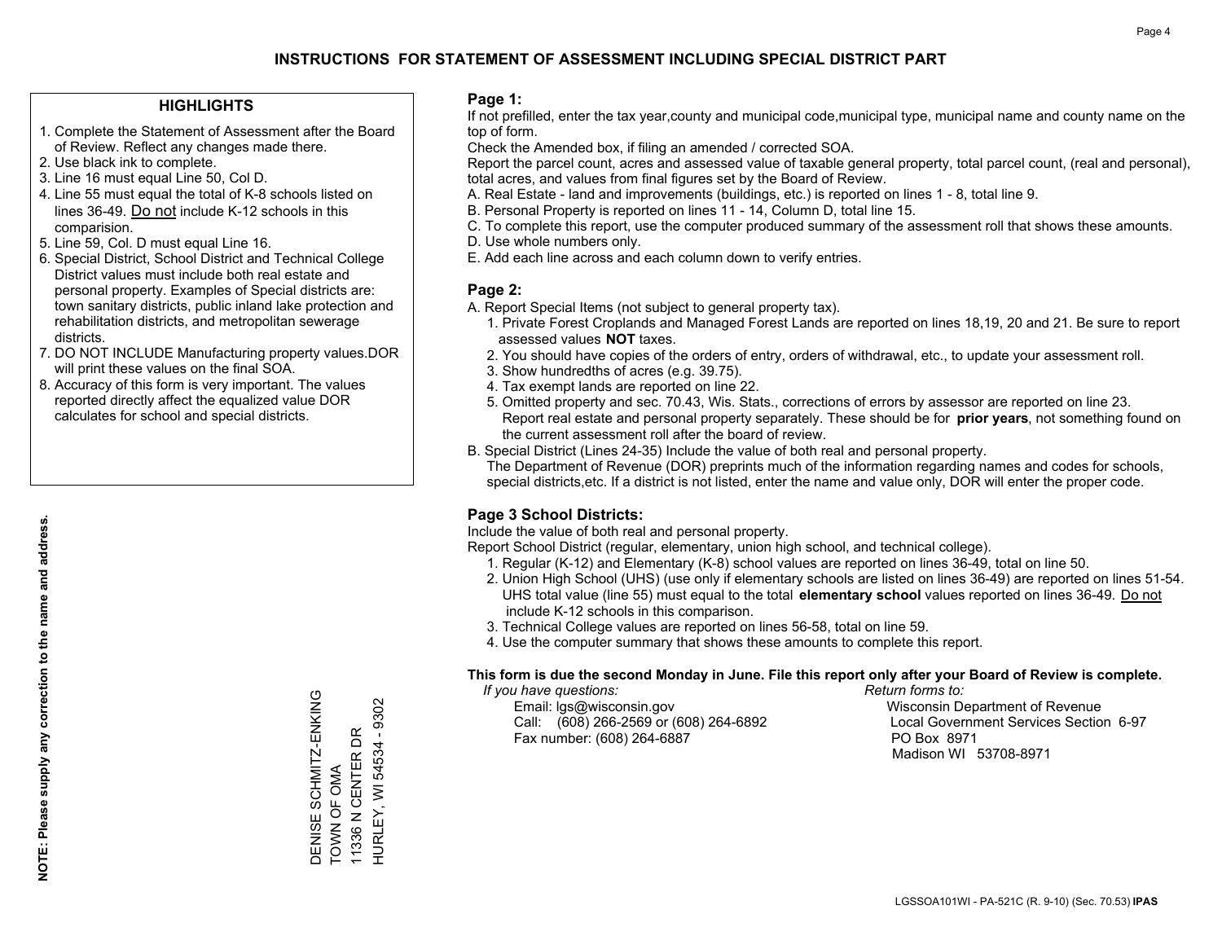# INSTRUCTIONS FOR STATEMENT OF ASSESSMENT INCLUDING SPECIAL DISTRICT PART

## HIGHLIGHTS

1. Complete the Statement of Assessment after the Board of Review. Reflect any changes made there.
2. Use black ink to complete.
3. Line 16 must equal Line 50, Col D.
4. Line 55 must equal the total of K-8 schools listed on lines 36-49. Do not include K-12 schools in this comparision.
5. Line 59, Col. D must equal Line 16.
6. Special District, School District and Technical College District values must include both real estate and personal property. Examples of Special districts are: town sanitary districts, public inland lake protection and rehabilitation districts, and metropolitan sewerage districts.
7. DO NOT INCLUDE Manufacturing property values.DOR will print these values on the final SOA.
8. Accuracy of this form is very important. The values reported directly affect the equalized value DOR calculates for school and special districts.

**NOTE: Please supply any correction to the name and address.**

DENISE SCHMITZ-ENKING
TOWN OF OMA
11336 N CENTER DR
HURLEY, WI 54534 - 9302

## Page 1:

If not prefilled, enter the tax year,county and municipal code,municipal type, municipal name and county name on the top of form.

Check the Amended box, if filing an amended / corrected SOA.

Report the parcel count, acres and assessed value of taxable general property, total parcel count, (real and personal), total acres, and values from final figures set by the Board of Review.

A. Real Estate - land and improvements (buildings, etc.) is reported on lines 1 - 8, total line 9.
B. Personal Property is reported on lines 11 - 14, Column D, total line 15.
C. To complete this report, use the computer produced summary of the assessment roll that shows these amounts.
D. Use whole numbers only.
E. Add each line across and each column down to verify entries.

## Page 2:

A. Report Special Items (not subject to general property tax).
   1. Private Forest Croplands and Managed Forest Lands are reported on lines 18,19, 20 and 21. Be sure to report assessed values **NOT** taxes.
   2. You should have copies of the orders of entry, orders of withdrawal, etc., to update your assessment roll.
   3. Show hundredths of acres (e.g. 39.75).
   4. Tax exempt lands are reported on line 22.
   5. Omitted property and sec. 70.43, Wis. Stats., corrections of errors by assessor are reported on line 23. Report real estate and personal property separately. These should be for **prior years**, not something found on the current assessment roll after the board of review.

B. Special District (Lines 24-35) Include the value of both real and personal property. The Department of Revenue (DOR) preprints much of the information regarding names and codes for schools, special districts,etc. If a district is not listed, enter the name and value only, DOR will enter the proper code.

## Page 3 School Districts:

Include the value of both real and personal property.

Report School District (regular, elementary, union high school, and technical college).

1. Regular (K-12) and Elementary (K-8) school values are reported on lines 36-49, total on line 50.
2. Union High School (UHS) (use only if elementary schools are listed on lines 36-49) are reported on lines 51-54. UHS total value (line 55) must equal to the total **elementary school** values reported on lines 36-49. Do not include K-12 schools in this comparison.
3. Technical College values are reported on lines 56-58, total on line 59.
4. Use the computer summary that shows these amounts to complete this report.

**This form is due the second Monday in June. File this report only after your Board of Review is complete.**

*If you have questions:*
Email: lgs@wisconsin.gov
Call: (608) 266-2569 or (608) 264-6892
Fax number: (608) 264-6887

*Return forms to:*
Wisconsin Department of Revenue
Local Government Services Section 6-97
PO Box 8971
Madison WI 53708-8971

LGSSOA101WI - PA-521C (R. 9-10) (Sec. 70.53) **IPAS**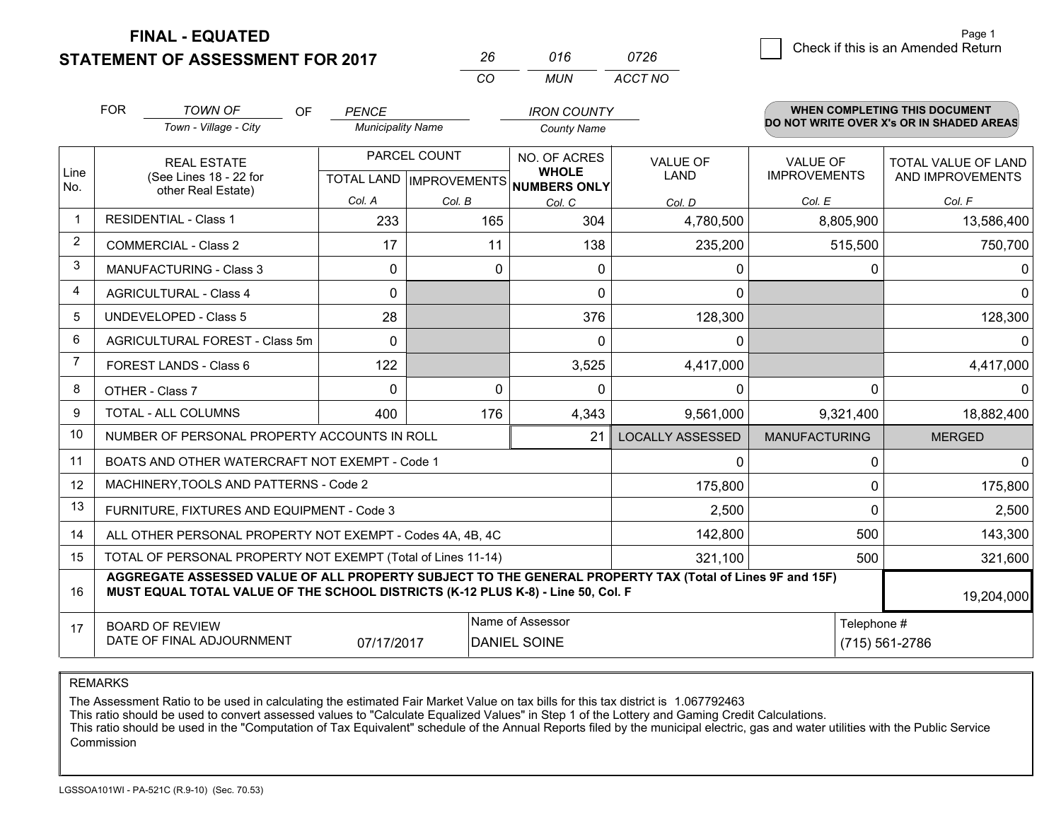# FINAL - EQUATED
## STATEMENT OF ASSESSMENT FOR 2017

| 26 | 016 | 0726 |
|---|---|---|
| CO | MUN | ACCT NO |

Page 1

☐ Check if this is an Amended Return

FOR *TOWN OF* (Town - Village - City) OF *PENCE* (Municipality Name) *IRON COUNTY* (County Name)

**WHEN COMPLETING THIS DOCUMENT DO NOT WRITE OVER X's OR IN SHADED AREAS**

| Line No. | REAL ESTATE (See Lines 18 - 22 for other Real Estate) | PARCEL COUNT | | NO. OF ACRES WHOLE NUMBERS ONLY | VALUE OF LAND | VALUE OF IMPROVEMENTS | TOTAL VALUE OF LAND AND IMPROVEMENTS |
|---|---|---|---|---|---|---|---|
| | | TOTAL LAND Col. A | IMPROVEMENTS Col. B | Col. C | Col. D | Col. E | Col. F |
| 1 | RESIDENTIAL - Class 1 | 233 | 165 | 304 | 4,780,500 | 8,805,900 | 13,586,400 |
| 2 | COMMERCIAL - Class 2 | 17 | 11 | 138 | 235,200 | 515,500 | 750,700 |
| 3 | MANUFACTURING - Class 3 | 0 | 0 | 0 | 0 | 0 | 0 |
| 4 | AGRICULTURAL - Class 4 | 0 | | 0 | 0 | | 0 |
| 5 | UNDEVELOPED - Class 5 | 28 | | 376 | 128,300 | | 128,300 |
| 6 | AGRICULTURAL FOREST - Class 5m | 0 | | 0 | 0 | | 0 |
| 7 | FOREST LANDS - Class 6 | 122 | | 3,525 | 4,417,000 | | 4,417,000 |
| 8 | OTHER - Class 7 | 0 | 0 | 0 | 0 | 0 | 0 |
| 9 | TOTAL - ALL COLUMNS | 400 | 176 | 4,343 | 9,561,000 | 9,321,400 | 18,882,400 |
| 10 | NUMBER OF PERSONAL PROPERTY ACCOUNTS IN ROLL | | | 21 | LOCALLY ASSESSED | MANUFACTURING | MERGED |
| 11 | BOATS AND OTHER WATERCRAFT NOT EXEMPT - Code 1 | | | | 0 | 0 | 0 |
| 12 | MACHINERY,TOOLS AND PATTERNS - Code 2 | | | | 175,800 | 0 | 175,800 |
| 13 | FURNITURE, FIXTURES AND EQUIPMENT - Code 3 | | | | 2,500 | 0 | 2,500 |
| 14 | ALL OTHER PERSONAL PROPERTY NOT EXEMPT - Codes 4A, 4B, 4C | | | | 142,800 | 500 | 143,300 |
| 15 | TOTAL OF PERSONAL PROPERTY NOT EXEMPT (Total of Lines 11-14) | | | | 321,100 | 500 | 321,600 |
| 16 | **AGGREGATE ASSESSED VALUE OF ALL PROPERTY SUBJECT TO THE GENERAL PROPERTY TAX (Total of Lines 9F and 15F) MUST EQUAL TOTAL VALUE OF THE SCHOOL DISTRICTS (K-12 PLUS K-8) - Line 50, Col. F** | | | | | | 19,204,000 |
| 17 | BOARD OF REVIEW DATE OF FINAL ADJOURNMENT | 07/17/2017 | Name of Assessor: DANIEL SOINE | | | Telephone #: (715) 561-2786 | |

REMARKS

The Assessment Ratio to be used in calculating the estimated Fair Market Value on tax bills for this tax district is 1.067792463
This ratio should be used to convert assessed values to "Calculate Equalized Values" in Step 1 of the Lottery and Gaming Credit Calculations.
This ratio should be used in the "Computation of Tax Equivalent" schedule of the Annual Reports filed by the municipal electric, gas and water utilities with the Public Service Commission

LGSSOA101WI - PA-521C (R.9-10) (Sec. 70.53)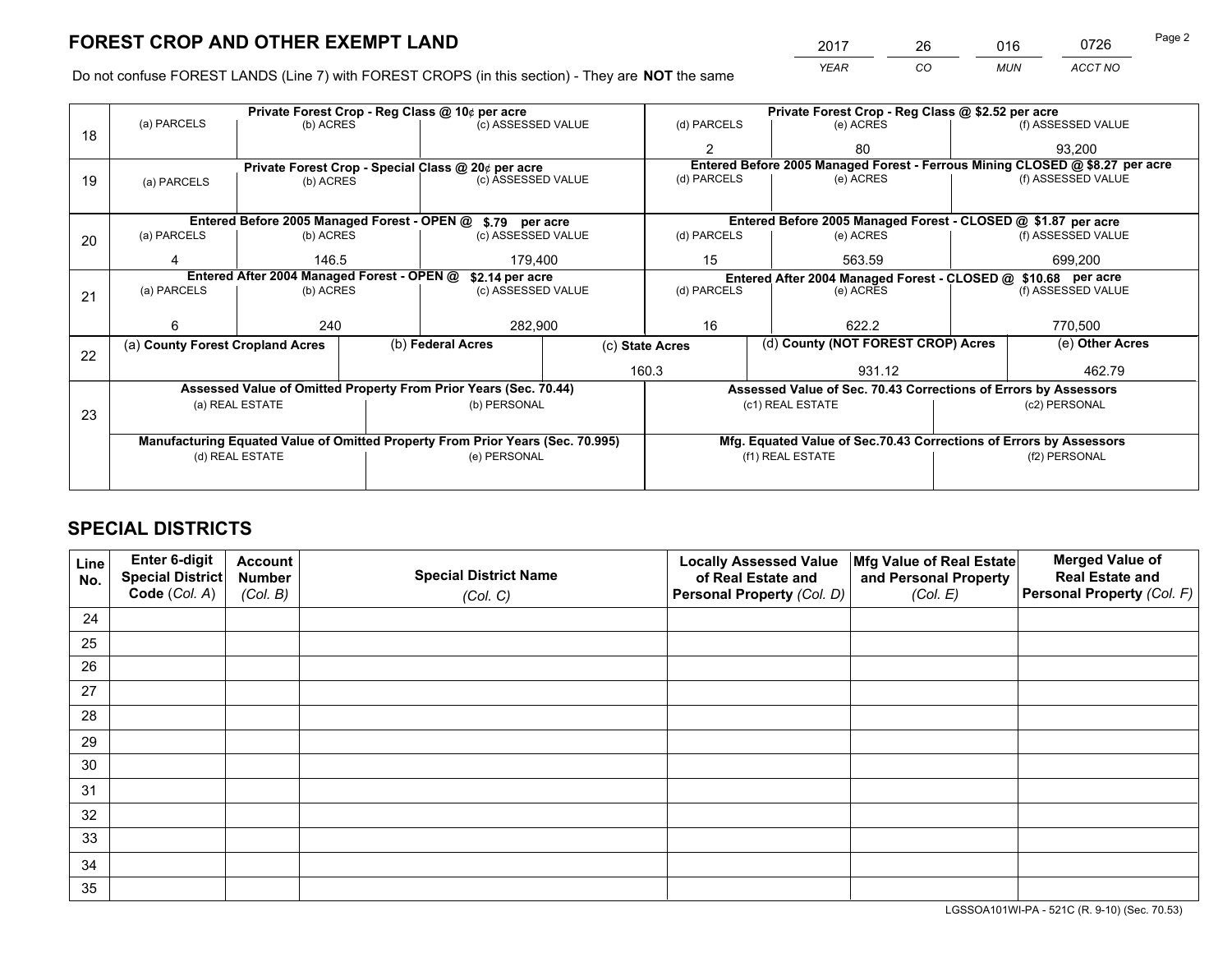# FOREST CROP AND OTHER EXEMPT LAND

| 2017 | 26 | 016 | 0726 |
|---|---|---|---|
| *YEAR* | *CO* | *MUN* | *ACCT NO* |

Do not confuse FOREST LANDS (Line 7) with FOREST CROPS (in this section) - They are **NOT** the same

| Line | | | | | | |
|---|---|---|---|---|---|---|
| 18 | **Private Forest Crop - Reg Class @ 10¢ per acre** | | | **Private Forest Crop - Reg Class @ $2.52 per acre** | | |
| | (a) PARCELS | (b) ACRES | (c) ASSESSED VALUE | (d) PARCELS | (e) ACRES | (f) ASSESSED VALUE |
| | | | | 2 | 80 | 93,200 |
| 19 | **Private Forest Crop - Special Class @ 20¢ per acre** | | | **Entered Before 2005 Managed Forest - Ferrous Mining CLOSED @ $8.27 per acre** | | |
| | (a) PARCELS | (b) ACRES | (c) ASSESSED VALUE | (d) PARCELS | (e) ACRES | (f) ASSESSED VALUE |
| | | | | | | |
| 20 | **Entered Before 2005 Managed Forest - OPEN @ $.79 per acre** | | | **Entered Before 2005 Managed Forest - CLOSED @ $1.87 per acre** | | |
| | (a) PARCELS | (b) ACRES | (c) ASSESSED VALUE | (d) PARCELS | (e) ACRES | (f) ASSESSED VALUE |
| | 4 | 146.5 | 179,400 | 15 | 563.59 | 699,200 |
| 21 | **Entered After 2004 Managed Forest - OPEN @ $2.14 per acre** | | | **Entered After 2004 Managed Forest - CLOSED @ $10.68 per acre** | | |
| | (a) PARCELS | (b) ACRES | (c) ASSESSED VALUE | (d) PARCELS | (e) ACRES | (f) ASSESSED VALUE |
| | 6 | 240 | 282,900 | 16 | 622.2 | 770,500 |

| Line | (a) County Forest Cropland Acres | (b) Federal Acres | (c) State Acres | (d) County (NOT FOREST CROP) Acres | (e) Other Acres |
|---|---|---|---|---|---|
| 22 | | | 160.3 | 931.12 | 462.79 |

| Line | | | | |
|---|---|---|---|---|
| 23 | **Assessed Value of Omitted Property From Prior Years (Sec. 70.44)** | | **Assessed Value of Sec. 70.43 Corrections of Errors by Assessors** | |
| | (a) REAL ESTATE | (b) PERSONAL | (c1) REAL ESTATE | (c2) PERSONAL |
| | | | | |
| | **Manufacturing Equated Value of Omitted Property From Prior Years (Sec. 70.995)** | | **Mfg. Equated Value of Sec.70.43 Corrections of Errors by Assessors** | |
| | (d) REAL ESTATE | (e) PERSONAL | (f1) REAL ESTATE | (f2) PERSONAL |
| | | | | |

# SPECIAL DISTRICTS

| Line No. | Enter 6-digit Special District Code (*Col. A*) | Account Number (*Col. B*) | Special District Name (*Col. C*) | Locally Assessed Value of Real Estate and Personal Property (*Col. D*) | Mfg Value of Real Estate and Personal Property (*Col. E*) | Merged Value of Real Estate and Personal Property (*Col. F*) |
|---|---|---|---|---|---|---|
| 24 | | | | | | |
| 25 | | | | | | |
| 26 | | | | | | |
| 27 | | | | | | |
| 28 | | | | | | |
| 29 | | | | | | |
| 30 | | | | | | |
| 31 | | | | | | |
| 32 | | | | | | |
| 33 | | | | | | |
| 34 | | | | | | |
| 35 | | | | | | |

LGSSOA101WI-PA - 521C (R. 9-10) (Sec. 70.53)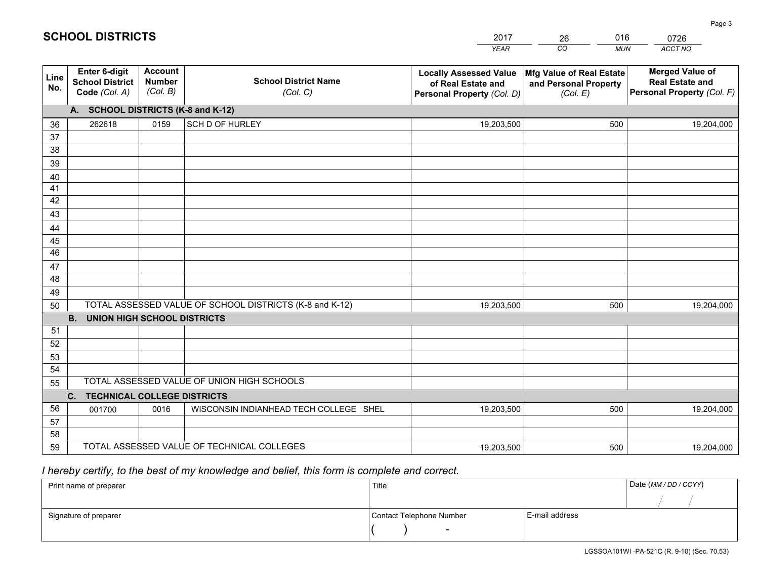# SCHOOL DISTRICTS

| 2017 | 26 | 016 | 0726 |
|---|---|---|---|
| *YEAR* | *CO* | *MUN* | *ACCT NO* |

| Line No. | Enter 6-digit School District Code *(Col. A)* | Account Number *(Col. B)* | School District Name *(Col. C)* | Locally Assessed Value of Real Estate and Personal Property *(Col. D)* | Mfg Value of Real Estate and Personal Property *(Col. E)* | Merged Value of Real Estate and Personal Property *(Col. F)* |
|---|---|---|---|---|---|---|
| **A. SCHOOL DISTRICTS (K-8 and K-12)** | | | | | | |
| 36 | 262618 | 0159 | SCH D OF HURLEY | 19,203,500 | 500 | 19,204,000 |
| 37 | | | | | | |
| 38 | | | | | | |
| 39 | | | | | | |
| 40 | | | | | | |
| 41 | | | | | | |
| 42 | | | | | | |
| 43 | | | | | | |
| 44 | | | | | | |
| 45 | | | | | | |
| 46 | | | | | | |
| 47 | | | | | | |
| 48 | | | | | | |
| 49 | | | | | | |
| 50 | TOTAL ASSESSED VALUE OF SCHOOL DISTRICTS (K-8 and K-12) | | | 19,203,500 | 500 | 19,204,000 |
| **B. UNION HIGH SCHOOL DISTRICTS** | | | | | | |
| 51 | | | | | | |
| 52 | | | | | | |
| 53 | | | | | | |
| 54 | | | | | | |
| 55 | TOTAL ASSESSED VALUE OF UNION HIGH SCHOOLS | | | | | |
| **C. TECHNICAL COLLEGE DISTRICTS** | | | | | | |
| 56 | 001700 | 0016 | WISCONSIN INDIANHEAD TECH COLLEGE SHEL | 19,203,500 | 500 | 19,204,000 |
| 57 | | | | | | |
| 58 | | | | | | |
| 59 | TOTAL ASSESSED VALUE OF TECHNICAL COLLEGES | | | 19,203,500 | 500 | 19,204,000 |

*I hereby certify, to the best of my knowledge and belief, this form is complete and correct.*

| Print name of preparer | Title | | Date *(MM / DD / CCYY)* |
|---|---|---|---|
| | | | / / |
| Signature of preparer | Contact Telephone Number | E-mail address | |
| | ( ) - | | |

LGSSOA101WI -PA-521C (R. 9-10) (Sec. 70.53)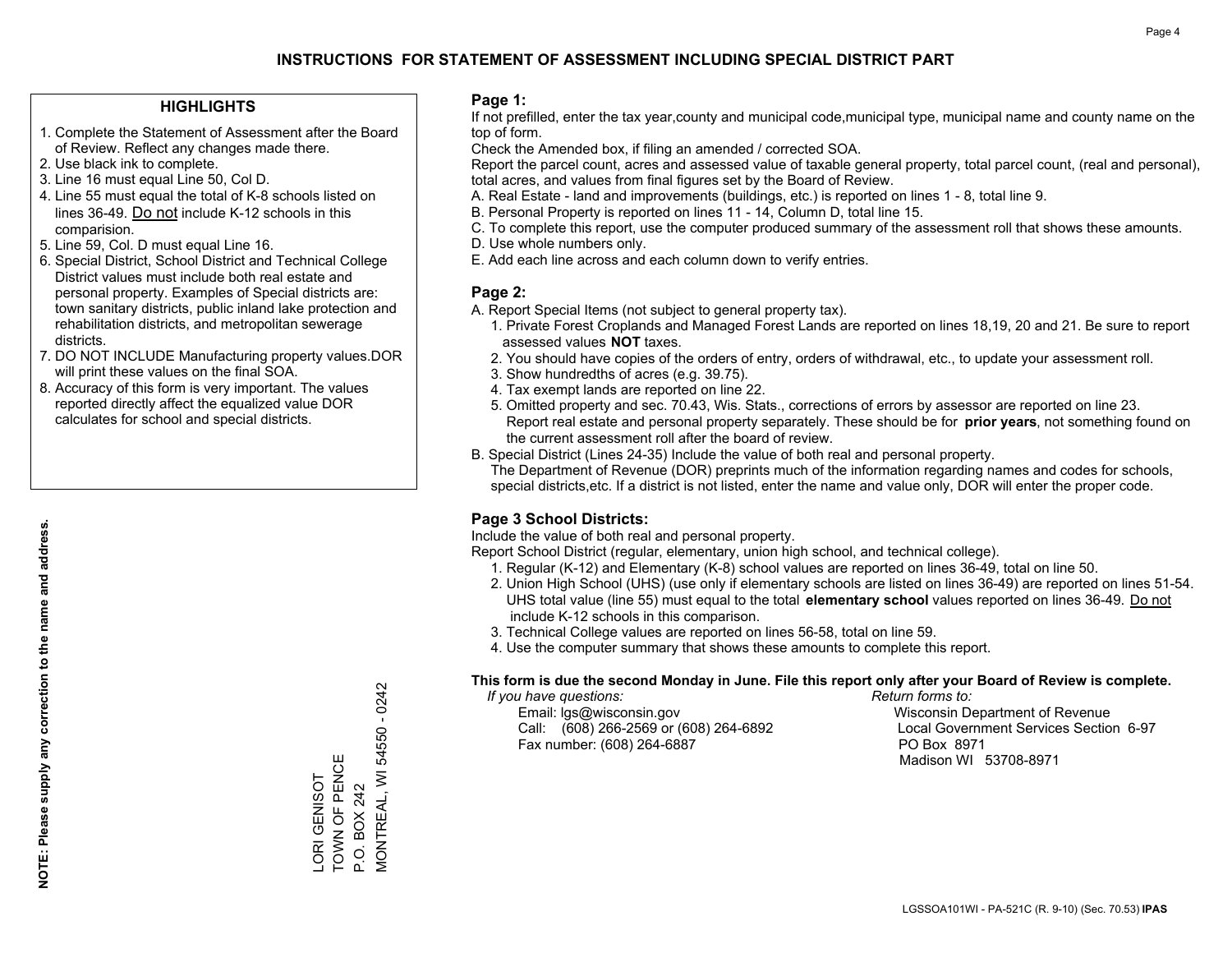# INSTRUCTIONS FOR STATEMENT OF ASSESSMENT INCLUDING SPECIAL DISTRICT PART

## HIGHLIGHTS

1. Complete the Statement of Assessment after the Board of Review. Reflect any changes made there.
2. Use black ink to complete.
3. Line 16 must equal Line 50, Col D.
4. Line 55 must equal the total of K-8 schools listed on lines 36-49. Do not include K-12 schools in this comparision.
5. Line 59, Col. D must equal Line 16.
6. Special District, School District and Technical College District values must include both real estate and personal property. Examples of Special districts are: town sanitary districts, public inland lake protection and rehabilitation districts, and metropolitan sewerage districts.
7. DO NOT INCLUDE Manufacturing property values.DOR will print these values on the final SOA.
8. Accuracy of this form is very important. The values reported directly affect the equalized value DOR calculates for school and special districts.

**NOTE: Please supply any correction to the name and address.**

LORI GENISOT
TOWN OF PENCE
P.O. BOX 242
MONTREAL, WI 54550 - 0242

## Page 1:

If not prefilled, enter the tax year,county and municipal code,municipal type, municipal name and county name on the top of form.

Check the Amended box, if filing an amended / corrected SOA.

Report the parcel count, acres and assessed value of taxable general property, total parcel count, (real and personal), total acres, and values from final figures set by the Board of Review.

A. Real Estate - land and improvements (buildings, etc.) is reported on lines 1 - 8, total line 9.
B. Personal Property is reported on lines 11 - 14, Column D, total line 15.
C. To complete this report, use the computer produced summary of the assessment roll that shows these amounts.
D. Use whole numbers only.
E. Add each line across and each column down to verify entries.

## Page 2:

A. Report Special Items (not subject to general property tax).
   1. Private Forest Croplands and Managed Forest Lands are reported on lines 18,19, 20 and 21. Be sure to report assessed values **NOT** taxes.
   2. You should have copies of the orders of entry, orders of withdrawal, etc., to update your assessment roll.
   3. Show hundredths of acres (e.g. 39.75).
   4. Tax exempt lands are reported on line 22.
   5. Omitted property and sec. 70.43, Wis. Stats., corrections of errors by assessor are reported on line 23. Report real estate and personal property separately. These should be for **prior years**, not something found on the current assessment roll after the board of review.

B. Special District (Lines 24-35) Include the value of both real and personal property.
   The Department of Revenue (DOR) preprints much of the information regarding names and codes for schools, special districts,etc. If a district is not listed, enter the name and value only, DOR will enter the proper code.

## Page 3 School Districts:

Include the value of both real and personal property.

Report School District (regular, elementary, union high school, and technical college).

1. Regular (K-12) and Elementary (K-8) school values are reported on lines 36-49, total on line 50.
2. Union High School (UHS) (use only if elementary schools are listed on lines 36-49) are reported on lines 51-54. UHS total value (line 55) must equal to the total **elementary school** values reported on lines 36-49. Do not include K-12 schools in this comparison.
3. Technical College values are reported on lines 56-58, total on line 59.
4. Use the computer summary that shows these amounts to complete this report.

**This form is due the second Monday in June. File this report only after your Board of Review is complete.**

*If you have questions:*
Email: lgs@wisconsin.gov
Call: (608) 266-2569 or (608) 264-6892
Fax number: (608) 264-6887

*Return forms to:*
Wisconsin Department of Revenue
Local Government Services Section 6-97
PO Box 8971
Madison WI 53708-8971

LGSSOA101WI - PA-521C (R. 9-10) (Sec. 70.53) **IPAS**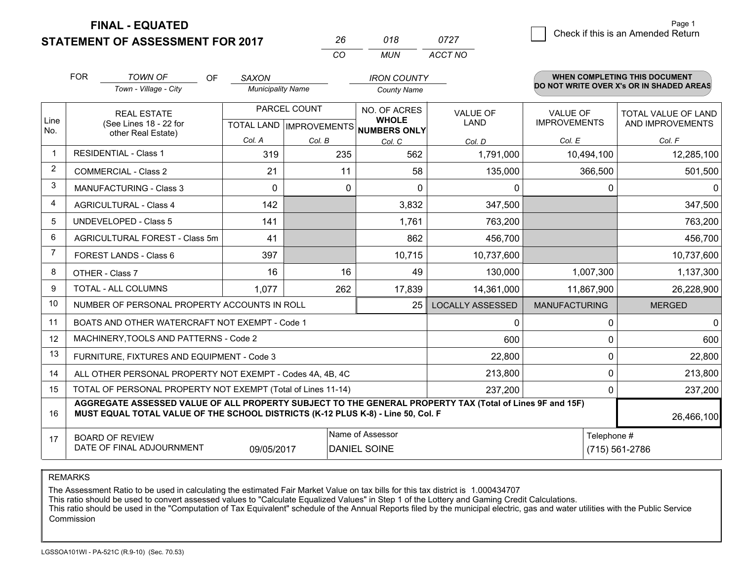**FINAL - EQUATED**

**STATEMENT OF ASSESSMENT FOR 2017**

| 26 | 018 | 0727 |
|---|---|---|
| CO | MUN | ACCT NO |

☐ Check if this is an Amended Return

Page 1

FOR *TOWN OF* (Town - Village - City) OF *SAXON* (Municipality Name) *IRON COUNTY* (County Name)

**WHEN COMPLETING THIS DOCUMENT DO NOT WRITE OVER X's OR IN SHADED AREAS**

| Line No. | REAL ESTATE (See Lines 18 - 22 for other Real Estate) | PARCEL COUNT TOTAL LAND Col. A | PARCEL COUNT IMPROVEMENTS Col. B | NO. OF ACRES WHOLE NUMBERS ONLY Col. C | VALUE OF LAND Col. D | VALUE OF IMPROVEMENTS Col. E | TOTAL VALUE OF LAND AND IMPROVEMENTS Col. F |
|---|---|---|---|---|---|---|---|
| 1 | RESIDENTIAL - Class 1 | 319 | 235 | 562 | 1,791,000 | 10,494,100 | 12,285,100 |
| 2 | COMMERCIAL - Class 2 | 21 | 11 | 58 | 135,000 | 366,500 | 501,500 |
| 3 | MANUFACTURING - Class 3 | 0 | 0 | 0 | 0 | 0 | 0 |
| 4 | AGRICULTURAL - Class 4 | 142 | | 3,832 | 347,500 | | 347,500 |
| 5 | UNDEVELOPED - Class 5 | 141 | | 1,761 | 763,200 | | 763,200 |
| 6 | AGRICULTURAL FOREST - Class 5m | 41 | | 862 | 456,700 | | 456,700 |
| 7 | FOREST LANDS - Class 6 | 397 | | 10,715 | 10,737,600 | | 10,737,600 |
| 8 | OTHER - Class 7 | 16 | 16 | 49 | 130,000 | 1,007,300 | 1,137,300 |
| 9 | TOTAL - ALL COLUMNS | 1,077 | 262 | 17,839 | 14,361,000 | 11,867,900 | 26,228,900 |
| 10 | NUMBER OF PERSONAL PROPERTY ACCOUNTS IN ROLL | | | 25 | LOCALLY ASSESSED | MANUFACTURING | MERGED |
| 11 | BOATS AND OTHER WATERCRAFT NOT EXEMPT - Code 1 | | | | 0 | 0 | 0 |
| 12 | MACHINERY,TOOLS AND PATTERNS - Code 2 | | | | 600 | 0 | 600 |
| 13 | FURNITURE, FIXTURES AND EQUIPMENT - Code 3 | | | | 22,800 | 0 | 22,800 |
| 14 | ALL OTHER PERSONAL PROPERTY NOT EXEMPT - Codes 4A, 4B, 4C | | | | 213,800 | 0 | 213,800 |
| 15 | TOTAL OF PERSONAL PROPERTY NOT EXEMPT (Total of Lines 11-14) | | | | 237,200 | 0 | 237,200 |
| 16 | **AGGREGATE ASSESSED VALUE OF ALL PROPERTY SUBJECT TO THE GENERAL PROPERTY TAX (Total of Lines 9F and 15F) MUST EQUAL TOTAL VALUE OF THE SCHOOL DISTRICTS (K-12 PLUS K-8) - Line 50, Col. F** | | | | | | 26,466,100 |
| 17 | BOARD OF REVIEW DATE OF FINAL ADJOURNMENT | 09/05/2017 | | Name of Assessor: DANIEL SOINE | | Telephone #: (715) 561-2786 | |

REMARKS

The Assessment Ratio to be used in calculating the estimated Fair Market Value on tax bills for this tax district is 1.000434707
This ratio should be used to convert assessed values to "Calculate Equalized Values" in Step 1 of the Lottery and Gaming Credit Calculations.
This ratio should be used in the "Computation of Tax Equivalent" schedule of the Annual Reports filed by the municipal electric, gas and water utilities with the Public Service Commission

LGSSOA101WI - PA-521C (R.9-10) (Sec. 70.53)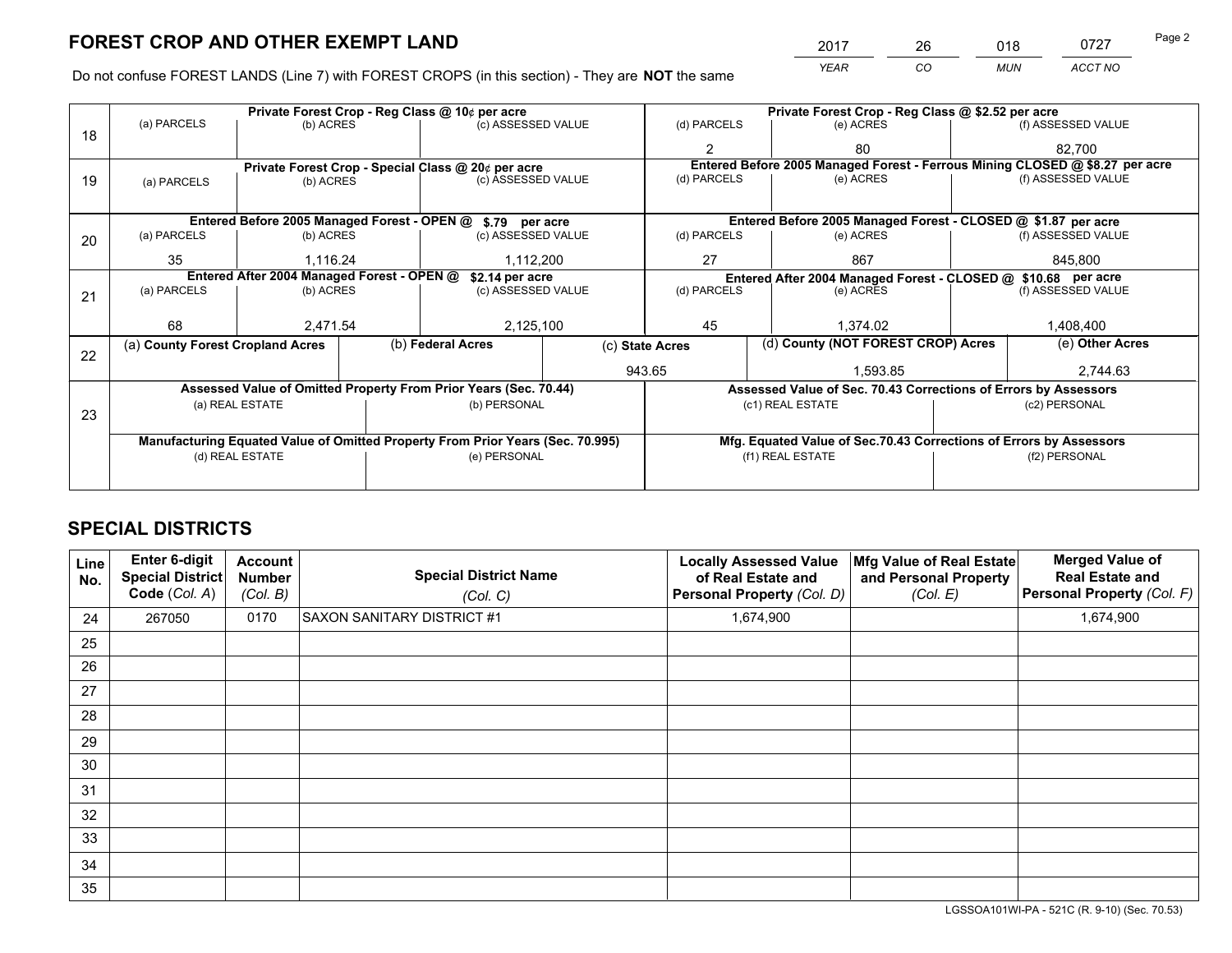# FOREST CROP AND OTHER EXEMPT LAND

| 2017 | 26 | 018 | 0727 |
|---|---|---|---|
| *YEAR* | *CO* | *MUN* | *ACCT NO* |

Do not confuse FOREST LANDS (Line 7) with FOREST CROPS (in this section) - They are **NOT** the same

| Line | Private Forest Crop - Reg Class @ 10¢ per acre | | | Private Forest Crop - Reg Class @ $2.52 per acre | | |
|---|---|---|---|---|---|---|
| 18 | (a) PARCELS | (b) ACRES | (c) ASSESSED VALUE | (d) PARCELS | (e) ACRES | (f) ASSESSED VALUE |
| | | | | 2 | 80 | 82,700 |
| | **Private Forest Crop - Special Class @ 20¢ per acre** | | | **Entered Before 2005 Managed Forest - Ferrous Mining CLOSED @ $8.27 per acre** | | |
| 19 | (a) PARCELS | (b) ACRES | (c) ASSESSED VALUE | (d) PARCELS | (e) ACRES | (f) ASSESSED VALUE |
| | | | | | | |
| | **Entered Before 2005 Managed Forest - OPEN @ $.79 per acre** | | | **Entered Before 2005 Managed Forest - CLOSED @ $1.87 per acre** | | |
| 20 | (a) PARCELS | (b) ACRES | (c) ASSESSED VALUE | (d) PARCELS | (e) ACRES | (f) ASSESSED VALUE |
| | 35 | 1,116.24 | 1,112,200 | 27 | 867 | 845,800 |
| | **Entered After 2004 Managed Forest - OPEN @ $2.14 per acre** | | | **Entered After 2004 Managed Forest - CLOSED @ $10.68 per acre** | | |
| 21 | (a) PARCELS | (b) ACRES | (c) ASSESSED VALUE | (d) PARCELS | (e) ACRES | (f) ASSESSED VALUE |
| | 68 | 2,471.54 | 2,125,100 | 45 | 1,374.02 | 1,408,400 |

| Line | (a) County Forest Cropland Acres | (b) Federal Acres | (c) State Acres | (d) County (NOT FOREST CROP) Acres | (e) Other Acres |
|---|---|---|---|---|---|
| 22 | | | 943.65 | 1,593.85 | 2,744.63 |

| Line | Assessed Value of Omitted Property From Prior Years (Sec. 70.44) | | Assessed Value of Sec. 70.43 Corrections of Errors by Assessors | |
|---|---|---|---|---|
| 23 | (a) REAL ESTATE | (b) PERSONAL | (c1) REAL ESTATE | (c2) PERSONAL |
| | | | | |
| | **Manufacturing Equated Value of Omitted Property From Prior Years (Sec. 70.995)** | | **Mfg. Equated Value of Sec.70.43 Corrections of Errors by Assessors** | |
| | (d) REAL ESTATE | (e) PERSONAL | (f1) REAL ESTATE | (f2) PERSONAL |
| | | | | |

## SPECIAL DISTRICTS

| Line No. | Enter 6-digit Special District Code (Col. A) | Account Number (Col. B) | Special District Name (Col. C) | Locally Assessed Value of Real Estate and Personal Property (Col. D) | Mfg Value of Real Estate and Personal Property (Col. E) | Merged Value of Real Estate and Personal Property (Col. F) |
|---|---|---|---|---|---|---|
| 24 | 267050 | 0170 | SAXON SANITARY DISTRICT #1 | 1,674,900 | | 1,674,900 |
| 25 | | | | | | |
| 26 | | | | | | |
| 27 | | | | | | |
| 28 | | | | | | |
| 29 | | | | | | |
| 30 | | | | | | |
| 31 | | | | | | |
| 32 | | | | | | |
| 33 | | | | | | |
| 34 | | | | | | |
| 35 | | | | | | |

LGSSOA101WI-PA - 521C (R. 9-10) (Sec. 70.53)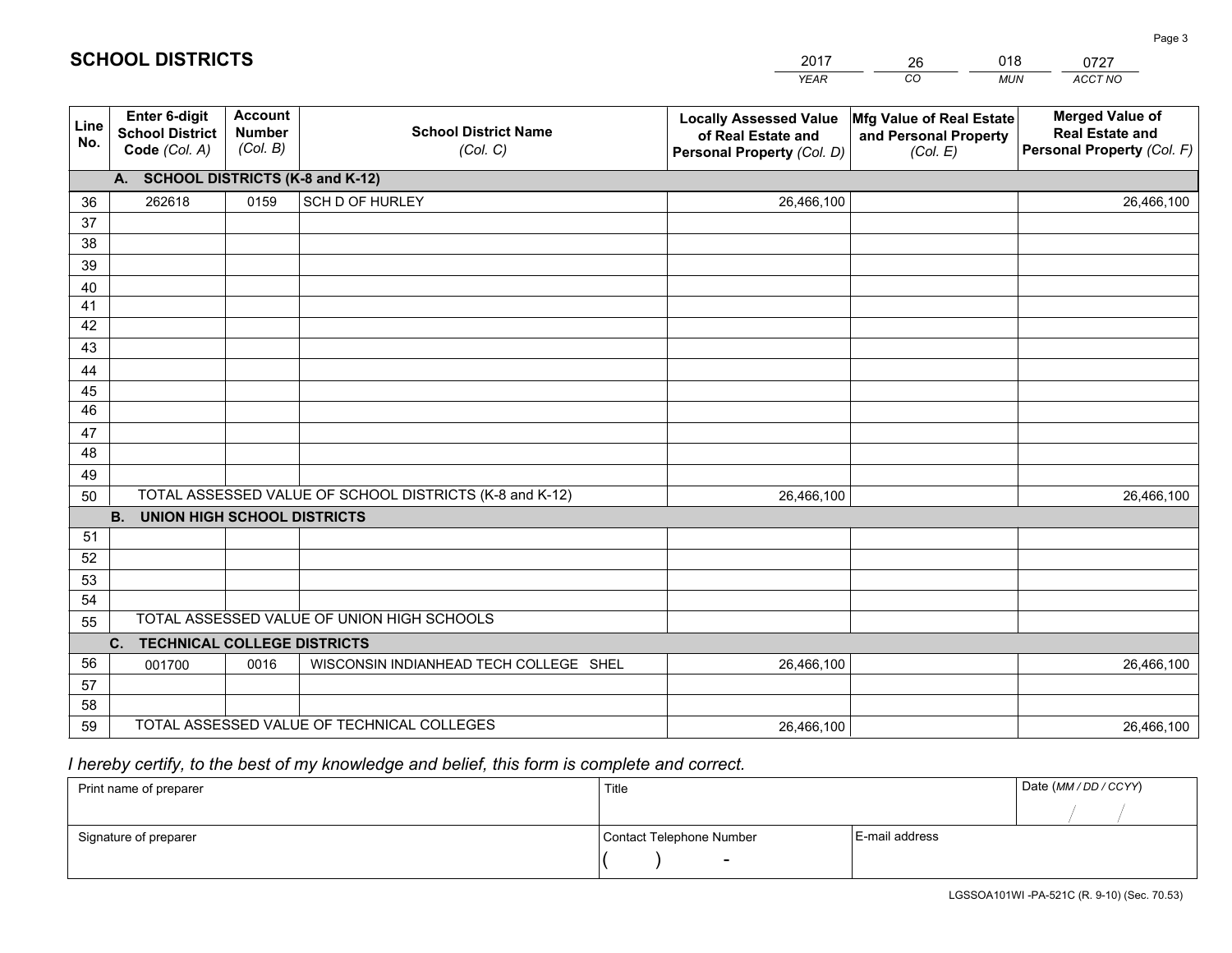# SCHOOL DISTRICTS

| 2017 | 26 | 018 | 0727 |
|---|---|---|---|
| *YEAR* | *CO* | *MUN* | *ACCT NO* |

| Line No. | Enter 6-digit School District Code (Col. A) | Account Number (Col. B) | School District Name (Col. C) | Locally Assessed Value of Real Estate and Personal Property (Col. D) | Mfg Value of Real Estate and Personal Property (Col. E) | Merged Value of Real Estate and Personal Property (Col. F) |
|---|---|---|---|---|---|---|
| **A. SCHOOL DISTRICTS (K-8 and K-12)** | | | | | | |
| 36 | 262618 | 0159 | SCH D OF HURLEY | 26,466,100 | | 26,466,100 |
| 37 | | | | | | |
| 38 | | | | | | |
| 39 | | | | | | |
| 40 | | | | | | |
| 41 | | | | | | |
| 42 | | | | | | |
| 43 | | | | | | |
| 44 | | | | | | |
| 45 | | | | | | |
| 46 | | | | | | |
| 47 | | | | | | |
| 48 | | | | | | |
| 49 | | | | | | |
| 50 | TOTAL ASSESSED VALUE OF SCHOOL DISTRICTS (K-8 and K-12) | | | 26,466,100 | | 26,466,100 |
| **B. UNION HIGH SCHOOL DISTRICTS** | | | | | | |
| 51 | | | | | | |
| 52 | | | | | | |
| 53 | | | | | | |
| 54 | | | | | | |
| 55 | TOTAL ASSESSED VALUE OF UNION HIGH SCHOOLS | | | | | |
| **C. TECHNICAL COLLEGE DISTRICTS** | | | | | | |
| 56 | 001700 | 0016 | WISCONSIN INDIANHEAD TECH COLLEGE SHEL | 26,466,100 | | 26,466,100 |
| 57 | | | | | | |
| 58 | | | | | | |
| 59 | TOTAL ASSESSED VALUE OF TECHNICAL COLLEGES | | | 26,466,100 | | 26,466,100 |

*I hereby certify, to the best of my knowledge and belief, this form is complete and correct.*

| Print name of preparer | Title | | Date (MM / DD / CCYY) |
|---|---|---|---|
| | | | / / |
| Signature of preparer | Contact Telephone Number | E-mail address | |
| | ( ) - | | |

LGSSOA101WI -PA-521C (R. 9-10) (Sec. 70.53)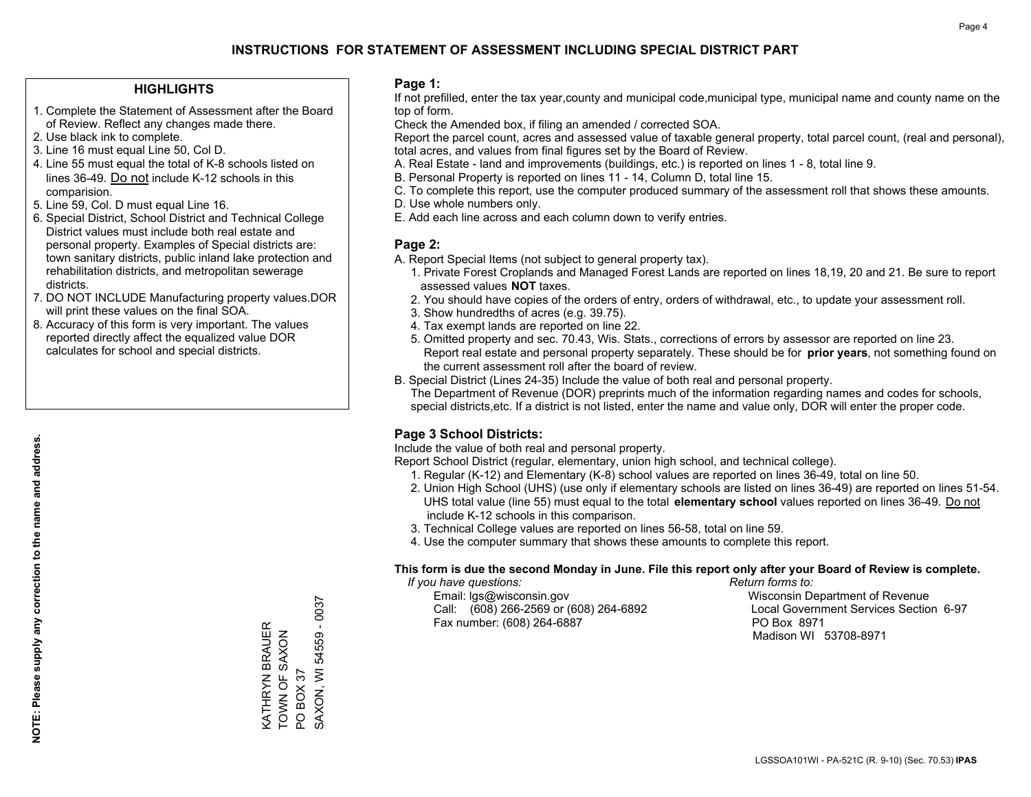# INSTRUCTIONS FOR STATEMENT OF ASSESSMENT INCLUDING SPECIAL DISTRICT PART

## HIGHLIGHTS

1. Complete the Statement of Assessment after the Board of Review. Reflect any changes made there.
2. Use black ink to complete.
3. Line 16 must equal Line 50, Col D.
4. Line 55 must equal the total of K-8 schools listed on lines 36-49. Do not include K-12 schools in this comparision.
5. Line 59, Col. D must equal Line 16.
6. Special District, School District and Technical College District values must include both real estate and personal property. Examples of Special districts are: town sanitary districts, public inland lake protection and rehabilitation districts, and metropolitan sewerage districts.
7. DO NOT INCLUDE Manufacturing property values.DOR will print these values on the final SOA.
8. Accuracy of this form is very important. The values reported directly affect the equalized value DOR calculates for school and special districts.

**NOTE: Please supply any correction to the name and address.**

KATHRYN BRAUER
TOWN OF SAXON
PO BOX 37
SAXON, WI 54559 - 0037

## Page 1:

If not prefilled, enter the tax year,county and municipal code,municipal type, municipal name and county name on the top of form.

Check the Amended box, if filing an amended / corrected SOA.

Report the parcel count, acres and assessed value of taxable general property, total parcel count, (real and personal), total acres, and values from final figures set by the Board of Review.

A. Real Estate - land and improvements (buildings, etc.) is reported on lines 1 - 8, total line 9.
B. Personal Property is reported on lines 11 - 14, Column D, total line 15.
C. To complete this report, use the computer produced summary of the assessment roll that shows these amounts.
D. Use whole numbers only.
E. Add each line across and each column down to verify entries.

## Page 2:

A. Report Special Items (not subject to general property tax).
   1. Private Forest Croplands and Managed Forest Lands are reported on lines 18,19, 20 and 21. Be sure to report assessed values **NOT** taxes.
   2. You should have copies of the orders of entry, orders of withdrawal, etc., to update your assessment roll.
   3. Show hundredths of acres (e.g. 39.75).
   4. Tax exempt lands are reported on line 22.
   5. Omitted property and sec. 70.43, Wis. Stats., corrections of errors by assessor are reported on line 23. Report real estate and personal property separately. These should be for **prior years**, not something found on the current assessment roll after the board of review.
B. Special District (Lines 24-35) Include the value of both real and personal property.
   The Department of Revenue (DOR) preprints much of the information regarding names and codes for schools, special districts,etc. If a district is not listed, enter the name and value only, DOR will enter the proper code.

## Page 3 School Districts:

Include the value of both real and personal property.

Report School District (regular, elementary, union high school, and technical college).

1. Regular (K-12) and Elementary (K-8) school values are reported on lines 36-49, total on line 50.
2. Union High School (UHS) (use only if elementary schools are listed on lines 36-49) are reported on lines 51-54. UHS total value (line 55) must equal to the total **elementary school** values reported on lines 36-49. Do not include K-12 schools in this comparison.
3. Technical College values are reported on lines 56-58, total on line 59.
4. Use the computer summary that shows these amounts to complete this report.

**This form is due the second Monday in June. File this report only after your Board of Review is complete.**

*If you have questions:*
Email: lgs@wisconsin.gov
Call: (608) 266-2569 or (608) 264-6892
Fax number: (608) 264-6887

*Return forms to:*
Wisconsin Department of Revenue
Local Government Services Section 6-97
PO Box 8971
Madison WI 53708-8971

LGSSOA101WI - PA-521C (R. 9-10) (Sec. 70.53) **IPAS**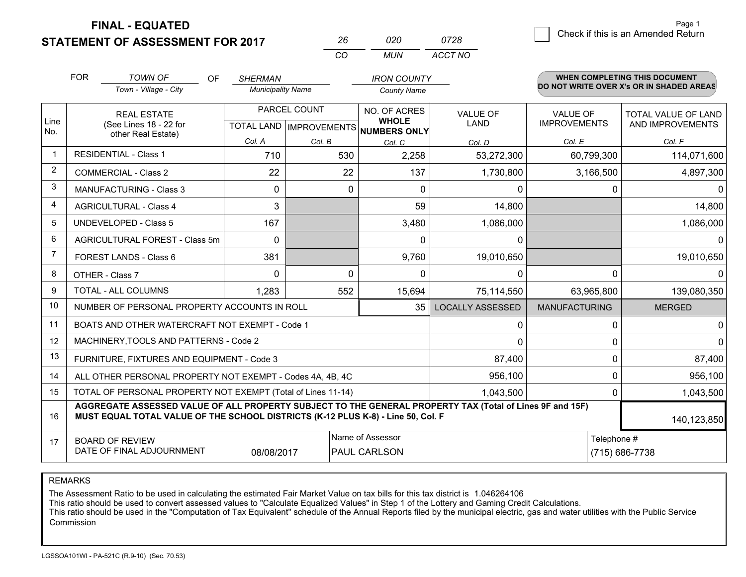# FINAL - EQUATED
# STATEMENT OF ASSESSMENT FOR 2017

| 26 | 020 | 0728 |
|---|---|---|
| CO | MUN | ACCT NO |

Page 1

☐ Check if this is an Amended Return

FOR *TOWN OF* (Town - Village - City) OF *SHERMAN* (Municipality Name) *IRON COUNTY* (County Name)

**WHEN COMPLETING THIS DOCUMENT DO NOT WRITE OVER X's OR IN SHADED AREAS**

| Line No. | REAL ESTATE (See Lines 18 - 22 for other Real Estate) | PARCEL COUNT TOTAL LAND Col. A | PARCEL COUNT IMPROVEMENTS Col. B | NO. OF ACRES WHOLE NUMBERS ONLY Col. C | VALUE OF LAND Col. D | VALUE OF IMPROVEMENTS Col. E | TOTAL VALUE OF LAND AND IMPROVEMENTS Col. F |
|---|---|---|---|---|---|---|---|
| 1 | RESIDENTIAL - Class 1 | 710 | 530 | 2,258 | 53,272,300 | 60,799,300 | 114,071,600 |
| 2 | COMMERCIAL - Class 2 | 22 | 22 | 137 | 1,730,800 | 3,166,500 | 4,897,300 |
| 3 | MANUFACTURING - Class 3 | 0 | 0 | 0 | 0 | 0 | 0 |
| 4 | AGRICULTURAL - Class 4 | 3 | | 59 | 14,800 | | 14,800 |
| 5 | UNDEVELOPED - Class 5 | 167 | | 3,480 | 1,086,000 | | 1,086,000 |
| 6 | AGRICULTURAL FOREST - Class 5m | 0 | | 0 | 0 | | 0 |
| 7 | FOREST LANDS - Class 6 | 381 | | 9,760 | 19,010,650 | | 19,010,650 |
| 8 | OTHER - Class 7 | 0 | 0 | 0 | 0 | 0 | 0 |
| 9 | TOTAL - ALL COLUMNS | 1,283 | 552 | 15,694 | 75,114,550 | 63,965,800 | 139,080,350 |
| 10 | NUMBER OF PERSONAL PROPERTY ACCOUNTS IN ROLL | | | 35 | LOCALLY ASSESSED | MANUFACTURING | MERGED |
| 11 | BOATS AND OTHER WATERCRAFT NOT EXEMPT - Code 1 | | | | 0 | 0 | 0 |
| 12 | MACHINERY,TOOLS AND PATTERNS - Code 2 | | | | 0 | 0 | 0 |
| 13 | FURNITURE, FIXTURES AND EQUIPMENT - Code 3 | | | | 87,400 | 0 | 87,400 |
| 14 | ALL OTHER PERSONAL PROPERTY NOT EXEMPT - Codes 4A, 4B, 4C | | | | 956,100 | 0 | 956,100 |
| 15 | TOTAL OF PERSONAL PROPERTY NOT EXEMPT (Total of Lines 11-14) | | | | 1,043,500 | 0 | 1,043,500 |
| 16 | **AGGREGATE ASSESSED VALUE OF ALL PROPERTY SUBJECT TO THE GENERAL PROPERTY TAX (Total of Lines 9F and 15F) MUST EQUAL TOTAL VALUE OF THE SCHOOL DISTRICTS (K-12 PLUS K-8) - Line 50, Col. F** | | | | | | 140,123,850 |
| 17 | BOARD OF REVIEW DATE OF FINAL ADJOURNMENT | 08/08/2017 | Name of Assessor: PAUL CARLSON | | | Telephone #: (715) 686-7738 | |

REMARKS

The Assessment Ratio to be used in calculating the estimated Fair Market Value on tax bills for this tax district is 1.046264106
This ratio should be used to convert assessed values to "Calculate Equalized Values" in Step 1 of the Lottery and Gaming Credit Calculations.
This ratio should be used in the "Computation of Tax Equivalent" schedule of the Annual Reports filed by the municipal electric, gas and water utilities with the Public Service Commission

LGSSOA101WI - PA-521C (R.9-10) (Sec. 70.53)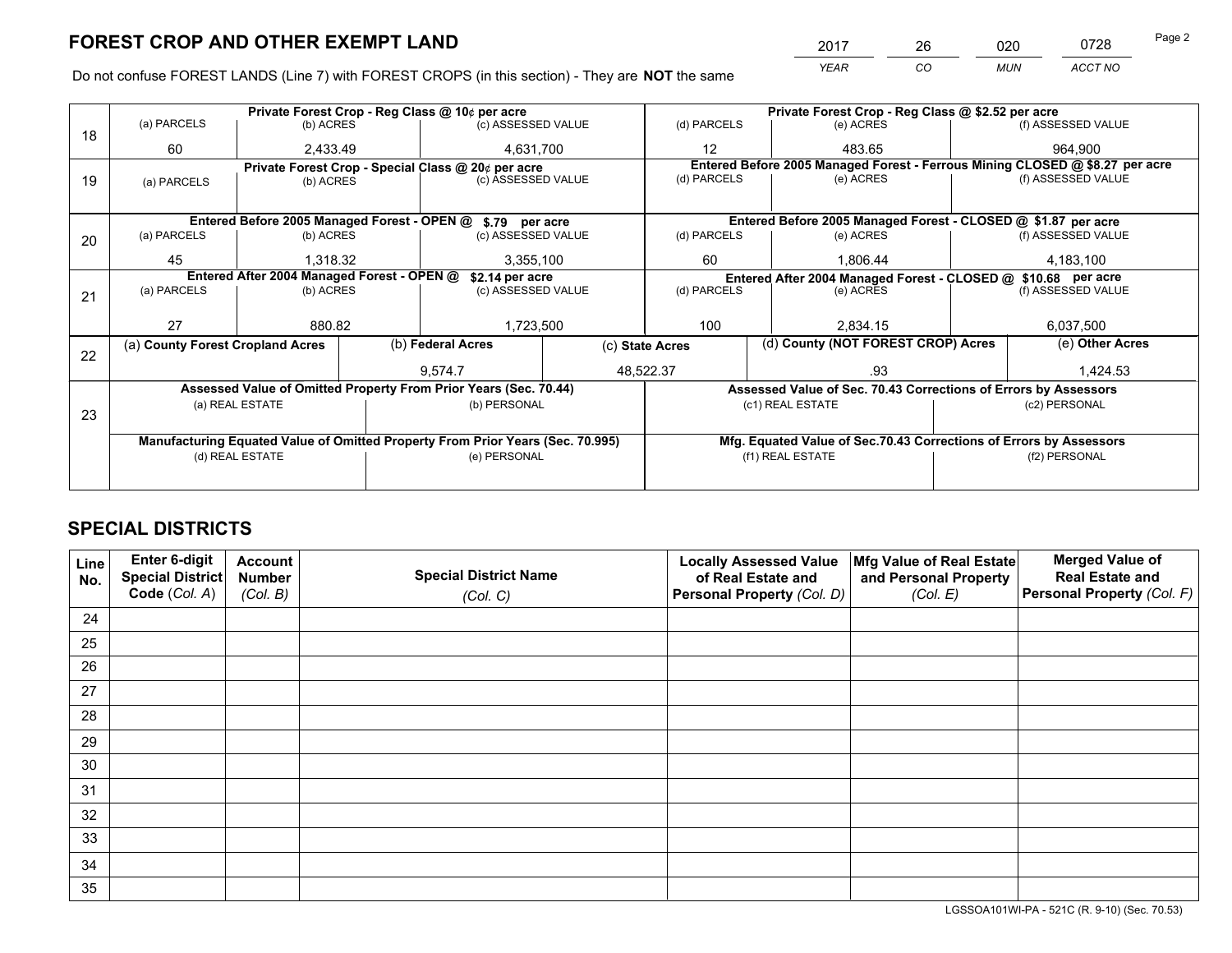# FOREST CROP AND OTHER EXEMPT LAND

| 2017 | 26 | 020 | 0728 |
|---|---|---|---|
| YEAR | CO | MUN | ACCT NO |

Do not confuse FOREST LANDS (Line 7) with FOREST CROPS (in this section) - They are **NOT** the same

| Line | Private Forest Crop - Reg Class @ 10¢ per acre | | | Private Forest Crop - Reg Class @ $2.52 per acre | | |
|---|---|---|---|---|---|---|
| 18 | (a) PARCELS | (b) ACRES | (c) ASSESSED VALUE | (d) PARCELS | (e) ACRES | (f) ASSESSED VALUE |
| | 60 | 2,433.49 | 4,631,700 | 12 | 483.65 | 964,900 |
| | **Private Forest Crop - Special Class @ 20¢ per acre** | | | **Entered Before 2005 Managed Forest - Ferrous Mining CLOSED @ $8.27 per acre** | | |
| 19 | (a) PARCELS | (b) ACRES | (c) ASSESSED VALUE | (d) PARCELS | (e) ACRES | (f) ASSESSED VALUE |
| | | | | | | |
| | **Entered Before 2005 Managed Forest - OPEN @ $.79 per acre** | | | **Entered Before 2005 Managed Forest - CLOSED @ $1.87 per acre** | | |
| 20 | (a) PARCELS | (b) ACRES | (c) ASSESSED VALUE | (d) PARCELS | (e) ACRES | (f) ASSESSED VALUE |
| | 45 | 1,318.32 | 3,355,100 | 60 | 1,806.44 | 4,183,100 |
| | **Entered After 2004 Managed Forest - OPEN @ $2.14 per acre** | | | **Entered After 2004 Managed Forest - CLOSED @ $10.68 per acre** | | |
| 21 | (a) PARCELS | (b) ACRES | (c) ASSESSED VALUE | (d) PARCELS | (e) ACRES | (f) ASSESSED VALUE |
| | 27 | 880.82 | 1,723,500 | 100 | 2,834.15 | 6,037,500 |

| Line | (a) County Forest Cropland Acres | (b) Federal Acres | (c) State Acres | (d) County (NOT FOREST CROP) Acres | (e) Other Acres |
|---|---|---|---|---|---|
| 22 | | 9,574.7 | 48,522.37 | .93 | 1,424.53 |

| Line | Assessed Value of Omitted Property From Prior Years (Sec. 70.44) | | Assessed Value of Sec. 70.43 Corrections of Errors by Assessors | |
|---|---|---|---|---|
| 23 | (a) REAL ESTATE | (b) PERSONAL | (c1) REAL ESTATE | (c2) PERSONAL |
| | | | | |
| | **Manufacturing Equated Value of Omitted Property From Prior Years (Sec. 70.995)** | | **Mfg. Equated Value of Sec.70.43 Corrections of Errors by Assessors** | |
| | (d) REAL ESTATE | (e) PERSONAL | (f1) REAL ESTATE | (f2) PERSONAL |
| | | | | |

# SPECIAL DISTRICTS

| Line No. | Enter 6-digit Special District Code (Col. A) | Account Number (Col. B) | Special District Name (Col. C) | Locally Assessed Value of Real Estate and Personal Property (Col. D) | Mfg Value of Real Estate and Personal Property (Col. E) | Merged Value of Real Estate and Personal Property (Col. F) |
|---|---|---|---|---|---|---|
| 24 | | | | | | |
| 25 | | | | | | |
| 26 | | | | | | |
| 27 | | | | | | |
| 28 | | | | | | |
| 29 | | | | | | |
| 30 | | | | | | |
| 31 | | | | | | |
| 32 | | | | | | |
| 33 | | | | | | |
| 34 | | | | | | |
| 35 | | | | | | |

LGSSOA101WI-PA - 521C (R. 9-10) (Sec. 70.53)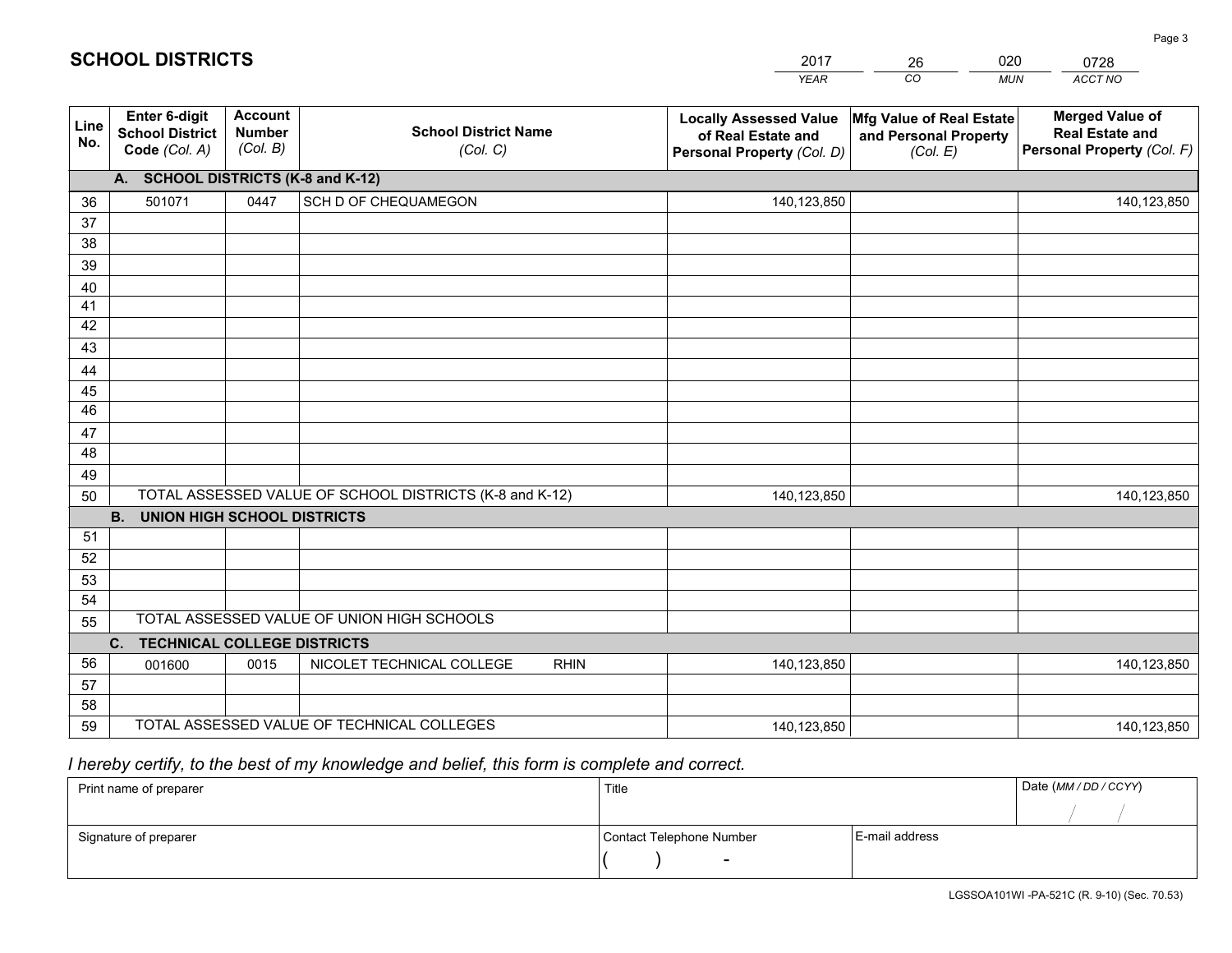# SCHOOL DISTRICTS

| 2017 | 26 | 020 | 0728 |
|---|---|---|---|
| YEAR | CO | MUN | ACCT NO |

| Line No. | Enter 6-digit School District Code (Col. A) | Account Number (Col. B) | School District Name (Col. C) | Locally Assessed Value of Real Estate and Personal Property (Col. D) | Mfg Value of Real Estate and Personal Property (Col. E) | Merged Value of Real Estate and Personal Property (Col. F) |
|---|---|---|---|---|---|---|
| | **A. SCHOOL DISTRICTS (K-8 and K-12)** | | | | | |
| 36 | 501071 | 0447 | SCH D OF CHEQUAMEGON | 140,123,850 | | 140,123,850 |
| 37 | | | | | | |
| 38 | | | | | | |
| 39 | | | | | | |
| 40 | | | | | | |
| 41 | | | | | | |
| 42 | | | | | | |
| 43 | | | | | | |
| 44 | | | | | | |
| 45 | | | | | | |
| 46 | | | | | | |
| 47 | | | | | | |
| 48 | | | | | | |
| 49 | | | | | | |
| 50 | TOTAL ASSESSED VALUE OF SCHOOL DISTRICTS (K-8 and K-12) | | | 140,123,850 | | 140,123,850 |
| | **B. UNION HIGH SCHOOL DISTRICTS** | | | | | |
| 51 | | | | | | |
| 52 | | | | | | |
| 53 | | | | | | |
| 54 | | | | | | |
| 55 | TOTAL ASSESSED VALUE OF UNION HIGH SCHOOLS | | | | | |
| | **C. TECHNICAL COLLEGE DISTRICTS** | | | | | |
| 56 | 001600 | 0015 | NICOLET TECHNICAL COLLEGE RHIN | 140,123,850 | | 140,123,850 |
| 57 | | | | | | |
| 58 | | | | | | |
| 59 | TOTAL ASSESSED VALUE OF TECHNICAL COLLEGES | | | 140,123,850 | | 140,123,850 |

*I hereby certify, to the best of my knowledge and belief, this form is complete and correct.*

| Print name of preparer | Title | | Date (MM / DD / CCYY) |
|---|---|---|---|
| | | | / / |
| Signature of preparer | Contact Telephone Number | E-mail address | |
| | ( ) - | | |

LGSSOA101WI -PA-521C (R. 9-10) (Sec. 70.53)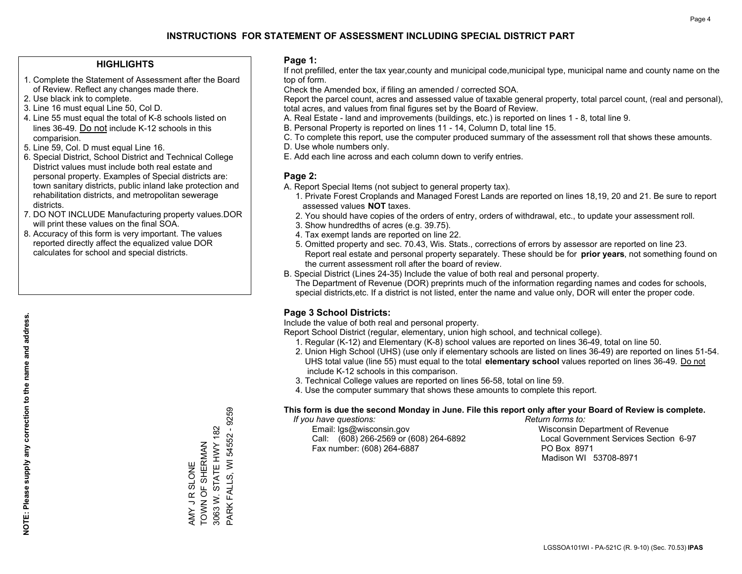# INSTRUCTIONS FOR STATEMENT OF ASSESSMENT INCLUDING SPECIAL DISTRICT PART

## HIGHLIGHTS

1. Complete the Statement of Assessment after the Board of Review. Reflect any changes made there.
2. Use black ink to complete.
3. Line 16 must equal Line 50, Col D.
4. Line 55 must equal the total of K-8 schools listed on lines 36-49. Do not include K-12 schools in this comparision.
5. Line 59, Col. D must equal Line 16.
6. Special District, School District and Technical College District values must include both real estate and personal property. Examples of Special districts are: town sanitary districts, public inland lake protection and rehabilitation districts, and metropolitan sewerage districts.
7. DO NOT INCLUDE Manufacturing property values.DOR will print these values on the final SOA.
8. Accuracy of this form is very important. The values reported directly affect the equalized value DOR calculates for school and special districts.

**NOTE: Please supply any correction to the name and address.**

AMY J R SLONE
TOWN OF SHERMAN
3063 W. STATE HWY 182
PARK FALLS, WI 54552 - 9259

## Page 1:

If not prefilled, enter the tax year,county and municipal code,municipal type, municipal name and county name on the top of form.

Check the Amended box, if filing an amended / corrected SOA.

Report the parcel count, acres and assessed value of taxable general property, total parcel count, (real and personal), total acres, and values from final figures set by the Board of Review.

A. Real Estate - land and improvements (buildings, etc.) is reported on lines 1 - 8, total line 9.
B. Personal Property is reported on lines 11 - 14, Column D, total line 15.
C. To complete this report, use the computer produced summary of the assessment roll that shows these amounts.
D. Use whole numbers only.
E. Add each line across and each column down to verify entries.

## Page 2:

A. Report Special Items (not subject to general property tax).
   1. Private Forest Croplands and Managed Forest Lands are reported on lines 18,19, 20 and 21. Be sure to report assessed values **NOT** taxes.
   2. You should have copies of the orders of entry, orders of withdrawal, etc., to update your assessment roll.
   3. Show hundredths of acres (e.g. 39.75).
   4. Tax exempt lands are reported on line 22.
   5. Omitted property and sec. 70.43, Wis. Stats., corrections of errors by assessor are reported on line 23. Report real estate and personal property separately. These should be for **prior years**, not something found on the current assessment roll after the board of review.
B. Special District (Lines 24-35) Include the value of both real and personal property.
   The Department of Revenue (DOR) preprints much of the information regarding names and codes for schools, special districts,etc. If a district is not listed, enter the name and value only, DOR will enter the proper code.

## Page 3 School Districts:

Include the value of both real and personal property.

Report School District (regular, elementary, union high school, and technical college).

1. Regular (K-12) and Elementary (K-8) school values are reported on lines 36-49, total on line 50.
2. Union High School (UHS) (use only if elementary schools are listed on lines 36-49) are reported on lines 51-54. UHS total value (line 55) must equal to the total **elementary school** values reported on lines 36-49. Do not include K-12 schools in this comparison.
3. Technical College values are reported on lines 56-58, total on line 59.
4. Use the computer summary that shows these amounts to complete this report.

**This form is due the second Monday in June. File this report only after your Board of Review is complete.**

*If you have questions:*
Email: lgs@wisconsin.gov
Call: (608) 266-2569 or (608) 264-6892
Fax number: (608) 264-6887

*Return forms to:*
Wisconsin Department of Revenue
Local Government Services Section 6-97
PO Box 8971
Madison WI 53708-8971

LGSSOA101WI - PA-521C (R. 9-10) (Sec. 70.53) **IPAS**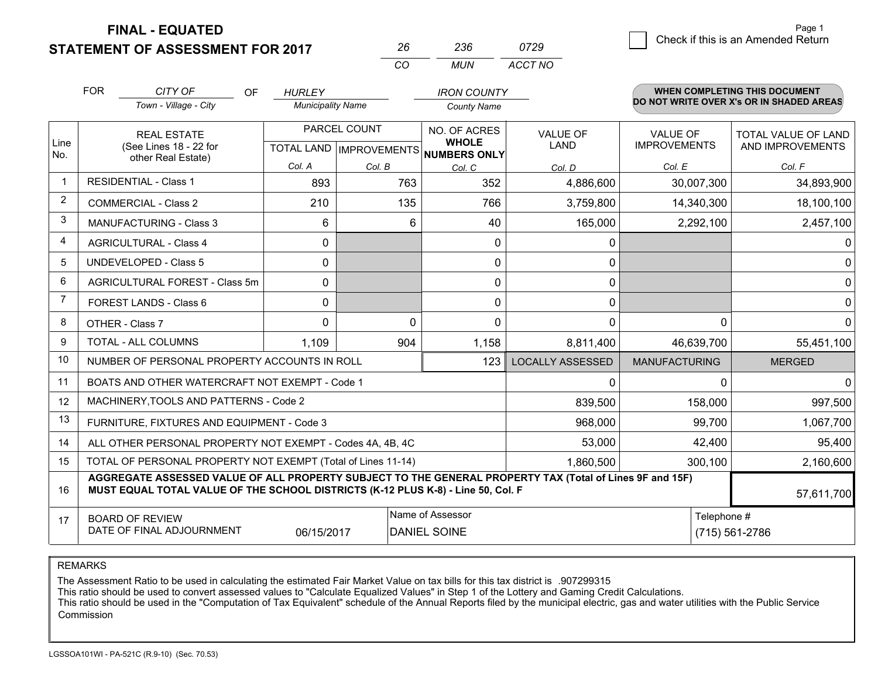# FINAL - EQUATED
## STATEMENT OF ASSESSMENT FOR 2017

| 26 | 236 | 0729 |
|---|---|---|
| CO | MUN | ACCT NO |

☐ Check if this is an Amended Return

FOR *CITY OF* (Town - Village - City) OF *HURLEY* (Municipality Name) *IRON COUNTY* (County Name)

**WHEN COMPLETING THIS DOCUMENT DO NOT WRITE OVER X's OR IN SHADED AREAS**

| Line No. | REAL ESTATE (See Lines 18 - 22 for other Real Estate) | PARCEL COUNT TOTAL LAND Col. A | PARCEL COUNT IMPROVEMENTS Col. B | NO. OF ACRES WHOLE NUMBERS ONLY Col. C | VALUE OF LAND Col. D | VALUE OF IMPROVEMENTS Col. E | TOTAL VALUE OF LAND AND IMPROVEMENTS Col. F |
|---|---|---|---|---|---|---|---|
| 1 | RESIDENTIAL - Class 1 | 893 | 763 | 352 | 4,886,600 | 30,007,300 | 34,893,900 |
| 2 | COMMERCIAL - Class 2 | 210 | 135 | 766 | 3,759,800 | 14,340,300 | 18,100,100 |
| 3 | MANUFACTURING - Class 3 | 6 | 6 | 40 | 165,000 | 2,292,100 | 2,457,100 |
| 4 | AGRICULTURAL - Class 4 | 0 | | 0 | 0 | | 0 |
| 5 | UNDEVELOPED - Class 5 | 0 | | 0 | 0 | | 0 |
| 6 | AGRICULTURAL FOREST - Class 5m | 0 | | 0 | 0 | | 0 |
| 7 | FOREST LANDS - Class 6 | 0 | | 0 | 0 | | 0 |
| 8 | OTHER - Class 7 | 0 | 0 | 0 | 0 | 0 | 0 |
| 9 | TOTAL - ALL COLUMNS | 1,109 | 904 | 1,158 | 8,811,400 | 46,639,700 | 55,451,100 |
| 10 | NUMBER OF PERSONAL PROPERTY ACCOUNTS IN ROLL | | | 123 | LOCALLY ASSESSED | MANUFACTURING | MERGED |
| 11 | BOATS AND OTHER WATERCRAFT NOT EXEMPT - Code 1 | | | | 0 | 0 | 0 |
| 12 | MACHINERY,TOOLS AND PATTERNS - Code 2 | | | | 839,500 | 158,000 | 997,500 |
| 13 | FURNITURE, FIXTURES AND EQUIPMENT - Code 3 | | | | 968,000 | 99,700 | 1,067,700 |
| 14 | ALL OTHER PERSONAL PROPERTY NOT EXEMPT - Codes 4A, 4B, 4C | | | | 53,000 | 42,400 | 95,400 |
| 15 | TOTAL OF PERSONAL PROPERTY NOT EXEMPT (Total of Lines 11-14) | | | | 1,860,500 | 300,100 | 2,160,600 |
| 16 | **AGGREGATE ASSESSED VALUE OF ALL PROPERTY SUBJECT TO THE GENERAL PROPERTY TAX (Total of Lines 9F and 15F) MUST EQUAL TOTAL VALUE OF THE SCHOOL DISTRICTS (K-12 PLUS K-8) - Line 50, Col. F** | | | | | | 57,611,700 |
| 17 | BOARD OF REVIEW DATE OF FINAL ADJOURNMENT | 06/15/2017 | | Name of Assessor: DANIEL SOINE | | | Telephone #: (715) 561-2786 |

REMARKS

The Assessment Ratio to be used in calculating the estimated Fair Market Value on tax bills for this tax district is .907299315
This ratio should be used to convert assessed values to "Calculate Equalized Values" in Step 1 of the Lottery and Gaming Credit Calculations.
This ratio should be used in the "Computation of Tax Equivalent" schedule of the Annual Reports filed by the municipal electric, gas and water utilities with the Public Service Commission

LGSSOA101WI - PA-521C (R.9-10) (Sec. 70.53)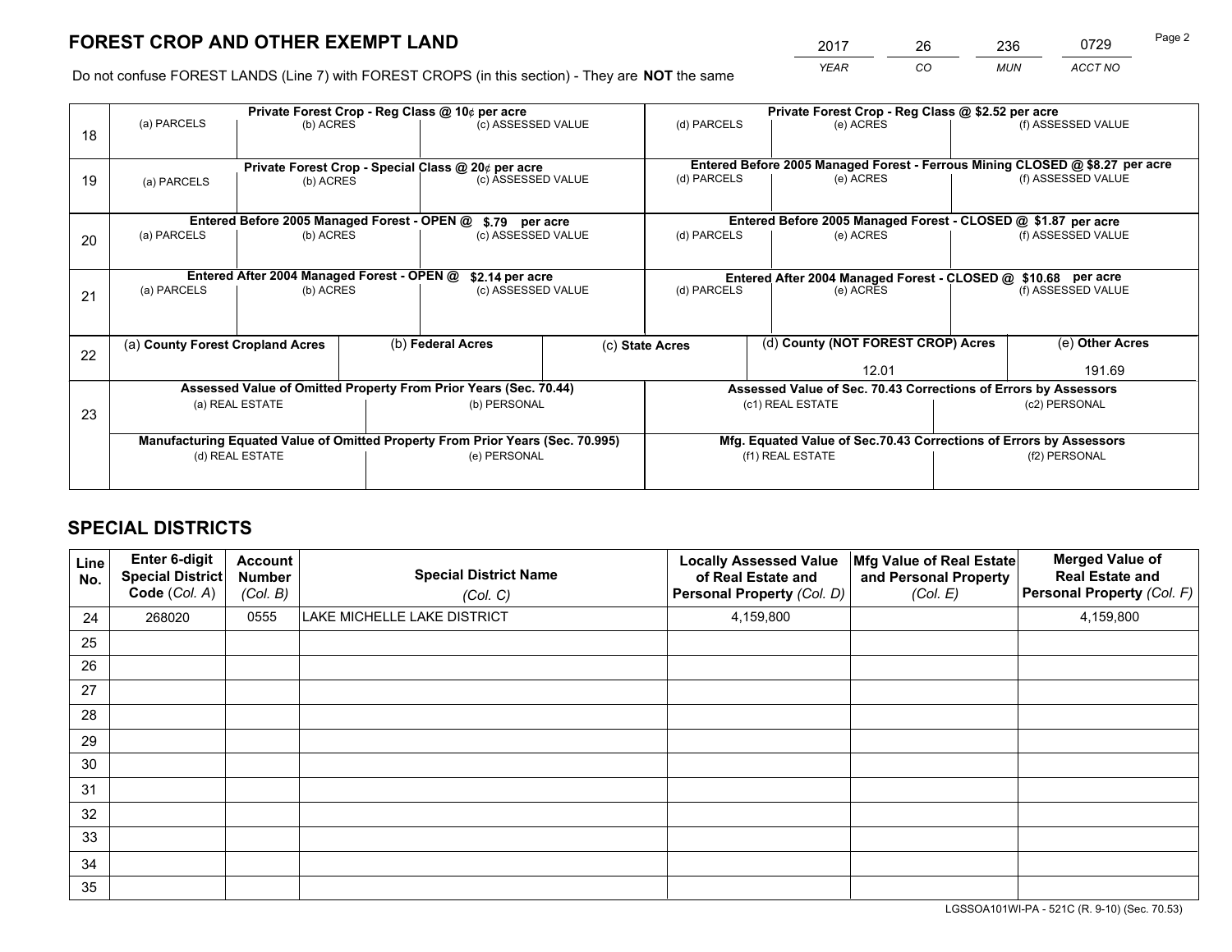# FOREST CROP AND OTHER EXEMPT LAND

| 2017 | 26 | 236 | 0729 |
|---|---|---|---|
| *YEAR* | *CO* | *MUN* | *ACCT NO* |

Do not confuse FOREST LANDS (Line 7) with FOREST CROPS (in this section) - They are **NOT** the same

| Line | Private Forest Crop - Reg Class @ 10¢ per acre | | | Private Forest Crop - Reg Class @ $2.52 per acre | | |
|---|---|---|---|---|---|---|
| 18 | (a) PARCELS | (b) ACRES | (c) ASSESSED VALUE | (d) PARCELS | (e) ACRES | (f) ASSESSED VALUE |
| | **Private Forest Crop - Special Class @ 20¢ per acre** | | | **Entered Before 2005 Managed Forest - Ferrous Mining CLOSED @ $8.27 per acre** | | |
| 19 | (a) PARCELS | (b) ACRES | (c) ASSESSED VALUE | (d) PARCELS | (e) ACRES | (f) ASSESSED VALUE |
| | **Entered Before 2005 Managed Forest - OPEN @ $.79 per acre** | | | **Entered Before 2005 Managed Forest - CLOSED @ $1.87 per acre** | | |
| 20 | (a) PARCELS | (b) ACRES | (c) ASSESSED VALUE | (d) PARCELS | (e) ACRES | (f) ASSESSED VALUE |
| | **Entered After 2004 Managed Forest - OPEN @ $2.14 per acre** | | | **Entered After 2004 Managed Forest - CLOSED @ $10.68 per acre** | | |
| 21 | (a) PARCELS | (b) ACRES | (c) ASSESSED VALUE | (d) PARCELS | (e) ACRES | (f) ASSESSED VALUE |

| Line | (a) **County Forest Cropland Acres** | (b) **Federal Acres** | (c) **State Acres** | (d) **County (NOT FOREST CROP) Acres** | (e) **Other Acres** |
|---|---|---|---|---|---|
| 22 | | | | 12.01 | 191.69 |

| Line | Assessed Value of Omitted Property From Prior Years (Sec. 70.44) | | Assessed Value of Sec. 70.43 Corrections of Errors by Assessors | |
|---|---|---|---|---|
| 23 | (a) REAL ESTATE | (b) PERSONAL | (c1) REAL ESTATE | (c2) PERSONAL |
| | **Manufacturing Equated Value of Omitted Property From Prior Years (Sec. 70.995)** | | **Mfg. Equated Value of Sec.70.43 Corrections of Errors by Assessors** | |
| | (d) REAL ESTATE | (e) PERSONAL | (f1) REAL ESTATE | (f2) PERSONAL |

# SPECIAL DISTRICTS

| Line No. | Enter 6-digit Special District Code (*Col. A*) | Account Number (*Col. B*) | Special District Name (*Col. C*) | Locally Assessed Value of Real Estate and Personal Property (*Col. D*) | Mfg Value of Real Estate and Personal Property (*Col. E*) | Merged Value of Real Estate and Personal Property (*Col. F*) |
|---|---|---|---|---|---|---|
| 24 | 268020 | 0555 | LAKE MICHELLE LAKE DISTRICT | 4,159,800 | | 4,159,800 |
| 25 | | | | | | |
| 26 | | | | | | |
| 27 | | | | | | |
| 28 | | | | | | |
| 29 | | | | | | |
| 30 | | | | | | |
| 31 | | | | | | |
| 32 | | | | | | |
| 33 | | | | | | |
| 34 | | | | | | |
| 35 | | | | | | |

LGSSOA101WI-PA - 521C (R. 9-10) (Sec. 70.53)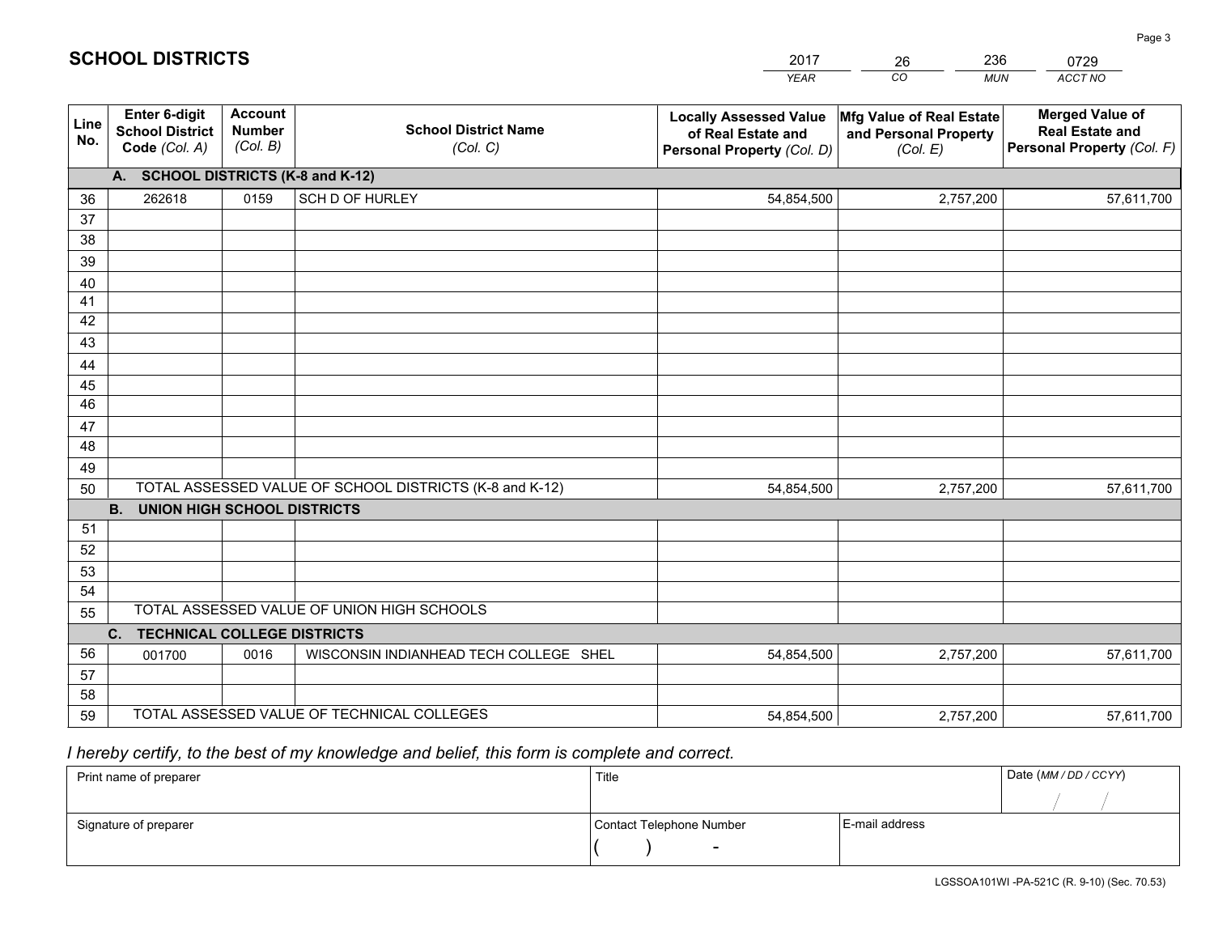# SCHOOL DISTRICTS

| 2017 | 26 | 236 | 0729 |
|---|---|---|---|
| *YEAR* | *CO* | *MUN* | *ACCT NO* |

| Line No. | Enter 6-digit School District Code *(Col. A)* | Account Number *(Col. B)* | School District Name *(Col. C)* | Locally Assessed Value of Real Estate and Personal Property *(Col. D)* | Mfg Value of Real Estate and Personal Property *(Col. E)* | Merged Value of Real Estate and Personal Property *(Col. F)* |
|---|---|---|---|---|---|---|
| | **A. SCHOOL DISTRICTS (K-8 and K-12)** | | | | | |
| 36 | 262618 | 0159 | SCH D OF HURLEY | 54,854,500 | 2,757,200 | 57,611,700 |
| 37 | | | | | | |
| 38 | | | | | | |
| 39 | | | | | | |
| 40 | | | | | | |
| 41 | | | | | | |
| 42 | | | | | | |
| 43 | | | | | | |
| 44 | | | | | | |
| 45 | | | | | | |
| 46 | | | | | | |
| 47 | | | | | | |
| 48 | | | | | | |
| 49 | | | | | | |
| 50 | TOTAL ASSESSED VALUE OF SCHOOL DISTRICTS (K-8 and K-12) | | | 54,854,500 | 2,757,200 | 57,611,700 |
| | **B. UNION HIGH SCHOOL DISTRICTS** | | | | | |
| 51 | | | | | | |
| 52 | | | | | | |
| 53 | | | | | | |
| 54 | | | | | | |
| 55 | TOTAL ASSESSED VALUE OF UNION HIGH SCHOOLS | | | | | |
| | **C. TECHNICAL COLLEGE DISTRICTS** | | | | | |
| 56 | 001700 | 0016 | WISCONSIN INDIANHEAD TECH COLLEGE SHEL | 54,854,500 | 2,757,200 | 57,611,700 |
| 57 | | | | | | |
| 58 | | | | | | |
| 59 | TOTAL ASSESSED VALUE OF TECHNICAL COLLEGES | | | 54,854,500 | 2,757,200 | 57,611,700 |

*I hereby certify, to the best of my knowledge and belief, this form is complete and correct.*

| Print name of preparer | Title | | Date *(MM / DD / CCYY)* |
|---|---|---|---|
| | | | / / |
| Signature of preparer | Contact Telephone Number | E-mail address | |
| | ( ) - | | |

LGSSOA101WI -PA-521C (R. 9-10) (Sec. 70.53)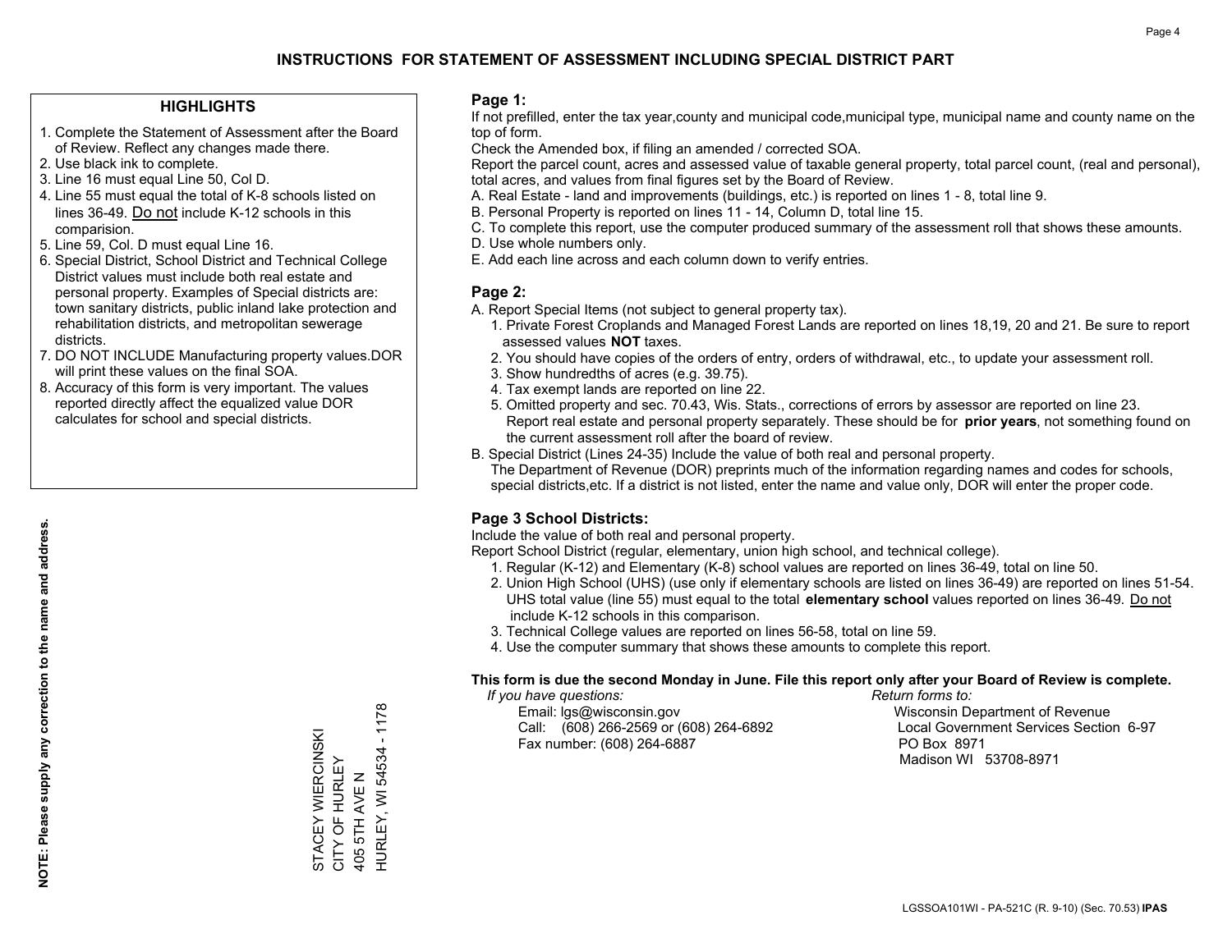# INSTRUCTIONS FOR STATEMENT OF ASSESSMENT INCLUDING SPECIAL DISTRICT PART

## HIGHLIGHTS

1. Complete the Statement of Assessment after the Board of Review. Reflect any changes made there.
2. Use black ink to complete.
3. Line 16 must equal Line 50, Col D.
4. Line 55 must equal the total of K-8 schools listed on lines 36-49. Do not include K-12 schools in this comparision.
5. Line 59, Col. D must equal Line 16.
6. Special District, School District and Technical College District values must include both real estate and personal property. Examples of Special districts are: town sanitary districts, public inland lake protection and rehabilitation districts, and metropolitan sewerage districts.
7. DO NOT INCLUDE Manufacturing property values.DOR will print these values on the final SOA.
8. Accuracy of this form is very important. The values reported directly affect the equalized value DOR calculates for school and special districts.

**NOTE: Please supply any correction to the name and address.**

STACEY WIERCINSKI
CITY OF HURLEY
405 5TH AVE N
HURLEY, WI 54534 - 1178

## Page 1:

If not prefilled, enter the tax year,county and municipal code,municipal type, municipal name and county name on the top of form.

Check the Amended box, if filing an amended / corrected SOA.

Report the parcel count, acres and assessed value of taxable general property, total parcel count, (real and personal), total acres, and values from final figures set by the Board of Review.

A. Real Estate - land and improvements (buildings, etc.) is reported on lines 1 - 8, total line 9.
B. Personal Property is reported on lines 11 - 14, Column D, total line 15.
C. To complete this report, use the computer produced summary of the assessment roll that shows these amounts.
D. Use whole numbers only.
E. Add each line across and each column down to verify entries.

## Page 2:

A. Report Special Items (not subject to general property tax).
   1. Private Forest Croplands and Managed Forest Lands are reported on lines 18,19, 20 and 21. Be sure to report assessed values **NOT** taxes.
   2. You should have copies of the orders of entry, orders of withdrawal, etc., to update your assessment roll.
   3. Show hundredths of acres (e.g. 39.75).
   4. Tax exempt lands are reported on line 22.
   5. Omitted property and sec. 70.43, Wis. Stats., corrections of errors by assessor are reported on line 23. Report real estate and personal property separately. These should be for **prior years**, not something found on the current assessment roll after the board of review.
B. Special District (Lines 24-35) Include the value of both real and personal property.
   The Department of Revenue (DOR) preprints much of the information regarding names and codes for schools, special districts,etc. If a district is not listed, enter the name and value only, DOR will enter the proper code.

## Page 3 School Districts:

Include the value of both real and personal property.

Report School District (regular, elementary, union high school, and technical college).

1. Regular (K-12) and Elementary (K-8) school values are reported on lines 36-49, total on line 50.
2. Union High School (UHS) (use only if elementary schools are listed on lines 36-49) are reported on lines 51-54. UHS total value (line 55) must equal to the total **elementary school** values reported on lines 36-49. Do not include K-12 schools in this comparison.
3. Technical College values are reported on lines 56-58, total on line 59.
4. Use the computer summary that shows these amounts to complete this report.

**This form is due the second Monday in June. File this report only after your Board of Review is complete.**

*If you have questions:*
Email: lgs@wisconsin.gov
Call: (608) 266-2569 or (608) 264-6892
Fax number: (608) 264-6887

*Return forms to:*
Wisconsin Department of Revenue
Local Government Services Section 6-97
PO Box 8971
Madison WI 53708-8971

LGSSOA101WI - PA-521C (R. 9-10) (Sec. 70.53) **IPAS**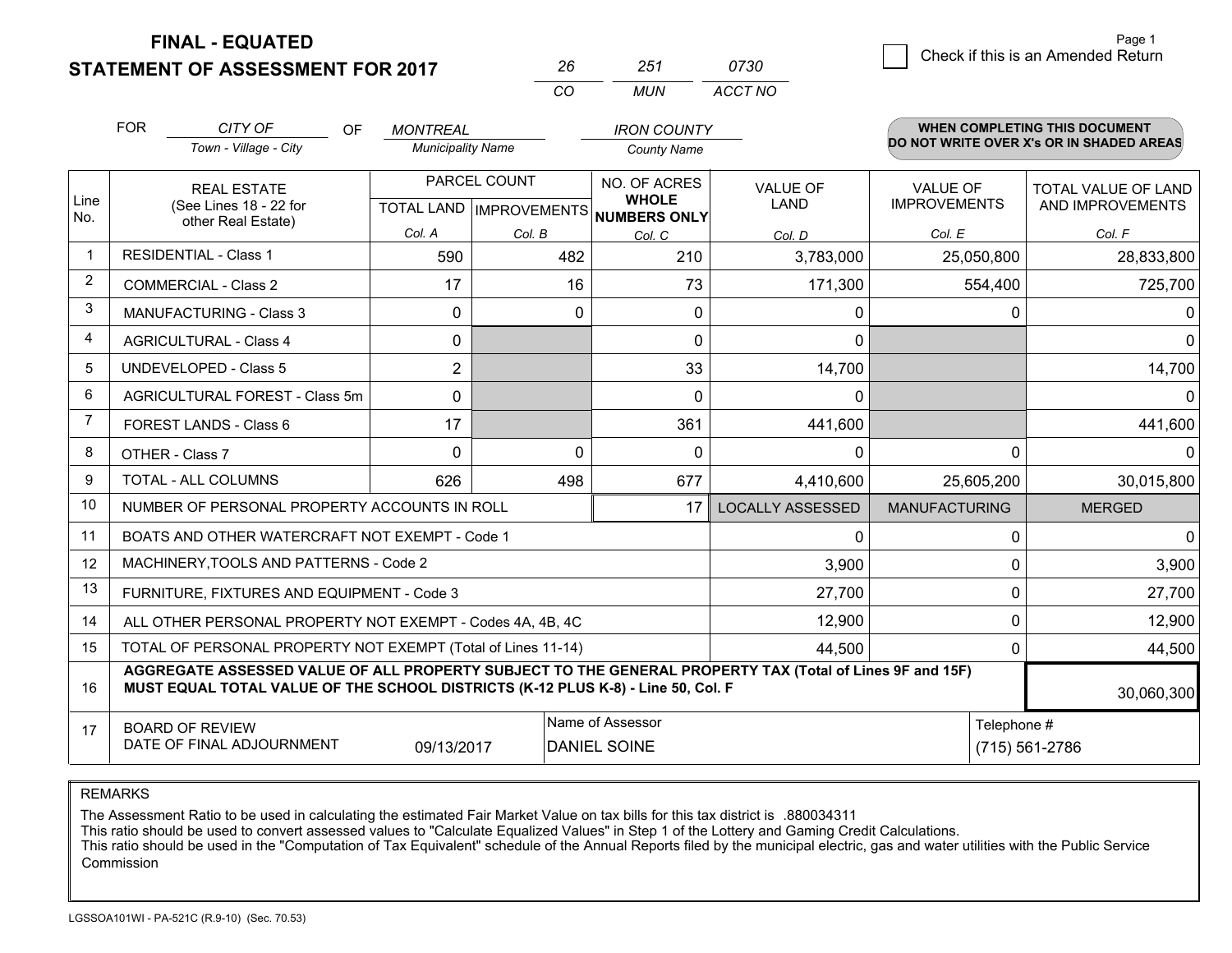**FINAL - EQUATED**
**STATEMENT OF ASSESSMENT FOR 2017**

| 26 | 251 | 0730 |
|---|---|---|
| CO | MUN | ACCT NO |

Page 1

☐ Check if this is an Amended Return

FOR *CITY OF* (Town - Village - City) OF *MONTREAL* (Municipality Name) *IRON COUNTY* (County Name)

**WHEN COMPLETING THIS DOCUMENT DO NOT WRITE OVER X's OR IN SHADED AREAS**

| Line No. | REAL ESTATE (See Lines 18 - 22 for other Real Estate) | PARCEL COUNT | | NO. OF ACRES WHOLE NUMBERS ONLY | VALUE OF LAND | VALUE OF IMPROVEMENTS | TOTAL VALUE OF LAND AND IMPROVEMENTS |
|---|---|---|---|---|---|---|---|
| | | TOTAL LAND | IMPROVEMENTS | | | | |
| | | Col. A | Col. B | Col. C | Col. D | Col. E | Col. F |
| 1 | RESIDENTIAL - Class 1 | 590 | 482 | 210 | 3,783,000 | 25,050,800 | 28,833,800 |
| 2 | COMMERCIAL - Class 2 | 17 | 16 | 73 | 171,300 | 554,400 | 725,700 |
| 3 | MANUFACTURING - Class 3 | 0 | 0 | 0 | 0 | 0 | 0 |
| 4 | AGRICULTURAL - Class 4 | 0 | | 0 | 0 | | 0 |
| 5 | UNDEVELOPED - Class 5 | 2 | | 33 | 14,700 | | 14,700 |
| 6 | AGRICULTURAL FOREST - Class 5m | 0 | | 0 | 0 | | 0 |
| 7 | FOREST LANDS - Class 6 | 17 | | 361 | 441,600 | | 441,600 |
| 8 | OTHER - Class 7 | 0 | 0 | 0 | 0 | 0 | 0 |
| 9 | TOTAL - ALL COLUMNS | 626 | 498 | 677 | 4,410,600 | 25,605,200 | 30,015,800 |
| 10 | NUMBER OF PERSONAL PROPERTY ACCOUNTS IN ROLL | | | 17 | LOCALLY ASSESSED | MANUFACTURING | MERGED |
| 11 | BOATS AND OTHER WATERCRAFT NOT EXEMPT - Code 1 | | | | 0 | 0 | 0 |
| 12 | MACHINERY,TOOLS AND PATTERNS - Code 2 | | | | 3,900 | 0 | 3,900 |
| 13 | FURNITURE, FIXTURES AND EQUIPMENT - Code 3 | | | | 27,700 | 0 | 27,700 |
| 14 | ALL OTHER PERSONAL PROPERTY NOT EXEMPT - Codes 4A, 4B, 4C | | | | 12,900 | 0 | 12,900 |
| 15 | TOTAL OF PERSONAL PROPERTY NOT EXEMPT (Total of Lines 11-14) | | | | 44,500 | 0 | 44,500 |
| 16 | **AGGREGATE ASSESSED VALUE OF ALL PROPERTY SUBJECT TO THE GENERAL PROPERTY TAX (Total of Lines 9F and 15F) MUST EQUAL TOTAL VALUE OF THE SCHOOL DISTRICTS (K-12 PLUS K-8) - Line 50, Col. F** | | | | | | 30,060,300 |
| 17 | BOARD OF REVIEW DATE OF FINAL ADJOURNMENT | 09/13/2017 | Name of Assessor: DANIEL SOINE | | | Telephone #: (715) 561-2786 | |

REMARKS

The Assessment Ratio to be used in calculating the estimated Fair Market Value on tax bills for this tax district is .880034311
This ratio should be used to convert assessed values to "Calculate Equalized Values" in Step 1 of the Lottery and Gaming Credit Calculations.
This ratio should be used in the "Computation of Tax Equivalent" schedule of the Annual Reports filed by the municipal electric, gas and water utilities with the Public Service Commission

LGSSOA101WI - PA-521C (R.9-10) (Sec. 70.53)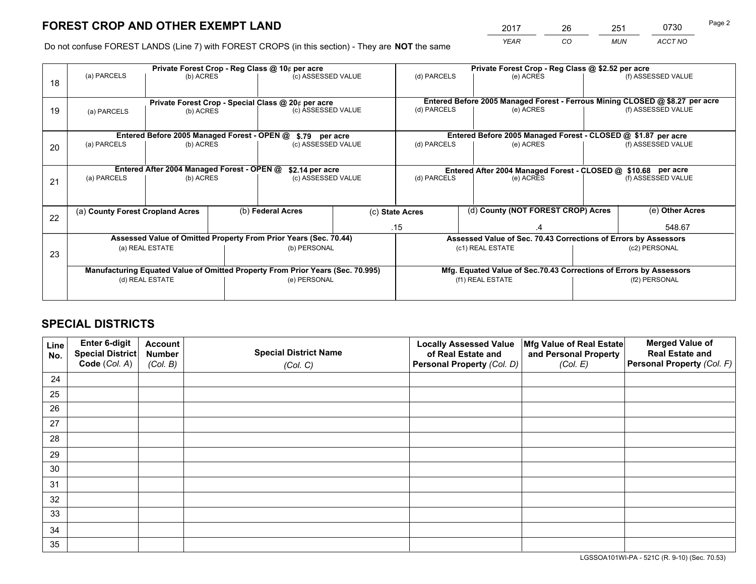# FOREST CROP AND OTHER EXEMPT LAND

| 2017 | 26 | 251 | 0730 |
|---|---|---|---|
| *YEAR* | *CO* | *MUN* | *ACCT NO* |

Do not confuse FOREST LANDS (Line 7) with FOREST CROPS (in this section) - They are **NOT** the same

| Line | Private Forest Crop - Reg Class @ 10¢ per acre | | | Private Forest Crop - Reg Class @ $2.52 per acre | | |
|---|---|---|---|---|---|---|
| 18 | (a) PARCELS | (b) ACRES | (c) ASSESSED VALUE | (d) PARCELS | (e) ACRES | (f) ASSESSED VALUE |
| | | | | | | |
| | **Private Forest Crop - Special Class @ 20¢ per acre** | | | **Entered Before 2005 Managed Forest - Ferrous Mining CLOSED @ $8.27 per acre** | | |
| 19 | (a) PARCELS | (b) ACRES | (c) ASSESSED VALUE | (d) PARCELS | (e) ACRES | (f) ASSESSED VALUE |
| | | | | | | |
| | **Entered Before 2005 Managed Forest - OPEN @ $.79 per acre** | | | **Entered Before 2005 Managed Forest - CLOSED @ $1.87 per acre** | | |
| 20 | (a) PARCELS | (b) ACRES | (c) ASSESSED VALUE | (d) PARCELS | (e) ACRES | (f) ASSESSED VALUE |
| | | | | | | |
| | **Entered After 2004 Managed Forest - OPEN @ $2.14 per acre** | | | **Entered After 2004 Managed Forest - CLOSED @ $10.68 per acre** | | |
| 21 | (a) PARCELS | (b) ACRES | (c) ASSESSED VALUE | (d) PARCELS | (e) ACRES | (f) ASSESSED VALUE |
| | | | | | | |

| Line | (a) County Forest Cropland Acres | (b) Federal Acres | (c) State Acres | (d) County (NOT FOREST CROP) Acres | (e) Other Acres |
|---|---|---|---|---|---|
| 22 | | | .15 | .4 | 548.67 |

| Line | Assessed Value of Omitted Property From Prior Years (Sec. 70.44) | | Assessed Value of Sec. 70.43 Corrections of Errors by Assessors | |
|---|---|---|---|---|
| 23 | (a) REAL ESTATE | (b) PERSONAL | (c1) REAL ESTATE | (c2) PERSONAL |
| | | | | |
| | **Manufacturing Equated Value of Omitted Property From Prior Years (Sec. 70.995)** | | **Mfg. Equated Value of Sec.70.43 Corrections of Errors by Assessors** | |
| | (d) REAL ESTATE | (e) PERSONAL | (f1) REAL ESTATE | (f2) PERSONAL |
| | | | | |

# SPECIAL DISTRICTS

| Line No. | Enter 6-digit Special District Code (*Col. A*) | Account Number (*Col. B*) | Special District Name (*Col. C*) | Locally Assessed Value of Real Estate and Personal Property (*Col. D*) | Mfg Value of Real Estate and Personal Property (*Col. E*) | Merged Value of Real Estate and Personal Property (*Col. F*) |
|---|---|---|---|---|---|---|
| 24 | | | | | | |
| 25 | | | | | | |
| 26 | | | | | | |
| 27 | | | | | | |
| 28 | | | | | | |
| 29 | | | | | | |
| 30 | | | | | | |
| 31 | | | | | | |
| 32 | | | | | | |
| 33 | | | | | | |
| 34 | | | | | | |
| 35 | | | | | | |

LGSSOA101WI-PA - 521C (R. 9-10) (Sec. 70.53)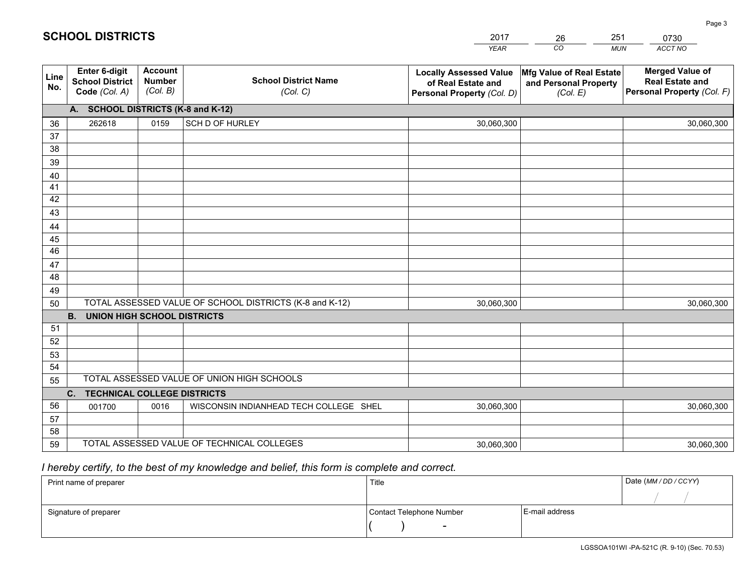# SCHOOL DISTRICTS

| 2017 | 26 | 251 | 0730 |
|---|---|---|---|
| *YEAR* | *CO* | *MUN* | *ACCT NO* |

| Line No. | Enter 6-digit School District Code *(Col. A)* | Account Number *(Col. B)* | School District Name *(Col. C)* | Locally Assessed Value of Real Estate and Personal Property *(Col. D)* | Mfg Value of Real Estate and Personal Property *(Col. E)* | Merged Value of Real Estate and Personal Property *(Col. F)* |
|---|---|---|---|---|---|---|
| **A. SCHOOL DISTRICTS (K-8 and K-12)** | | | | | | |
| 36 | 262618 | 0159 | SCH D OF HURLEY | 30,060,300 | | 30,060,300 |
| 37 | | | | | | |
| 38 | | | | | | |
| 39 | | | | | | |
| 40 | | | | | | |
| 41 | | | | | | |
| 42 | | | | | | |
| 43 | | | | | | |
| 44 | | | | | | |
| 45 | | | | | | |
| 46 | | | | | | |
| 47 | | | | | | |
| 48 | | | | | | |
| 49 | | | | | | |
| 50 | TOTAL ASSESSED VALUE OF SCHOOL DISTRICTS (K-8 and K-12) | | | 30,060,300 | | 30,060,300 |
| **B. UNION HIGH SCHOOL DISTRICTS** | | | | | | |
| 51 | | | | | | |
| 52 | | | | | | |
| 53 | | | | | | |
| 54 | | | | | | |
| 55 | TOTAL ASSESSED VALUE OF UNION HIGH SCHOOLS | | | | | |
| **C. TECHNICAL COLLEGE DISTRICTS** | | | | | | |
| 56 | 001700 | 0016 | WISCONSIN INDIANHEAD TECH COLLEGE SHEL | 30,060,300 | | 30,060,300 |
| 57 | | | | | | |
| 58 | | | | | | |
| 59 | TOTAL ASSESSED VALUE OF TECHNICAL COLLEGES | | | 30,060,300 | | 30,060,300 |

*I hereby certify, to the best of my knowledge and belief, this form is complete and correct.*

| Print name of preparer | Title | | Date *(MM / DD / CCYY)* |
|---|---|---|---|
| | | | / / |
| Signature of preparer | Contact Telephone Number | E-mail address | |
| | (    )    - | | |

LGSSOA101WI -PA-521C (R. 9-10) (Sec. 70.53)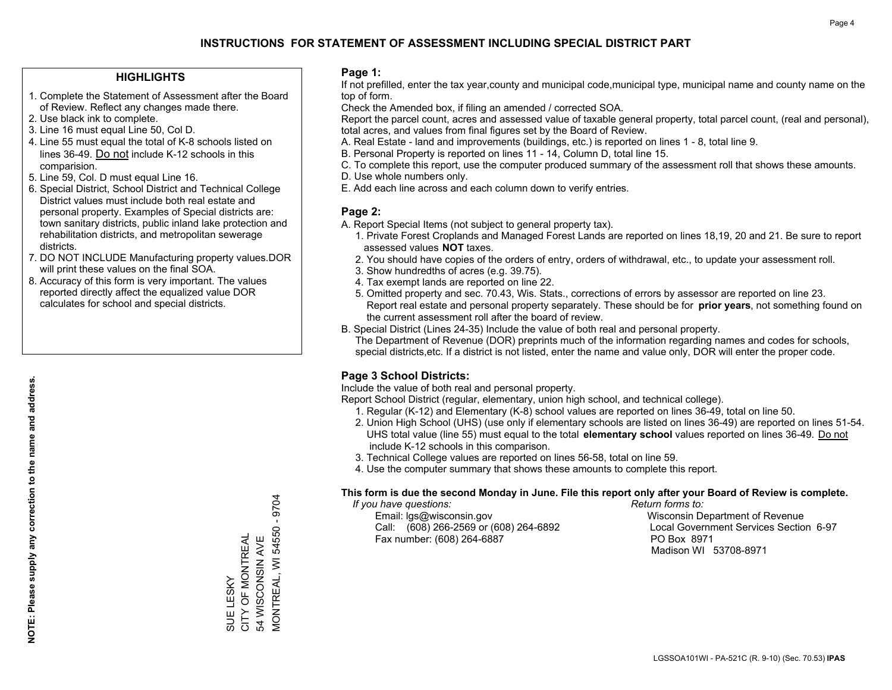# INSTRUCTIONS FOR STATEMENT OF ASSESSMENT INCLUDING SPECIAL DISTRICT PART

## HIGHLIGHTS

1. Complete the Statement of Assessment after the Board of Review. Reflect any changes made there.
2. Use black ink to complete.
3. Line 16 must equal Line 50, Col D.
4. Line 55 must equal the total of K-8 schools listed on lines 36-49. Do not include K-12 schools in this comparision.
5. Line 59, Col. D must equal Line 16.
6. Special District, School District and Technical College District values must include both real estate and personal property. Examples of Special districts are: town sanitary districts, public inland lake protection and rehabilitation districts, and metropolitan sewerage districts.
7. DO NOT INCLUDE Manufacturing property values.DOR will print these values on the final SOA.
8. Accuracy of this form is very important. The values reported directly affect the equalized value DOR calculates for school and special districts.

**NOTE: Please supply any correction to the name and address.**

SUE LESKY
CITY OF MONTREAL
54 WISCONSIN AVE
MONTREAL, WI 54550 - 9704

## Page 1:

If not prefilled, enter the tax year,county and municipal code,municipal type, municipal name and county name on the top of form.

Check the Amended box, if filing an amended / corrected SOA.

Report the parcel count, acres and assessed value of taxable general property, total parcel count, (real and personal), total acres, and values from final figures set by the Board of Review.

A. Real Estate - land and improvements (buildings, etc.) is reported on lines 1 - 8, total line 9.
B. Personal Property is reported on lines 11 - 14, Column D, total line 15.
C. To complete this report, use the computer produced summary of the assessment roll that shows these amounts.
D. Use whole numbers only.
E. Add each line across and each column down to verify entries.

## Page 2:

A. Report Special Items (not subject to general property tax).
   1. Private Forest Croplands and Managed Forest Lands are reported on lines 18,19, 20 and 21. Be sure to report assessed values **NOT** taxes.
   2. You should have copies of the orders of entry, orders of withdrawal, etc., to update your assessment roll.
   3. Show hundredths of acres (e.g. 39.75).
   4. Tax exempt lands are reported on line 22.
   5. Omitted property and sec. 70.43, Wis. Stats., corrections of errors by assessor are reported on line 23. Report real estate and personal property separately. These should be for **prior years**, not something found on the current assessment roll after the board of review.
B. Special District (Lines 24-35) Include the value of both real and personal property.
   The Department of Revenue (DOR) preprints much of the information regarding names and codes for schools, special districts,etc. If a district is not listed, enter the name and value only, DOR will enter the proper code.

## Page 3 School Districts:

Include the value of both real and personal property.

Report School District (regular, elementary, union high school, and technical college).

1. Regular (K-12) and Elementary (K-8) school values are reported on lines 36-49, total on line 50.
2. Union High School (UHS) (use only if elementary schools are listed on lines 36-49) are reported on lines 51-54. UHS total value (line 55) must equal to the total **elementary school** values reported on lines 36-49. Do not include K-12 schools in this comparison.
3. Technical College values are reported on lines 56-58, total on line 59.
4. Use the computer summary that shows these amounts to complete this report.

**This form is due the second Monday in June. File this report only after your Board of Review is complete.**

*If you have questions:*
Email: lgs@wisconsin.gov
Call: (608) 266-2569 or (608) 264-6892
Fax number: (608) 264-6887

*Return forms to:*
Wisconsin Department of Revenue
Local Government Services Section 6-97
PO Box 8971
Madison WI 53708-8971

LGSSOA101WI - PA-521C (R. 9-10) (Sec. 70.53) **IPAS**